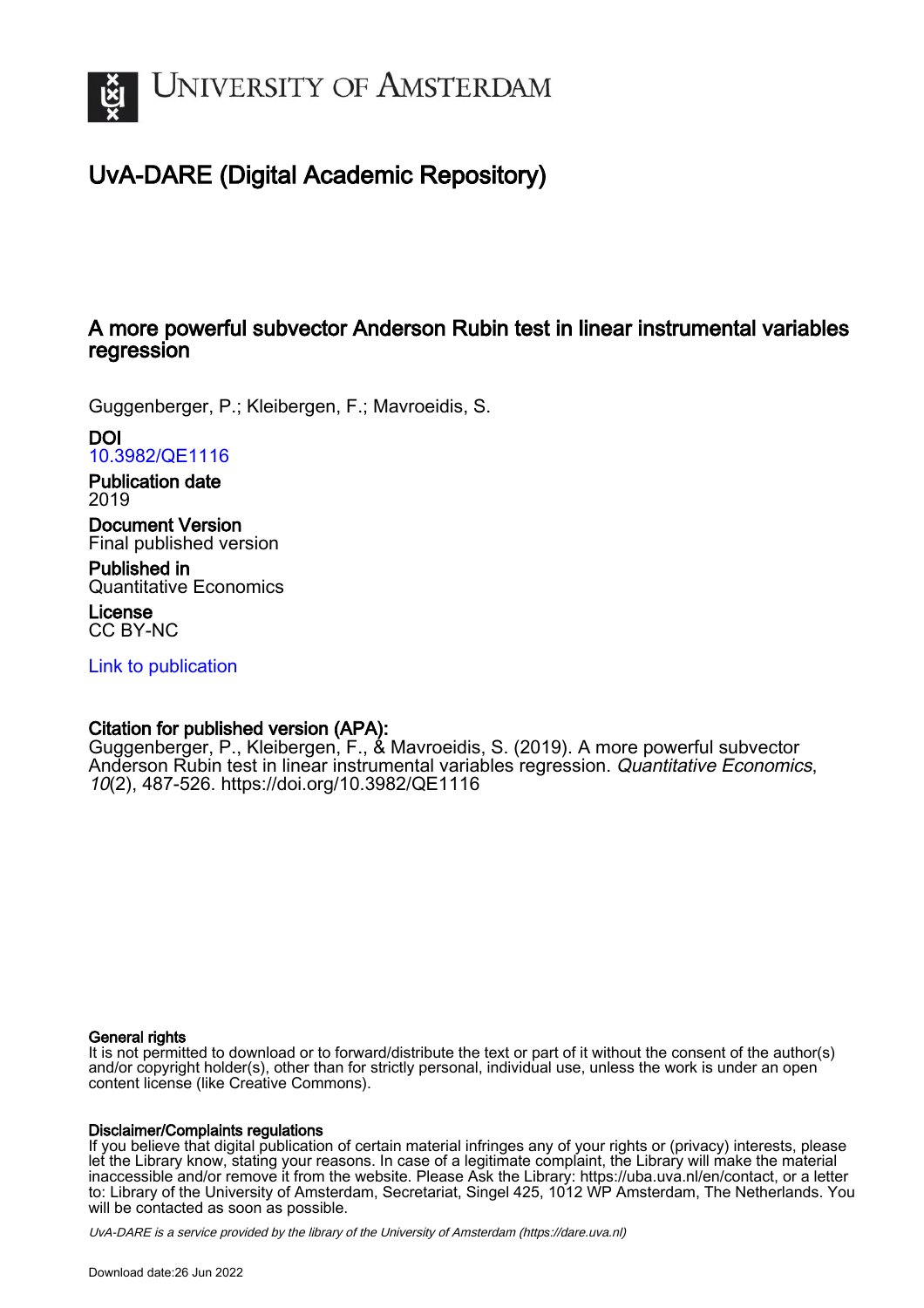# UNIVERSITY OF AMSTERDAM

## UvA-DARE (Digital Academic Repository)

### A more powerful subvector Anderson Rubin test in linear instrumental variables regression

Guggenberger, P.; Kleibergen, F.; Mavroeidis, S.

**DOI**
10.3982/QE1116

**Publication date**
2019

**Document Version**
Final published version

**Published in**
Quantitative Economics

**License**
CC BY-NC

Link to publication

**Citation for published version (APA):**
Guggenberger, P., Kleibergen, F., & Mavroeidis, S. (2019). A more powerful subvector Anderson Rubin test in linear instrumental variables regression. *Quantitative Economics*, *10*(2), 487-526. https://doi.org/10.3982/QE1116

**General rights**
It is not permitted to download or to forward/distribute the text or part of it without the consent of the author(s) and/or copyright holder(s), other than for strictly personal, individual use, unless the work is under an open content license (like Creative Commons).

**Disclaimer/Complaints regulations**
If you believe that digital publication of certain material infringes any of your rights or (privacy) interests, please let the Library know, stating your reasons. In case of a legitimate complaint, the Library will make the material inaccessible and/or remove it from the website. Please Ask the Library: https://uba.uva.nl/en/contact, or a letter to: Library of the University of Amsterdam, Secretariat, Singel 425, 1012 WP Amsterdam, The Netherlands. You will be contacted as soon as possible.

UvA-DARE is a service provided by the library of the University of Amsterdam (https://dare.uva.nl)

Download date:26 Jun 2022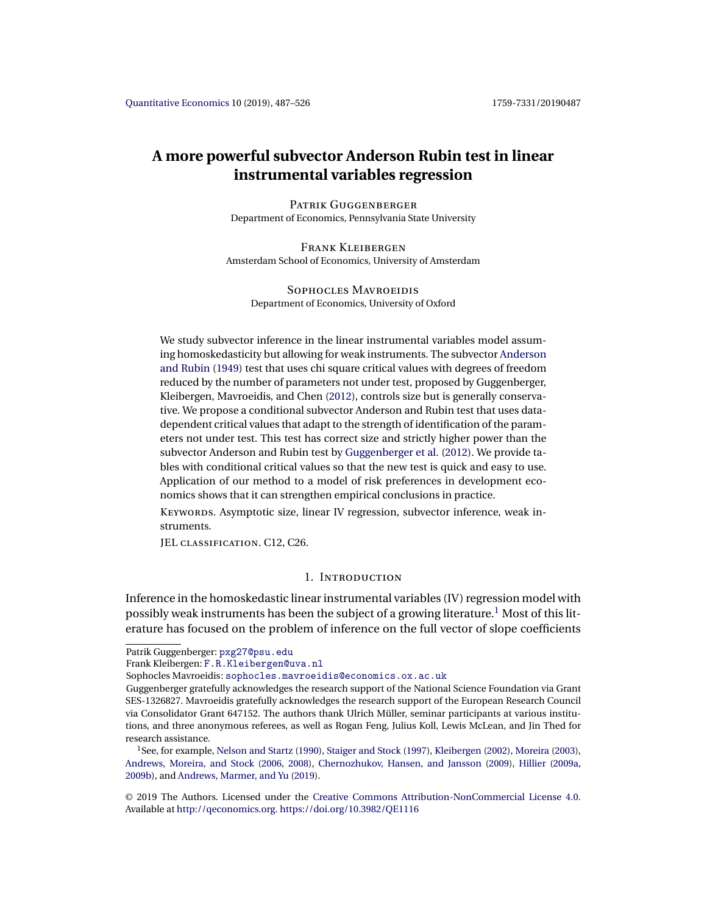# A more powerful subvector Anderson Rubin test in linear instrumental variables regression

Patrik Guggenberger
Department of Economics, Pennsylvania State University

Frank Kleibergen
Amsterdam School of Economics, University of Amsterdam

Sophocles Mavroeidis
Department of Economics, University of Oxford

We study subvector inference in the linear instrumental variables model assuming homoskedasticity but allowing for weak instruments. The subvector Anderson and Rubin (1949) test that uses chi square critical values with degrees of freedom reduced by the number of parameters not under test, proposed by Guggenberger, Kleibergen, Mavroeidis, and Chen (2012), controls size but is generally conservative. We propose a conditional subvector Anderson and Rubin test that uses data-dependent critical values that adapt to the strength of identification of the parameters not under test. This test has correct size and strictly higher power than the subvector Anderson and Rubin test by Guggenberger et al. (2012). We provide tables with conditional critical values so that the new test is quick and easy to use. Application of our method to a model of risk preferences in development economics shows that it can strengthen empirical conclusions in practice.

Keywords. Asymptotic size, linear IV regression, subvector inference, weak instruments.

JEL classification. C12, C26.

## 1. Introduction

Inference in the homoskedastic linear instrumental variables (IV) regression model with possibly weak instruments has been the subject of a growing literature.[1] Most of this literature has focused on the problem of inference on the full vector of slope coefficients

---

Patrik Guggenberger: pxg27@psu.edu
Frank Kleibergen: F.R.Kleibergen@uva.nl
Sophocles Mavroeidis: sophocles.mavroeidis@economics.ox.ac.uk
Guggenberger gratefully acknowledges the research support of the National Science Foundation via Grant SES-1326827. Mavroeidis gratefully acknowledges the research support of the European Research Council via Consolidator Grant 647152. The authors thank Ulrich Müller, seminar participants at various institutions, and three anonymous referees, as well as Rogan Feng, Julius Koll, Lewis McLean, and Jin Thed for research assistance.

[1] See, for example, Nelson and Startz (1990), Staiger and Stock (1997), Kleibergen (2002), Moreira (2003), Andrews, Moreira, and Stock (2006, 2008), Chernozhukov, Hansen, and Jansson (2009), Hillier (2009a, 2009b), and Andrews, Marmer, and Yu (2019).

© 2019 The Authors. Licensed under the Creative Commons Attribution-NonCommercial License 4.0. Available at http://qeconomics.org. https://doi.org/10.3982/QE1116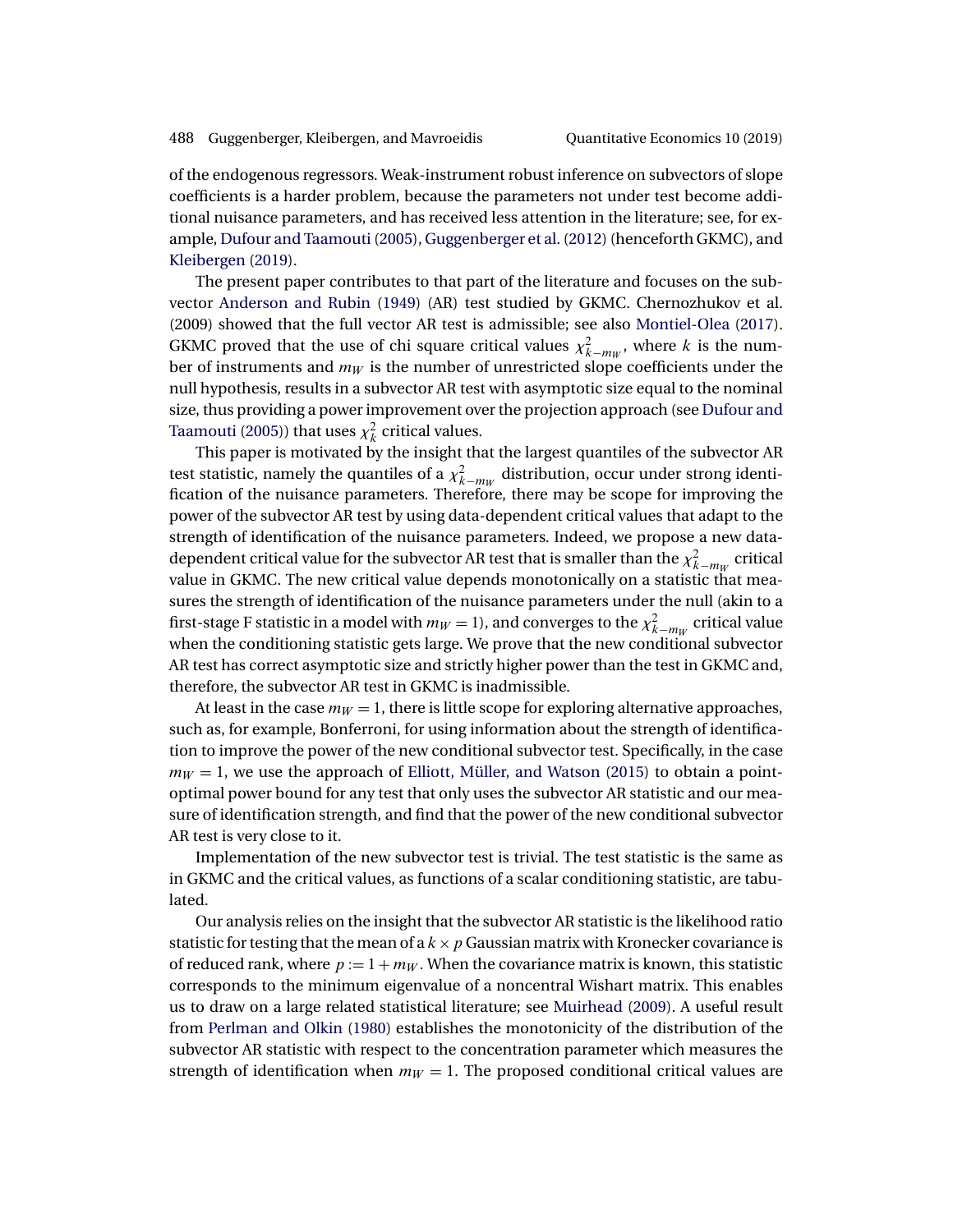of the endogenous regressors. Weak-instrument robust inference on subvectors of slope coefficients is a harder problem, because the parameters not under test become additional nuisance parameters, and has received less attention in the literature; see, for example, Dufour and Taamouti (2005), Guggenberger et al. (2012) (henceforth GKMC), and Kleibergen (2019).

The present paper contributes to that part of the literature and focuses on the subvector Anderson and Rubin (1949) (AR) test studied by GKMC. Chernozhukov et al. (2009) showed that the full vector AR test is admissible; see also Montiel-Olea (2017). GKMC proved that the use of chi square critical values $\chi^2_{k-m_W}$, where $k$ is the number of instruments and $m_W$ is the number of unrestricted slope coefficients under the null hypothesis, results in a subvector AR test with asymptotic size equal to the nominal size, thus providing a power improvement over the projection approach (see Dufour and Taamouti (2005)) that uses $\chi^2_k$ critical values.

This paper is motivated by the insight that the largest quantiles of the subvector AR test statistic, namely the quantiles of a $\chi^2_{k-m_W}$ distribution, occur under strong identification of the nuisance parameters. Therefore, there may be scope for improving the power of the subvector AR test by using data-dependent critical values that adapt to the strength of identification of the nuisance parameters. Indeed, we propose a new data-dependent critical value for the subvector AR test that is smaller than the $\chi^2_{k-m_W}$ critical value in GKMC. The new critical value depends monotonically on a statistic that measures the strength of identification of the nuisance parameters under the null (akin to a first-stage F statistic in a model with $m_W = 1$), and converges to the $\chi^2_{k-m_W}$ critical value when the conditioning statistic gets large. We prove that the new conditional subvector AR test has correct asymptotic size and strictly higher power than the test in GKMC and, therefore, the subvector AR test in GKMC is inadmissible.

At least in the case $m_W = 1$, there is little scope for exploring alternative approaches, such as, for example, Bonferroni, for using information about the strength of identification to improve the power of the new conditional subvector test. Specifically, in the case $m_W = 1$, we use the approach of Elliott, Müller, and Watson (2015) to obtain a point-optimal power bound for any test that only uses the subvector AR statistic and our measure of identification strength, and find that the power of the new conditional subvector AR test is very close to it.

Implementation of the new subvector test is trivial. The test statistic is the same as in GKMC and the critical values, as functions of a scalar conditioning statistic, are tabulated.

Our analysis relies on the insight that the subvector AR statistic is the likelihood ratio statistic for testing that the mean of a $k \times p$ Gaussian matrix with Kronecker covariance is of reduced rank, where $p := 1 + m_W$. When the covariance matrix is known, this statistic corresponds to the minimum eigenvalue of a noncentral Wishart matrix. This enables us to draw on a large related statistical literature; see Muirhead (2009). A useful result from Perlman and Olkin (1980) establishes the monotonicity of the distribution of the subvector AR statistic with respect to the concentration parameter which measures the strength of identification when $m_W = 1$. The proposed conditional critical values are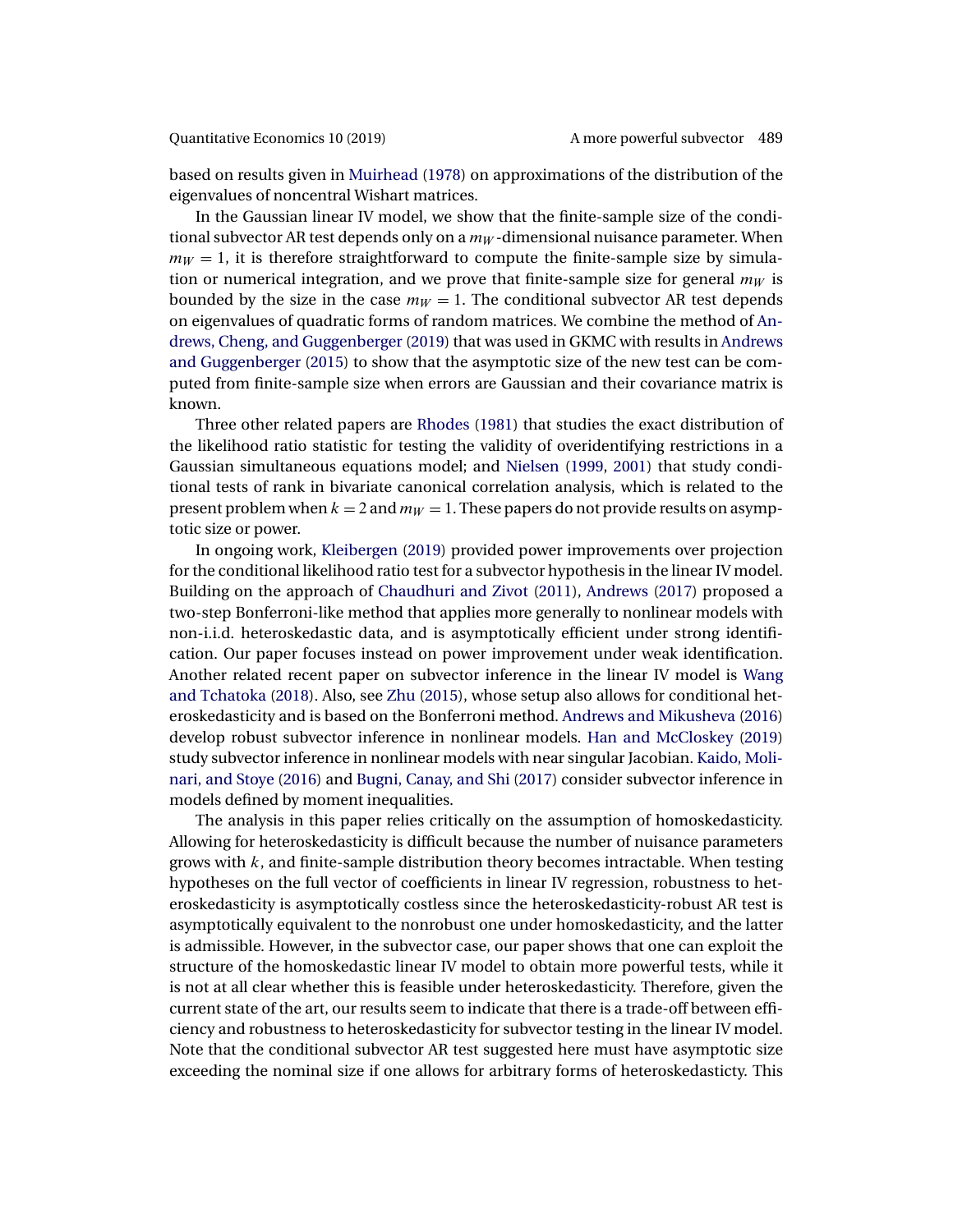based on results given in Muirhead (1978) on approximations of the distribution of the eigenvalues of noncentral Wishart matrices.

In the Gaussian linear IV model, we show that the finite-sample size of the conditional subvector AR test depends only on a $m_W$-dimensional nuisance parameter. When $m_W = 1$, it is therefore straightforward to compute the finite-sample size by simulation or numerical integration, and we prove that finite-sample size for general $m_W$ is bounded by the size in the case $m_W = 1$. The conditional subvector AR test depends on eigenvalues of quadratic forms of random matrices. We combine the method of Andrews, Cheng, and Guggenberger (2019) that was used in GKMC with results in Andrews and Guggenberger (2015) to show that the asymptotic size of the new test can be computed from finite-sample size when errors are Gaussian and their covariance matrix is known.

Three other related papers are Rhodes (1981) that studies the exact distribution of the likelihood ratio statistic for testing the validity of overidentifying restrictions in a Gaussian simultaneous equations model; and Nielsen (1999, 2001) that study conditional tests of rank in bivariate canonical correlation analysis, which is related to the present problem when $k = 2$ and $m_W = 1$. These papers do not provide results on asymptotic size or power.

In ongoing work, Kleibergen (2019) provided power improvements over projection for the conditional likelihood ratio test for a subvector hypothesis in the linear IV model. Building on the approach of Chaudhuri and Zivot (2011), Andrews (2017) proposed a two-step Bonferroni-like method that applies more generally to nonlinear models with non-i.i.d. heteroskedastic data, and is asymptotically efficient under strong identification. Our paper focuses instead on power improvement under weak identification. Another related recent paper on subvector inference in the linear IV model is Wang and Tchatoka (2018). Also, see Zhu (2015), whose setup also allows for conditional heteroskedasticity and is based on the Bonferroni method. Andrews and Mikusheva (2016) develop robust subvector inference in nonlinear models. Han and McCloskey (2019) study subvector inference in nonlinear models with near singular Jacobian. Kaido, Molinari, and Stoye (2016) and Bugni, Canay, and Shi (2017) consider subvector inference in models defined by moment inequalities.

The analysis in this paper relies critically on the assumption of homoskedasticity. Allowing for heteroskedasticity is difficult because the number of nuisance parameters grows with $k$, and finite-sample distribution theory becomes intractable. When testing hypotheses on the full vector of coefficients in linear IV regression, robustness to heteroskedasticity is asymptotically costless since the heteroskedasticity-robust AR test is asymptotically equivalent to the nonrobust one under homoskedasticity, and the latter is admissible. However, in the subvector case, our paper shows that one can exploit the structure of the homoskedastic linear IV model to obtain more powerful tests, while it is not at all clear whether this is feasible under heteroskedasticity. Therefore, given the current state of the art, our results seem to indicate that there is a trade-off between efficiency and robustness to heteroskedasticity for subvector testing in the linear IV model. Note that the conditional subvector AR test suggested here must have asymptotic size exceeding the nominal size if one allows for arbitrary forms of heteroskedasticty. This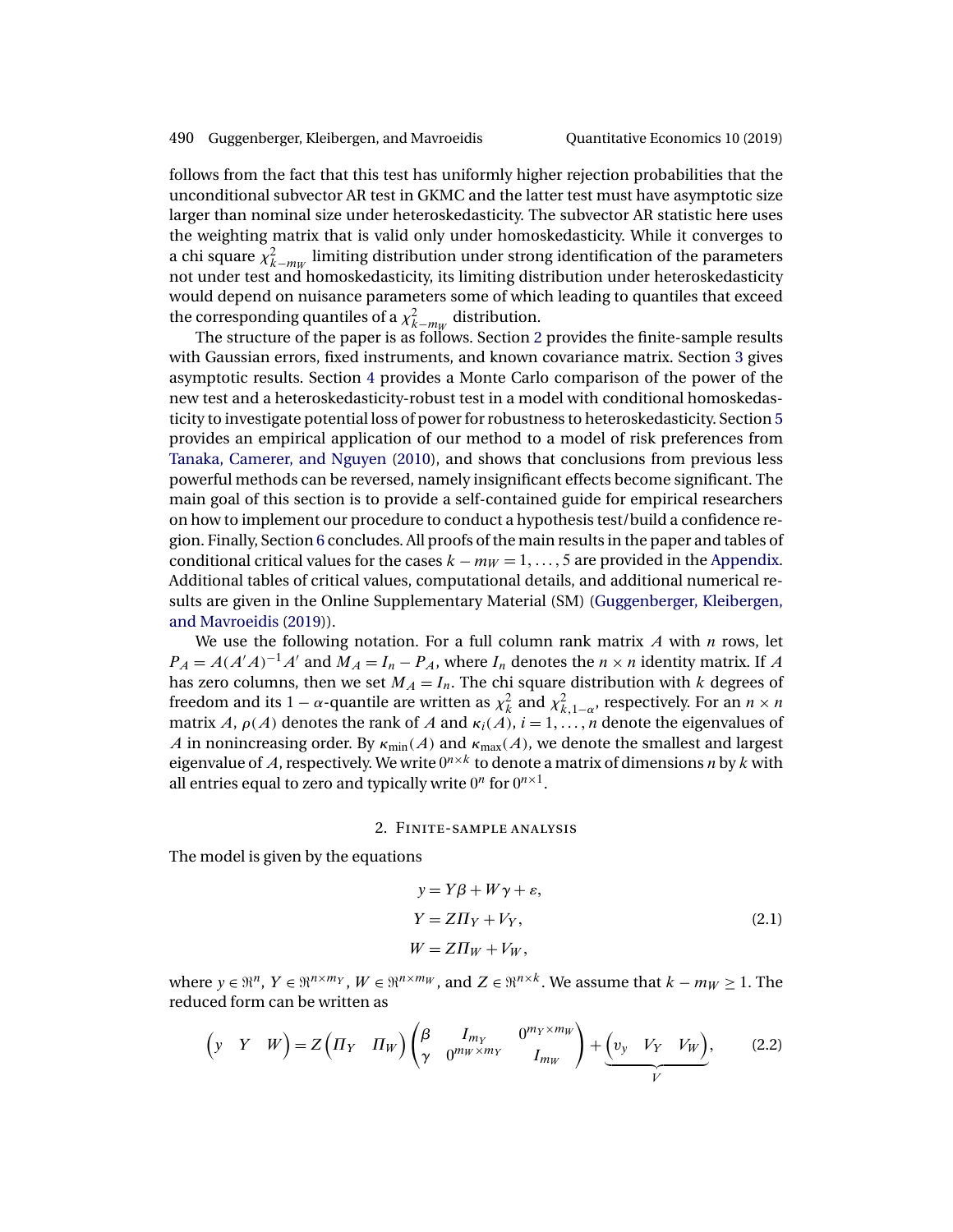follows from the fact that this test has uniformly higher rejection probabilities that the unconditional subvector AR test in GKMC and the latter test must have asymptotic size larger than nominal size under heteroskedasticity. The subvector AR statistic here uses the weighting matrix that is valid only under homoskedasticity. While it converges to a chi square $\chi^2_{k-m_W}$ limiting distribution under strong identification of the parameters not under test and homoskedasticity, its limiting distribution under heteroskedasticity would depend on nuisance parameters some of which leading to quantiles that exceed the corresponding quantiles of a $\chi^2_{k-m_W}$ distribution.

The structure of the paper is as follows. Section 2 provides the finite-sample results with Gaussian errors, fixed instruments, and known covariance matrix. Section 3 gives asymptotic results. Section 4 provides a Monte Carlo comparison of the power of the new test and a heteroskedasticity-robust test in a model with conditional homoskedasticity to investigate potential loss of power for robustness to heteroskedasticity. Section 5 provides an empirical application of our method to a model of risk preferences from Tanaka, Camerer, and Nguyen (2010), and shows that conclusions from previous less powerful methods can be reversed, namely insignificant effects become significant. The main goal of this section is to provide a self-contained guide for empirical researchers on how to implement our procedure to conduct a hypothesis test/build a confidence region. Finally, Section 6 concludes. All proofs of the main results in the paper and tables of conditional critical values for the cases $k - m_W = 1, \dots, 5$ are provided in the Appendix. Additional tables of critical values, computational details, and additional numerical results are given in the Online Supplementary Material (SM) (Guggenberger, Kleibergen, and Mavroeidis (2019)).

We use the following notation. For a full column rank matrix $A$ with $n$ rows, let $P_A = A(A'A)^{-1}A'$ and $M_A = I_n - P_A$, where $I_n$ denotes the $n \times n$ identity matrix. If $A$ has zero columns, then we set $M_A = I_n$. The chi square distribution with $k$ degrees of freedom and its $1-\alpha$-quantile are written as $\chi^2_k$ and $\chi^2_{k,1-\alpha}$, respectively. For an $n \times n$ matrix $A$, $\rho(A)$ denotes the rank of $A$ and $\kappa_i(A)$, $i = 1, \dots, n$ denote the eigenvalues of $A$ in nonincreasing order. By $\kappa_{\min}(A)$ and $\kappa_{\max}(A)$, we denote the smallest and largest eigenvalue of $A$, respectively. We write $0^{n\times k}$ to denote a matrix of dimensions $n$ by $k$ with all entries equal to zero and typically write $0^n$ for $0^{n\times 1}$.

## 2. Finite-sample analysis

The model is given by the equations

$$
\begin{aligned}
y &= Y\beta + W\gamma + \varepsilon, \\
Y &= Z\Pi_Y + V_Y, \\
W &= Z\Pi_W + V_W,
\end{aligned}
\tag{2.1}
$$

where $y \in \Re^n$, $Y \in \Re^{n\times m_Y}$, $W \in \Re^{n\times m_W}$, and $Z \in \Re^{n\times k}$. We assume that $k - m_W \geq 1$. The reduced form can be written as

$$
\begin{pmatrix} y & Y & W \end{pmatrix} = Z \begin{pmatrix} \Pi_Y & \Pi_W \end{pmatrix} \begin{pmatrix} \beta & I_{m_Y} & 0^{m_Y\times m_W} \\ \gamma & 0^{m_W\times m_Y} & I_{m_W} \end{pmatrix} + \underbrace{\begin{pmatrix} v_y & V_Y & V_W \end{pmatrix}}_{V},
\tag{2.2}
$$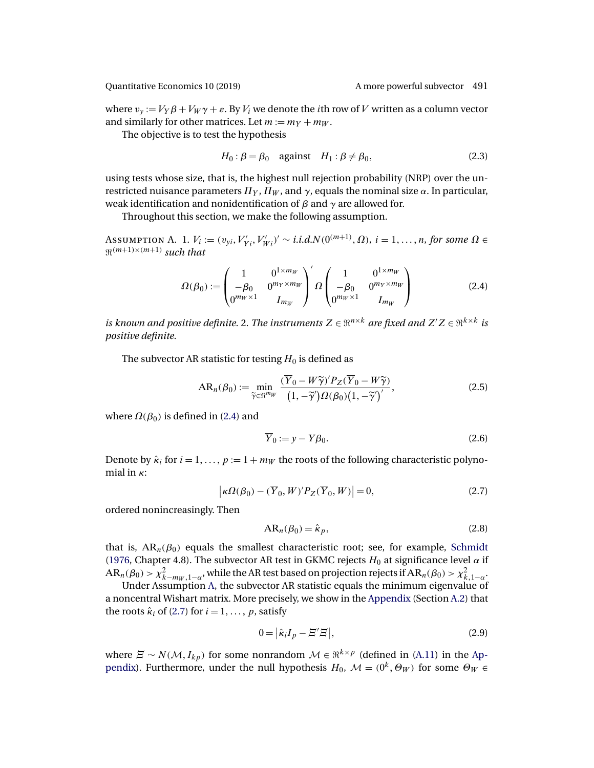where $v_y := V_Y\beta + V_W\gamma + \varepsilon$. By $V_i$ we denote the $i$th row of $V$ written as a column vector and similarly for other matrices. Let $m := m_Y + m_W$.

The objective is to test the hypothesis

$$H_0 : \beta = \beta_0 \quad \text{against} \quad H_1 : \beta \neq \beta_0, \tag{2.3}$$

using tests whose size, that is, the highest null rejection probability (NRP) over the unrestricted nuisance parameters $\Pi_Y$, $\Pi_W$, and $\gamma$, equals the nominal size $\alpha$. In particular, weak identification and nonidentification of $\beta$ and $\gamma$ are allowed for.

Throughout this section, we make the following assumption.

Assumption A. 1. *$V_i := (v_{yi}, V_{Yi}', V_{Wi}')' \sim$ i.i.d.$N(0^{(m+1)}, \Omega)$, $i = 1, \ldots, n$, for some $\Omega \in \Re^{(m+1)\times(m+1)}$ such that*

$$\Omega(\beta_0) := \begin{pmatrix} 1 & 0^{1\times m_W} \\ -\beta_0 & 0^{m_Y\times m_W} \\ 0^{m_W\times 1} & I_{m_W} \end{pmatrix}' \Omega \begin{pmatrix} 1 & 0^{1\times m_W} \\ -\beta_0 & 0^{m_Y\times m_W} \\ 0^{m_W\times 1} & I_{m_W} \end{pmatrix} \tag{2.4}$$

*is known and positive definite.* 2. *The instruments $Z \in \Re^{n\times k}$ are fixed and $Z'Z \in \Re^{k\times k}$ is positive definite.*

The subvector AR statistic for testing $H_0$ is defined as

$$\mathrm{AR}_n(\beta_0) := \min_{\widetilde{\gamma}\in\Re^{m_W}} \frac{(\overline{Y}_0 - W\widetilde{\gamma})' P_Z (\overline{Y}_0 - W\widetilde{\gamma})}{(1, -\widetilde{\gamma}')\Omega(\beta_0)(1, -\widetilde{\gamma}')'}, \tag{2.5}$$

where $\Omega(\beta_0)$ is defined in (2.4) and

$$\overline{Y}_0 := y - Y\beta_0. \tag{2.6}$$

Denote by $\hat{\kappa}_i$ for $i = 1, \ldots, p := 1 + m_W$ the roots of the following characteristic polynomial in $\kappa$:

$$\left|\kappa\Omega(\beta_0) - (\overline{Y}_0, W)' P_Z (\overline{Y}_0, W)\right| = 0, \tag{2.7}$$

ordered nonincreasingly. Then

$$\mathrm{AR}_n(\beta_0) = \hat{\kappa}_p, \tag{2.8}$$

that is, $\mathrm{AR}_n(\beta_0)$ equals the smallest characteristic root; see, for example, Schmidt (1976, Chapter 4.8). The subvector AR test in GKMC rejects $H_0$ at significance level $\alpha$ if $\mathrm{AR}_n(\beta_0) > \chi^2_{k-m_W,1-\alpha}$, while the AR test based on projection rejects if $\mathrm{AR}_n(\beta_0) > \chi^2_{k,1-\alpha}$.

Under Assumption A, the subvector AR statistic equals the minimum eigenvalue of a noncentral Wishart matrix. More precisely, we show in the Appendix (Section A.2) that the roots $\hat{\kappa}_i$ of (2.7) for $i = 1, \ldots, p$, satisfy

$$0 = \left|\hat{\kappa}_i I_p - \Xi'\Xi\right|, \tag{2.9}$$

where $\Xi \sim N(\mathcal{M}, I_{kp})$ for some nonrandom $\mathcal{M} \in \Re^{k\times p}$ (defined in (A.11) in the Appendix). Furthermore, under the null hypothesis $H_0$, $\mathcal{M} = (0^k, \Theta_W)$ for some $\Theta_W \in$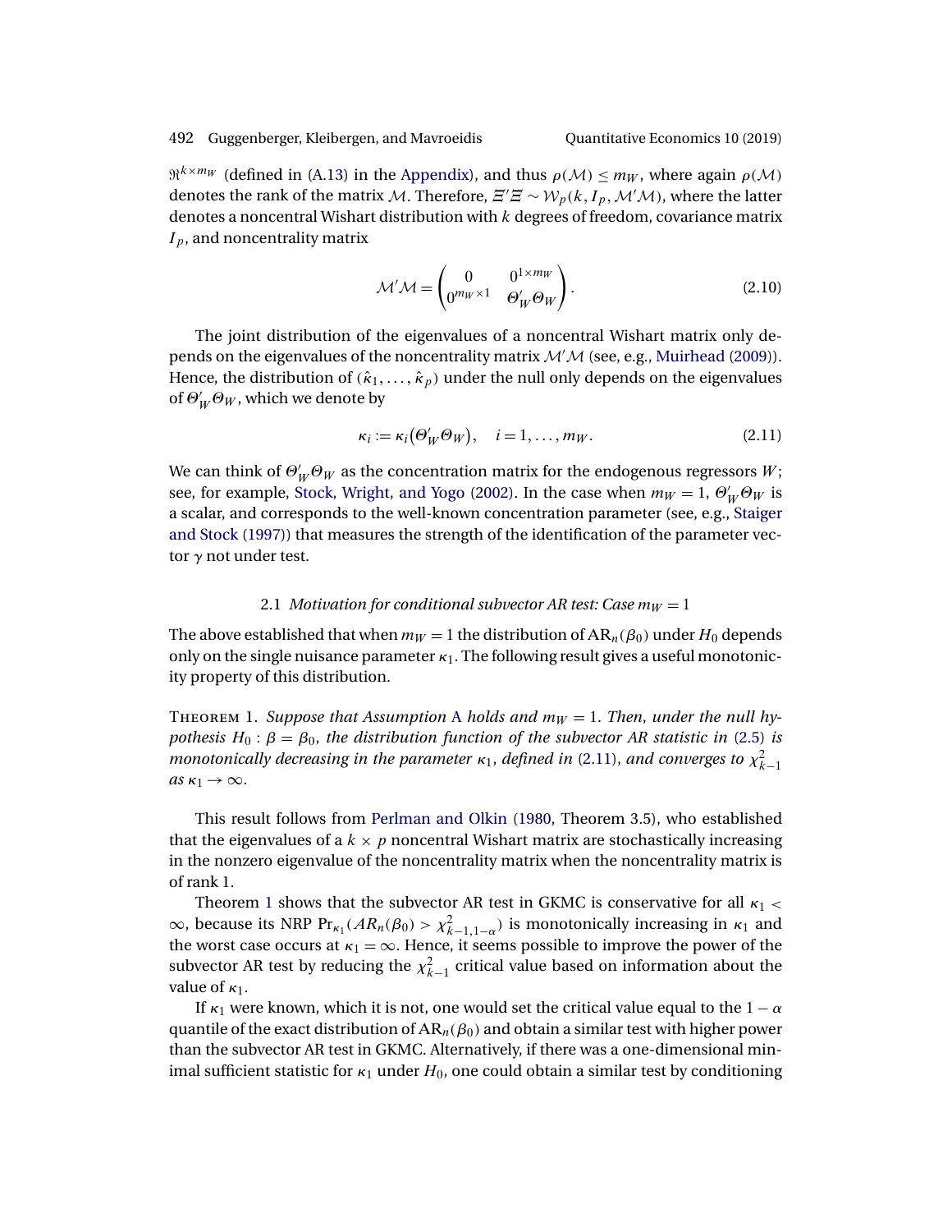$\Re^{k \times m_W}$ (defined in (A.13) in the Appendix), and thus $\rho(\mathcal{M}) \leq m_W$, where again $\rho(\mathcal{M})$ denotes the rank of the matrix $\mathcal{M}$. Therefore, $\Xi'\Xi \sim \mathcal{W}_p(k, I_p, \mathcal{M}'\mathcal{M})$, where the latter denotes a noncentral Wishart distribution with $k$ degrees of freedom, covariance matrix $I_p$, and noncentrality matrix

$$\mathcal{M}'\mathcal{M} = \begin{pmatrix} 0 & 0^{1 \times m_W} \\ 0^{m_W \times 1} & \Theta_W' \Theta_W \end{pmatrix}. \tag{2.10}$$

The joint distribution of the eigenvalues of a noncentral Wishart matrix only depends on the eigenvalues of the noncentrality matrix $\mathcal{M}'\mathcal{M}$ (see, e.g., Muirhead (2009)). Hence, the distribution of $(\hat{\kappa}_1, \ldots, \hat{\kappa}_p)$ under the null only depends on the eigenvalues of $\Theta_W'\Theta_W$, which we denote by

$$\kappa_i := \kappa_i(\Theta_W'\Theta_W), \quad i = 1, \ldots, m_W. \tag{2.11}$$

We can think of $\Theta_W'\Theta_W$ as the concentration matrix for the endogenous regressors $W$; see, for example, Stock, Wright, and Yogo (2002). In the case when $m_W = 1$, $\Theta_W'\Theta_W$ is a scalar, and corresponds to the well-known concentration parameter (see, e.g., Staiger and Stock (1997)) that measures the strength of the identification of the parameter vector $\gamma$ not under test.

### 2.1 *Motivation for conditional subvector AR test: Case $m_W = 1$*

The above established that when $m_W = 1$ the distribution of $\mathrm{AR}_n(\beta_0)$ under $H_0$ depends only on the single nuisance parameter $\kappa_1$. The following result gives a useful monotonicity property of this distribution.

Theorem 1. *Suppose that Assumption A holds and $m_W = 1$. Then, under the null hypothesis $H_0 : \beta = \beta_0$, the distribution function of the subvector AR statistic in (2.5) is monotonically decreasing in the parameter $\kappa_1$, defined in (2.11), and converges to $\chi^2_{k-1}$ as $\kappa_1 \to \infty$.*

This result follows from Perlman and Olkin (1980, Theorem 3.5), who established that the eigenvalues of a $k \times p$ noncentral Wishart matrix are stochastically increasing in the nonzero eigenvalue of the noncentrality matrix when the noncentrality matrix is of rank 1.

Theorem 1 shows that the subvector AR test in GKMC is conservative for all $\kappa_1 < \infty$, because its NRP $\Pr_{\kappa_1}(AR_n(\beta_0) > \chi^2_{k-1,1-\alpha})$ is monotonically increasing in $\kappa_1$ and the worst case occurs at $\kappa_1 = \infty$. Hence, it seems possible to improve the power of the subvector AR test by reducing the $\chi^2_{k-1}$ critical value based on information about the value of $\kappa_1$.

If $\kappa_1$ were known, which it is not, one would set the critical value equal to the $1 - \alpha$ quantile of the exact distribution of $\mathrm{AR}_n(\beta_0)$ and obtain a similar test with higher power than the subvector AR test in GKMC. Alternatively, if there was a one-dimensional minimal sufficient statistic for $\kappa_1$ under $H_0$, one could obtain a similar test by conditioning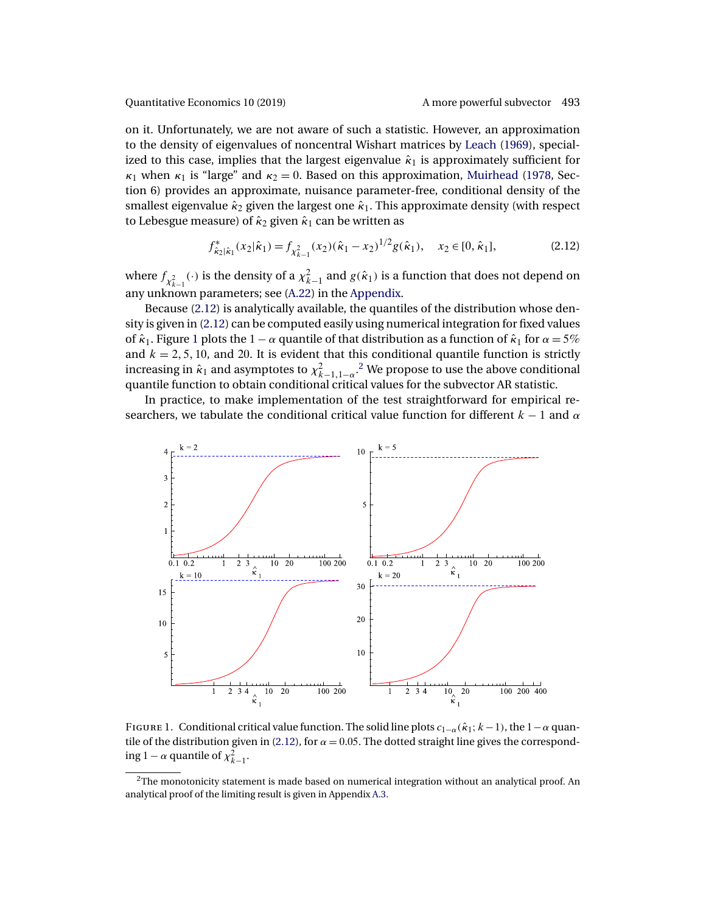on it. Unfortunately, we are not aware of such a statistic. However, an approximation to the density of eigenvalues of noncentral Wishart matrices by Leach (1969), specialized to this case, implies that the largest eigenvalue $\hat{\kappa}_1$ is approximately sufficient for $\kappa_1$ when $\kappa_1$ is "large" and $\kappa_2 = 0$. Based on this approximation, Muirhead (1978, Section 6) provides an approximate, nuisance parameter-free, conditional density of the smallest eigenvalue $\hat{\kappa}_2$ given the largest one $\hat{\kappa}_1$. This approximate density (with respect to Lebesgue measure) of $\hat{\kappa}_2$ given $\hat{\kappa}_1$ can be written as

$$f^*_{\hat{\kappa}_2|\hat{\kappa}_1}(x_2|\hat{\kappa}_1) = f_{\chi^2_{k-1}}(x_2)(\hat{\kappa}_1 - x_2)^{1/2} g(\hat{\kappa}_1), \quad x_2 \in [0, \hat{\kappa}_1], \tag{2.12}$$

where $f_{\chi^2_{k-1}}(\cdot)$ is the density of a $\chi^2_{k-1}$ and $g(\hat{\kappa}_1)$ is a function that does not depend on any unknown parameters; see (A.22) in the Appendix.

Because (2.12) is analytically available, the quantiles of the distribution whose density is given in (2.12) can be computed easily using numerical integration for fixed values of $\hat{\kappa}_1$. Figure 1 plots the $1-\alpha$ quantile of that distribution as a function of $\hat{\kappa}_1$ for $\alpha = 5\%$ and $k = 2, 5, 10$, and 20. It is evident that this conditional quantile function is strictly increasing in $\hat{\kappa}_1$ and asymptotes to $\chi^2_{k-1,1-\alpha}$.[2] We propose to use the above conditional quantile function to obtain conditional critical values for the subvector AR statistic.

In practice, to make implementation of the test straightforward for empirical researchers, we tabulate the conditional critical value function for different $k-1$ and $\alpha$

FIGURE 1. Conditional critical value function. The solid line plots $c_{1-\alpha}(\hat{\kappa}_1; k-1)$, the $1-\alpha$ quantile of the distribution given in (2.12), for $\alpha = 0.05$. The dotted straight line gives the corresponding $1-\alpha$ quantile of $\chi^2_{k-1}$.

[2]The monotonicity statement is made based on numerical integration without an analytical proof. An analytical proof of the limiting result is given in Appendix A.3.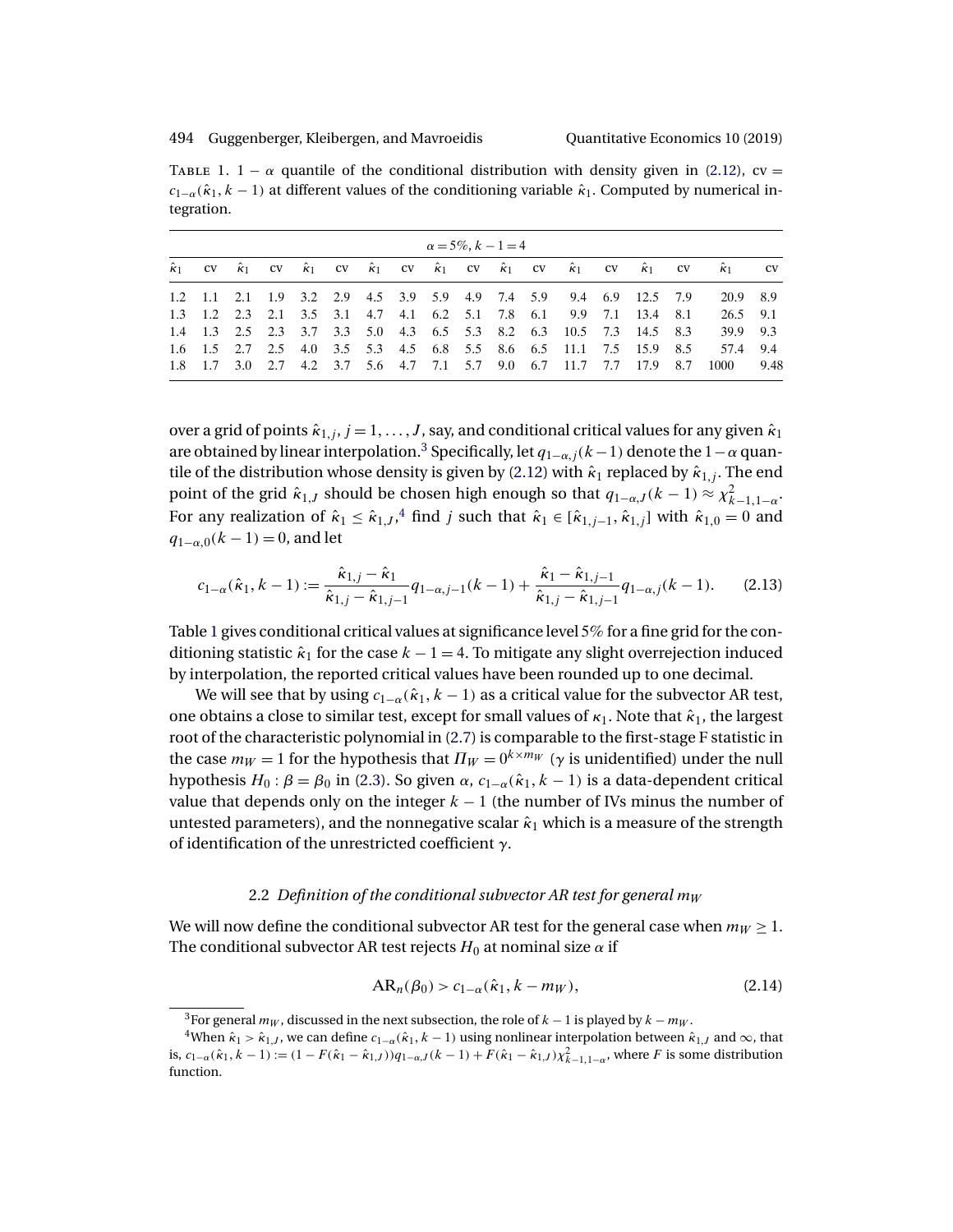TABLE 1. $1-\alpha$ quantile of the conditional distribution with density given in (2.12), cv $= c_{1-\alpha}(\hat{\kappa}_1, k-1)$ at different values of the conditioning variable $\hat{\kappa}_1$. Computed by numerical integration.

| $\alpha = 5\%, k-1=4$ | | | | | | | | | | | | | | | | | |
|---|---|---|---|---|---|---|---|---|---|---|---|---|---|---|---|---|---|
| $\hat{\kappa}_1$ | cv | $\hat{\kappa}_1$ | cv | $\hat{\kappa}_1$ | cv | $\hat{\kappa}_1$ | cv | $\hat{\kappa}_1$ | cv | $\hat{\kappa}_1$ | cv | $\hat{\kappa}_1$ | cv | $\hat{\kappa}_1$ | cv | $\hat{\kappa}_1$ | cv |
| 1.2 | 1.1 | 2.1 | 1.9 | 3.2 | 2.9 | 4.5 | 3.9 | 5.9 | 4.9 | 7.4 | 5.9 | 9.4 | 6.9 | 12.5 | 7.9 | 20.9 | 8.9 |
| 1.3 | 1.2 | 2.3 | 2.1 | 3.5 | 3.1 | 4.7 | 4.1 | 6.2 | 5.1 | 7.8 | 6.1 | 9.9 | 7.1 | 13.4 | 8.1 | 26.5 | 9.1 |
| 1.4 | 1.3 | 2.5 | 2.3 | 3.7 | 3.3 | 5.0 | 4.3 | 6.5 | 5.3 | 8.2 | 6.3 | 10.5 | 7.3 | 14.5 | 8.3 | 39.9 | 9.3 |
| 1.6 | 1.5 | 2.7 | 2.5 | 4.0 | 3.5 | 5.3 | 4.5 | 6.8 | 5.5 | 8.6 | 6.5 | 11.1 | 7.5 | 15.9 | 8.5 | 57.4 | 9.4 |
| 1.8 | 1.7 | 3.0 | 2.7 | 4.2 | 3.7 | 5.6 | 4.7 | 7.1 | 5.7 | 9.0 | 6.7 | 11.7 | 7.7 | 17.9 | 8.7 | 1000 | 9.48 |

over a grid of points $\hat{\kappa}_{1,j}$, $j = 1, \dots, J$, say, and conditional critical values for any given $\hat{\kappa}_1$ are obtained by linear interpolation.[3] Specifically, let $q_{1-\alpha,j}(k-1)$ denote the $1-\alpha$ quantile of the distribution whose density is given by (2.12) with $\hat{\kappa}_1$ replaced by $\hat{\kappa}_{1,j}$. The end point of the grid $\hat{\kappa}_{1,J}$ should be chosen high enough so that $q_{1-\alpha,J}(k-1) \approx \chi^2_{k-1,1-\alpha}$. For any realization of $\hat{\kappa}_1 \leq \hat{\kappa}_{1,J}$,[4] find $j$ such that $\hat{\kappa}_1 \in [\hat{\kappa}_{1,j-1}, \hat{\kappa}_{1,j}]$ with $\hat{\kappa}_{1,0} = 0$ and $q_{1-\alpha,0}(k-1) = 0$, and let

$$c_{1-\alpha}(\hat{\kappa}_1, k-1) := \frac{\hat{\kappa}_{1,j} - \hat{\kappa}_1}{\hat{\kappa}_{1,j} - \hat{\kappa}_{1,j-1}} q_{1-\alpha,j-1}(k-1) + \frac{\hat{\kappa}_1 - \hat{\kappa}_{1,j-1}}{\hat{\kappa}_{1,j} - \hat{\kappa}_{1,j-1}} q_{1-\alpha,j}(k-1). \tag{2.13}$$

Table 1 gives conditional critical values at significance level 5% for a fine grid for the conditioning statistic $\hat{\kappa}_1$ for the case $k-1=4$. To mitigate any slight overrejection induced by interpolation, the reported critical values have been rounded up to one decimal.

We will see that by using $c_{1-\alpha}(\hat{\kappa}_1, k-1)$ as a critical value for the subvector AR test, one obtains a close to similar test, except for small values of $\kappa_1$. Note that $\hat{\kappa}_1$, the largest root of the characteristic polynomial in (2.7) is comparable to the first-stage F statistic in the case $m_W = 1$ for the hypothesis that $\Pi_W = 0^{k \times m_W}$ ($\gamma$ is unidentified) under the null hypothesis $H_0 : \beta = \beta_0$ in (2.3). So given $\alpha$, $c_{1-\alpha}(\hat{\kappa}_1, k-1)$ is a data-dependent critical value that depends only on the integer $k-1$ (the number of IVs minus the number of untested parameters), and the nonnegative scalar $\hat{\kappa}_1$ which is a measure of the strength of identification of the unrestricted coefficient $\gamma$.

### 2.2 *Definition of the conditional subvector AR test for general $m_W$*

We will now define the conditional subvector AR test for the general case when $m_W \geq 1$. The conditional subvector AR test rejects $H_0$ at nominal size $\alpha$ if

$$\text{AR}_n(\beta_0) > c_{1-\alpha}(\hat{\kappa}_1, k - m_W), \tag{2.14}$$

[3] For general $m_W$, discussed in the next subsection, the role of $k-1$ is played by $k - m_W$.

[4] When $\hat{\kappa}_1 > \hat{\kappa}_{1,J}$, we can define $c_{1-\alpha}(\hat{\kappa}_1, k-1)$ using nonlinear interpolation between $\hat{\kappa}_{1,J}$ and $\infty$, that is, $c_{1-\alpha}(\hat{\kappa}_1, k-1) := (1 - F(\hat{\kappa}_1 - \hat{\kappa}_{1,J}))q_{1-\alpha,J}(k-1) + F(\hat{\kappa}_1 - \hat{\kappa}_{1,J})\chi^2_{k-1,1-\alpha}$, where $F$ is some distribution function.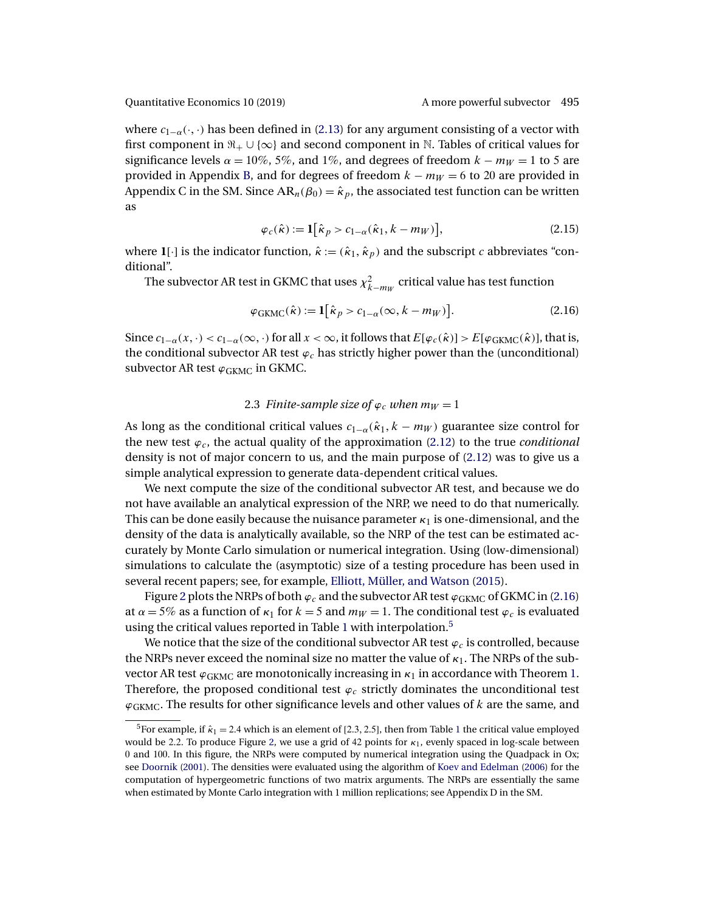where $c_{1-\alpha}(\cdot, \cdot)$ has been defined in (2.13) for any argument consisting of a vector with first component in $\Re_+ \cup \{\infty\}$ and second component in $\mathbb{N}$. Tables of critical values for significance levels $\alpha = 10\%$, $5\%$, and $1\%$, and degrees of freedom $k - m_W = 1$ to 5 are provided in Appendix B, and for degrees of freedom $k - m_W = 6$ to 20 are provided in Appendix C in the SM. Since $\text{AR}_n(\beta_0) = \hat{\kappa}_p$, the associated test function can be written as

$$\varphi_c(\hat{\kappa}) := \mathbf{1}\left[\hat{\kappa}_p > c_{1-\alpha}(\hat{\kappa}_1, k - m_W)\right], \tag{2.15}$$

where $\mathbf{1}[\cdot]$ is the indicator function, $\hat{\kappa} := (\hat{\kappa}_1, \hat{\kappa}_p)$ and the subscript $c$ abbreviates "conditional".

The subvector AR test in GKMC that uses $\chi^2_{k-m_W}$ critical value has test function

$$\varphi_{\text{GKMC}}(\hat{\kappa}) := \mathbf{1}\left[\hat{\kappa}_p > c_{1-\alpha}(\infty, k - m_W)\right]. \tag{2.16}$$

Since $c_{1-\alpha}(x, \cdot) < c_{1-\alpha}(\infty, \cdot)$ for all $x < \infty$, it follows that $E[\varphi_c(\hat{\kappa})] > E[\varphi_{\text{GKMC}}(\hat{\kappa})]$, that is, the conditional subvector AR test $\varphi_c$ has strictly higher power than the (unconditional) subvector AR test $\varphi_{\text{GKMC}}$ in GKMC.

### 2.3 *Finite-sample size of $\varphi_c$ when $m_W = 1$*

As long as the conditional critical values $c_{1-\alpha}(\hat{\kappa}_1, k - m_W)$ guarantee size control for the new test $\varphi_c$, the actual quality of the approximation (2.12) to the true *conditional* density is not of major concern to us, and the main purpose of (2.12) was to give us a simple analytical expression to generate data-dependent critical values.

We next compute the size of the conditional subvector AR test, and because we do not have available an analytical expression of the NRP, we need to do that numerically. This can be done easily because the nuisance parameter $\kappa_1$ is one-dimensional, and the density of the data is analytically available, so the NRP of the test can be estimated accurately by Monte Carlo simulation or numerical integration. Using (low-dimensional) simulations to calculate the (asymptotic) size of a testing procedure has been used in several recent papers; see, for example, Elliott, Müller, and Watson (2015).

Figure 2 plots the NRPs of both $\varphi_c$ and the subvector AR test $\varphi_{\text{GKMC}}$ of GKMC in (2.16) at $\alpha = 5\%$ as a function of $\kappa_1$ for $k = 5$ and $m_W = 1$. The conditional test $\varphi_c$ is evaluated using the critical values reported in Table 1 with interpolation.[5]

We notice that the size of the conditional subvector AR test $\varphi_c$ is controlled, because the NRPs never exceed the nominal size no matter the value of $\kappa_1$. The NRPs of the subvector AR test $\varphi_{\text{GKMC}}$ are monotonically increasing in $\kappa_1$ in accordance with Theorem 1. Therefore, the proposed conditional test $\varphi_c$ strictly dominates the unconditional test $\varphi_{\text{GKMC}}$. The results for other significance levels and other values of $k$ are the same, and

[5] For example, if $\hat{\kappa}_1 = 2.4$ which is an element of $[2.3, 2.5]$, then from Table 1 the critical value employed would be 2.2. To produce Figure 2, we use a grid of 42 points for $\kappa_1$, evenly spaced in log-scale between 0 and 100. In this figure, the NRPs were computed by numerical integration using the Quadpack in Ox; see Doornik (2001). The densities were evaluated using the algorithm of Koev and Edelman (2006) for the computation of hypergeometric functions of two matrix arguments. The NRPs are essentially the same when estimated by Monte Carlo integration with 1 million replications; see Appendix D in the SM.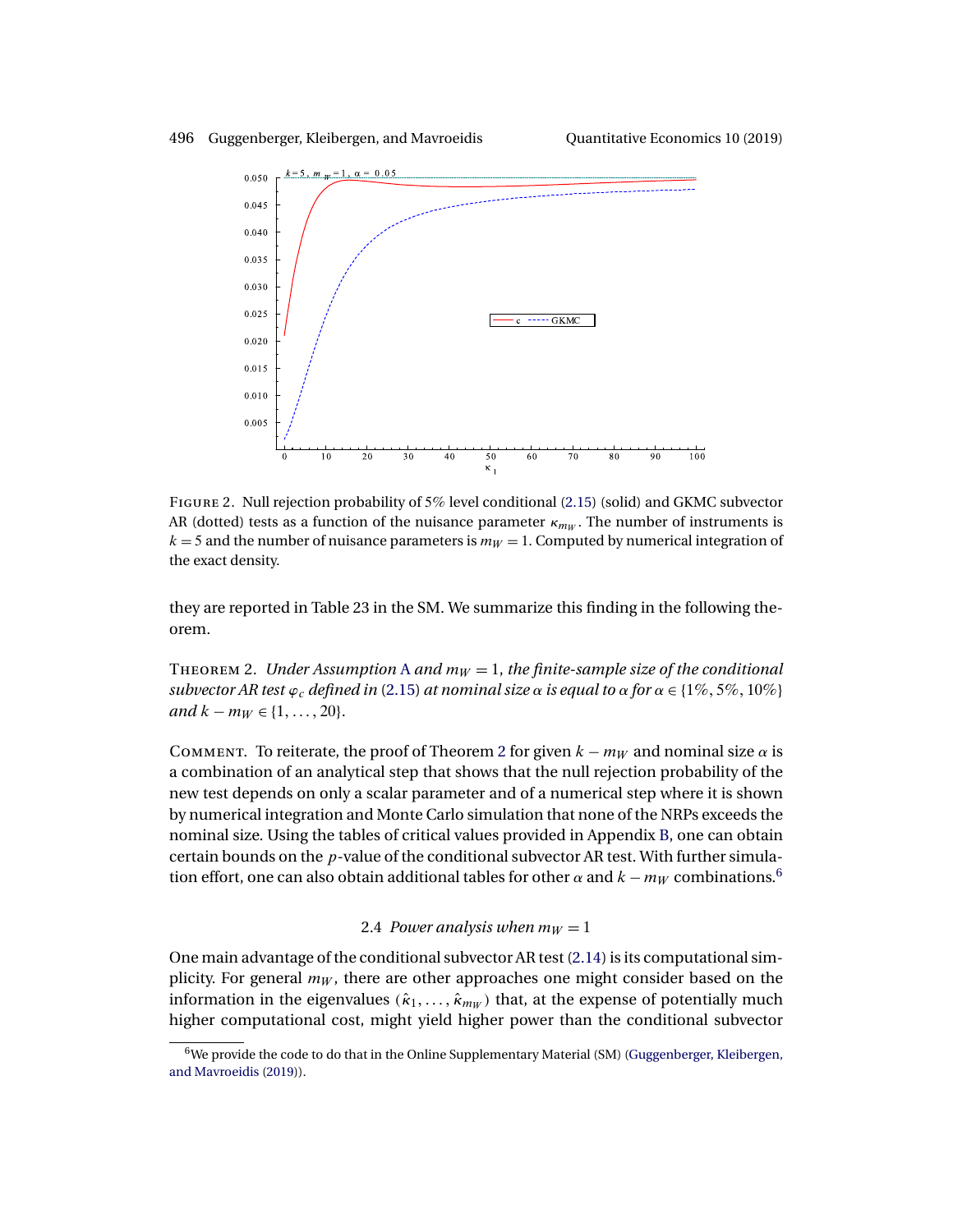FIGURE 2. Null rejection probability of 5% level conditional (2.15) (solid) and GKMC subvector AR (dotted) tests as a function of the nuisance parameter $\kappa_{m_W}$. The number of instruments is $k = 5$ and the number of nuisance parameters is $m_W = 1$. Computed by numerical integration of the exact density.

they are reported in Table 23 in the SM. We summarize this finding in the following theorem.

THEOREM 2. *Under Assumption A and $m_W = 1$, the finite-sample size of the conditional subvector AR test $\varphi_c$ defined in (2.15) at nominal size $\alpha$ is equal to $\alpha$ for $\alpha \in \{1\%, 5\%, 10\%\}$ and $k - m_W \in \{1, \ldots, 20\}$.*

COMMENT. To reiterate, the proof of Theorem 2 for given $k - m_W$ and nominal size $\alpha$ is a combination of an analytical step that shows that the null rejection probability of the new test depends on only a scalar parameter and of a numerical step where it is shown by numerical integration and Monte Carlo simulation that none of the NRPs exceeds the nominal size. Using the tables of critical values provided in Appendix B, one can obtain certain bounds on the $p$-value of the conditional subvector AR test. With further simulation effort, one can also obtain additional tables for other $\alpha$ and $k - m_W$ combinations.[6]

### 2.4 *Power analysis when $m_W = 1$*

One main advantage of the conditional subvector AR test (2.14) is its computational simplicity. For general $m_W$, there are other approaches one might consider based on the information in the eigenvalues $(\hat{\kappa}_1, \ldots, \hat{\kappa}_{m_W})$ that, at the expense of potentially much higher computational cost, might yield higher power than the conditional subvector

[6]We provide the code to do that in the Online Supplementary Material (SM) (Guggenberger, Kleibergen, and Mavroeidis (2019)).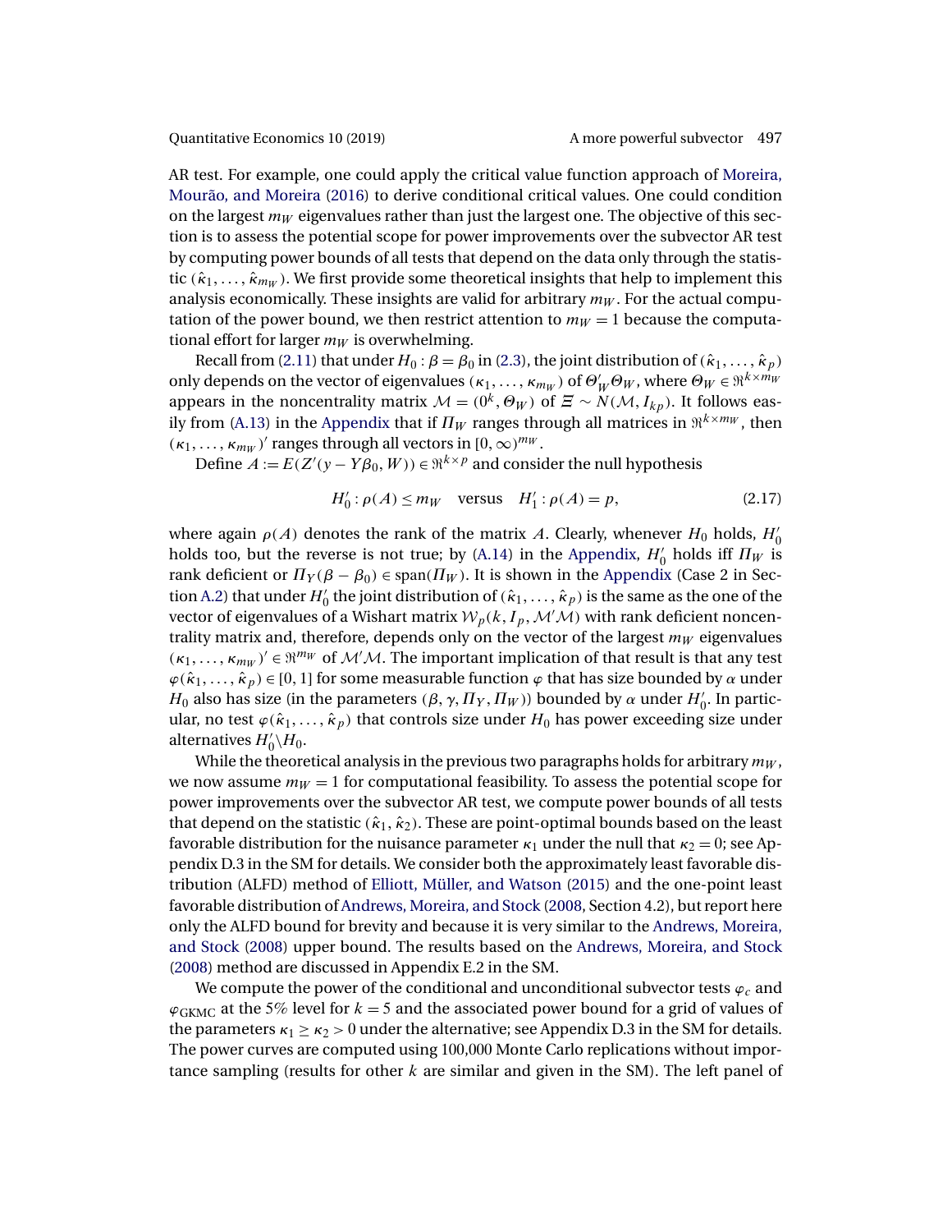AR test. For example, one could apply the critical value function approach of Moreira, Mourão, and Moreira (2016) to derive conditional critical values. One could condition on the largest $m_W$ eigenvalues rather than just the largest one. The objective of this section is to assess the potential scope for power improvements over the subvector AR test by computing power bounds of all tests that depend on the data only through the statistic $(\hat{\kappa}_1, \ldots, \hat{\kappa}_{m_W})$. We first provide some theoretical insights that help to implement this analysis economically. These insights are valid for arbitrary $m_W$. For the actual computation of the power bound, we then restrict attention to $m_W = 1$ because the computational effort for larger $m_W$ is overwhelming.

Recall from (2.11) that under $H_0 : \beta = \beta_0$ in (2.3), the joint distribution of $(\hat{\kappa}_1, \ldots, \hat{\kappa}_p)$ only depends on the vector of eigenvalues $(\kappa_1, \ldots, \kappa_{m_W})$ of $\Theta_W' \Theta_W$, where $\Theta_W \in \Re^{k \times m_W}$ appears in the noncentrality matrix $\mathcal{M} = (0^k, \Theta_W)$ of $\Xi \sim N(\mathcal{M}, I_{kp})$. It follows easily from (A.13) in the Appendix that if $\Pi_W$ ranges through all matrices in $\Re^{k \times m_W}$, then $(\kappa_1, \ldots, \kappa_{m_W})'$ ranges through all vectors in $[0, \infty)^{m_W}$.

Define $A := E(Z'(y - Y\beta_0, W)) \in \Re^{k \times p}$ and consider the null hypothesis

$$H_0' : \rho(A) \leq m_W \quad \text{versus} \quad H_1' : \rho(A) = p, \tag{2.17}$$

where again $\rho(A)$ denotes the rank of the matrix $A$. Clearly, whenever $H_0$ holds, $H_0'$ holds too, but the reverse is not true; by (A.14) in the Appendix, $H_0'$ holds iff $\Pi_W$ is rank deficient or $\Pi_Y(\beta - \beta_0) \in \text{span}(\Pi_W)$. It is shown in the Appendix (Case 2 in Section A.2) that under $H_0'$ the joint distribution of $(\hat{\kappa}_1, \ldots, \hat{\kappa}_p)$ is the same as the one of the vector of eigenvalues of a Wishart matrix $\mathcal{W}_p(k, I_p, \mathcal{M}'\mathcal{M})$ with rank deficient noncentrality matrix and, therefore, depends only on the vector of the largest $m_W$ eigenvalues $(\kappa_1, \ldots, \kappa_{m_W})' \in \Re^{m_W}$ of $\mathcal{M}'\mathcal{M}$. The important implication of that result is that any test $\varphi(\hat{\kappa}_1, \ldots, \hat{\kappa}_p) \in [0, 1]$ for some measurable function $\varphi$ that has size bounded by $\alpha$ under $H_0$ also has size (in the parameters $(\beta, \gamma, \Pi_Y, \Pi_W)$) bounded by $\alpha$ under $H_0'$. In particular, no test $\varphi(\hat{\kappa}_1, \ldots, \hat{\kappa}_p)$ that controls size under $H_0$ has power exceeding size under alternatives $H_0' \backslash H_0$.

While the theoretical analysis in the previous two paragraphs holds for arbitrary $m_W$, we now assume $m_W = 1$ for computational feasibility. To assess the potential scope for power improvements over the subvector AR test, we compute power bounds of all tests that depend on the statistic $(\hat{\kappa}_1, \hat{\kappa}_2)$. These are point-optimal bounds based on the least favorable distribution for the nuisance parameter $\kappa_1$ under the null that $\kappa_2 = 0$; see Appendix D.3 in the SM for details. We consider both the approximately least favorable distribution (ALFD) method of Elliott, Müller, and Watson (2015) and the one-point least favorable distribution of Andrews, Moreira, and Stock (2008, Section 4.2), but report here only the ALFD bound for brevity and because it is very similar to the Andrews, Moreira, and Stock (2008) upper bound. The results based on the Andrews, Moreira, and Stock (2008) method are discussed in Appendix E.2 in the SM.

We compute the power of the conditional and unconditional subvector tests $\varphi_c$ and $\varphi_{\text{GKMC}}$ at the 5% level for $k = 5$ and the associated power bound for a grid of values of the parameters $\kappa_1 \geq \kappa_2 > 0$ under the alternative; see Appendix D.3 in the SM for details. The power curves are computed using 100,000 Monte Carlo replications without importance sampling (results for other $k$ are similar and given in the SM). The left panel of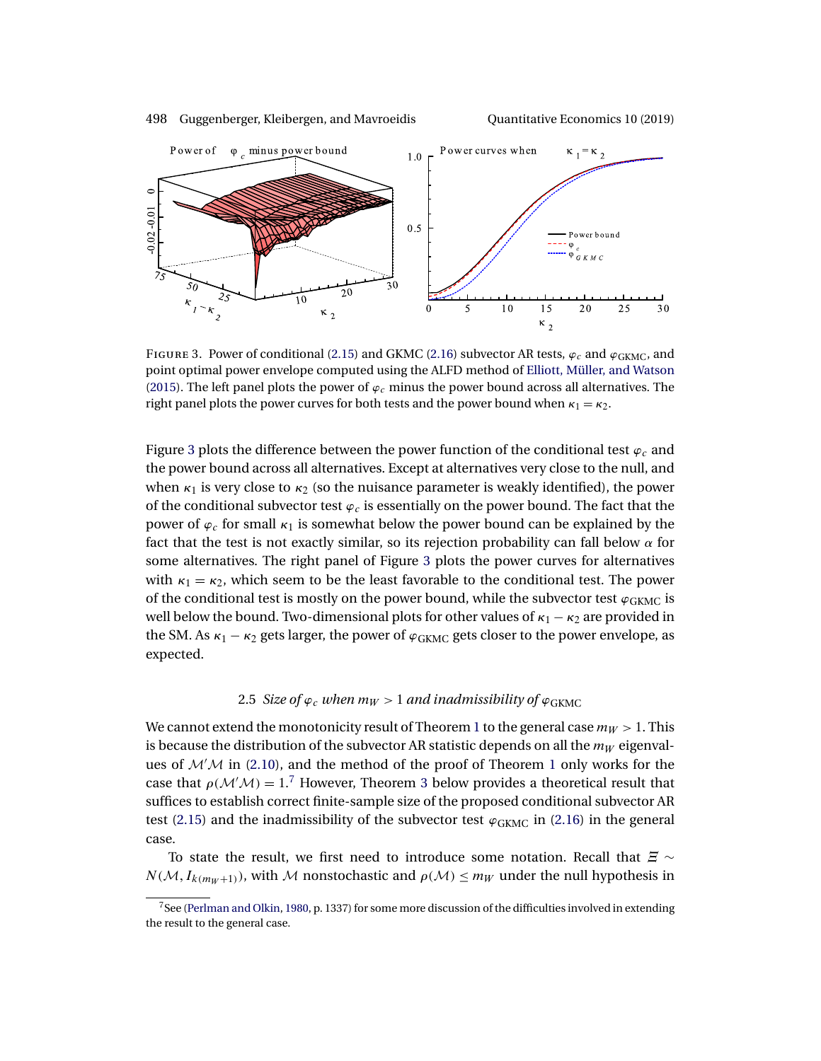FIGURE 3. Power of conditional (2.15) and GKMC (2.16) subvector AR tests, $\varphi_c$ and $\varphi_{\text{GKMC}}$, and point optimal power envelope computed using the ALFD method of Elliott, Müller, and Watson (2015). The left panel plots the power of $\varphi_c$ minus the power bound across all alternatives. The right panel plots the power curves for both tests and the power bound when $\kappa_1 = \kappa_2$.

Figure 3 plots the difference between the power function of the conditional test $\varphi_c$ and the power bound across all alternatives. Except at alternatives very close to the null, and when $\kappa_1$ is very close to $\kappa_2$ (so the nuisance parameter is weakly identified), the power of the conditional subvector test $\varphi_c$ is essentially on the power bound. The fact that the power of $\varphi_c$ for small $\kappa_1$ is somewhat below the power bound can be explained by the fact that the test is not exactly similar, so its rejection probability can fall below $\alpha$ for some alternatives. The right panel of Figure 3 plots the power curves for alternatives with $\kappa_1 = \kappa_2$, which seem to be the least favorable to the conditional test. The power of the conditional test is mostly on the power bound, while the subvector test $\varphi_{\text{GKMC}}$ is well below the bound. Two-dimensional plots for other values of $\kappa_1 - \kappa_2$ are provided in the SM. As $\kappa_1 - \kappa_2$ gets larger, the power of $\varphi_{\text{GKMC}}$ gets closer to the power envelope, as expected.

### 2.5 *Size of $\varphi_c$ when $m_W > 1$ and inadmissibility of $\varphi_{\text{GKMC}}$*

We cannot extend the monotonicity result of Theorem 1 to the general case $m_W > 1$. This is because the distribution of the subvector AR statistic depends on all the $m_W$ eigenvalues of $\mathcal{M}'\mathcal{M}$ in (2.10), and the method of the proof of Theorem 1 only works for the case that $\rho(\mathcal{M}'\mathcal{M}) = 1$.[7] However, Theorem 3 below provides a theoretical result that suffices to establish correct finite-sample size of the proposed conditional subvector AR test (2.15) and the inadmissibility of the subvector test $\varphi_{\text{GKMC}}$ in (2.16) in the general case.

To state the result, we first need to introduce some notation. Recall that $\Xi \sim N(\mathcal{M}, I_{k(m_W+1)})$, with $\mathcal{M}$ nonstochastic and $\rho(\mathcal{M}) \leq m_W$ under the null hypothesis in

[7] See (Perlman and Olkin, 1980, p. 1337) for some more discussion of the difficulties involved in extending the result to the general case.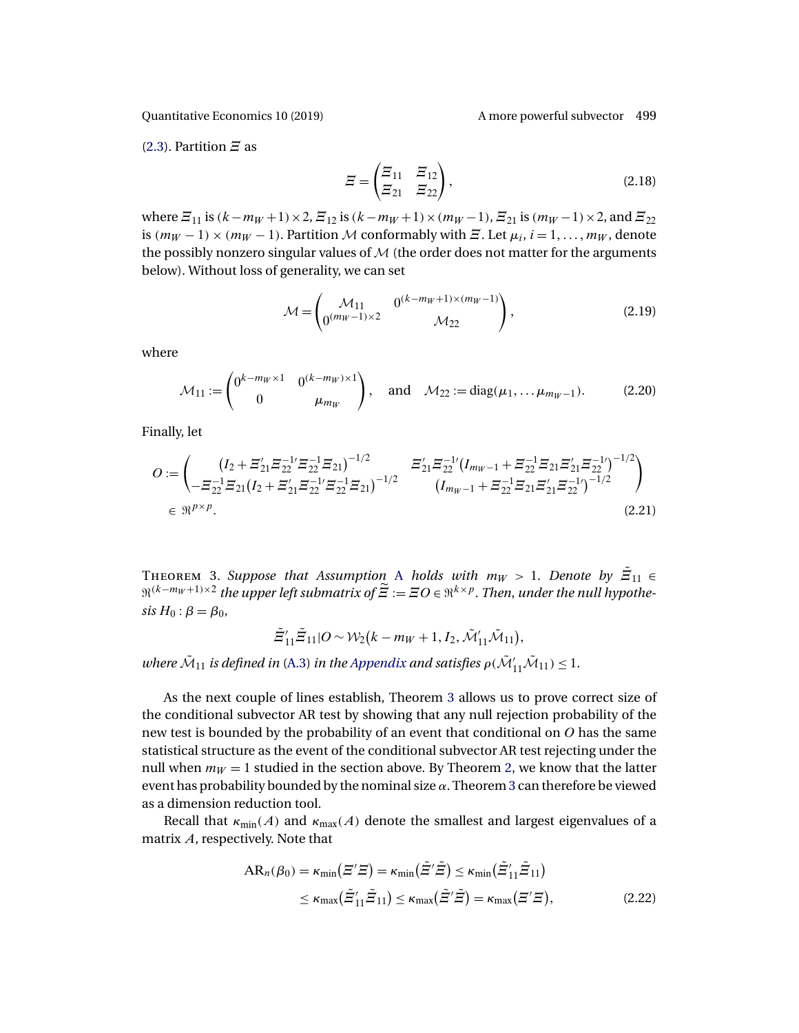(2.3). Partition $\Xi$ as

$$\Xi = \begin{pmatrix} \Xi_{11} & \Xi_{12} \\ \Xi_{21} & \Xi_{22} \end{pmatrix}, \tag{2.18}$$

where $\Xi_{11}$ is $(k - m_W + 1) \times 2$, $\Xi_{12}$ is $(k - m_W + 1) \times (m_W - 1)$, $\Xi_{21}$ is $(m_W - 1) \times 2$, and $\Xi_{22}$ is $(m_W - 1) \times (m_W - 1)$. Partition $\mathcal{M}$ conformably with $\Xi$. Let $\mu_i$, $i = 1, \ldots, m_W$, denote the possibly nonzero singular values of $\mathcal{M}$ (the order does not matter for the arguments below). Without loss of generality, we can set

$$\mathcal{M} = \begin{pmatrix} \mathcal{M}_{11} & 0^{(k-m_W+1)\times(m_W-1)} \\ 0^{(m_W-1)\times 2} & \mathcal{M}_{22} \end{pmatrix}, \tag{2.19}$$

where

$$\mathcal{M}_{11} := \begin{pmatrix} 0^{k-m_W\times 1} & 0^{(k-m_W)\times 1} \\ 0 & \mu_{m_W} \end{pmatrix}, \quad \text{and} \quad \mathcal{M}_{22} := \operatorname{diag}(\mu_1, \ldots \mu_{m_W-1}). \tag{2.20}$$

Finally, let

$$O := \begin{pmatrix} \left(I_2 + \Xi_{21}' \Xi_{22}^{-1\prime} \Xi_{22}^{-1} \Xi_{21}\right)^{-1/2} & \Xi_{21}' \Xi_{22}^{-1\prime} \left(I_{m_W-1} + \Xi_{22}^{-1} \Xi_{21} \Xi_{21}' \Xi_{22}^{-1\prime}\right)^{-1/2} \\ -\Xi_{22}^{-1} \Xi_{21} \left(I_2 + \Xi_{21}' \Xi_{22}^{-1\prime} \Xi_{22}^{-1} \Xi_{21}\right)^{-1/2} & \left(I_{m_W-1} + \Xi_{22}^{-1} \Xi_{21} \Xi_{21}' \Xi_{22}^{-1\prime}\right)^{-1/2} \end{pmatrix} \in \Re^{p\times p}. \tag{2.21}$$

Theorem 3. *Suppose that Assumption A holds with $m_W > 1$. Denote by $\tilde{\Xi}_{11} \in \Re^{(k-m_W+1)\times 2}$ the upper left submatrix of $\tilde{\Xi} := \Xi O \in \Re^{k\times p}$. Then, under the null hypothesis $H_0: \beta = \beta_0$,*

$$\tilde{\Xi}_{11}' \tilde{\Xi}_{11} | O \sim \mathcal{W}_2\left(k - m_W + 1, I_2, \tilde{\mathcal{M}}_{11}' \tilde{\mathcal{M}}_{11}\right),$$

*where $\tilde{\mathcal{M}}_{11}$ is defined in (A.3) in the Appendix and satisfies $\rho(\tilde{\mathcal{M}}_{11}' \tilde{\mathcal{M}}_{11}) \leq 1$.*

As the next couple of lines establish, Theorem 3 allows us to prove correct size of the conditional subvector AR test by showing that any null rejection probability of the new test is bounded by the probability of an event that conditional on $O$ has the same statistical structure as the event of the conditional subvector AR test rejecting under the null when $m_W = 1$ studied in the section above. By Theorem 2, we know that the latter event has probability bounded by the nominal size $\alpha$. Theorem 3 can therefore be viewed as a dimension reduction tool.

Recall that $\kappa_{\min}(A)$ and $\kappa_{\max}(A)$ denote the smallest and largest eigenvalues of a matrix $A$, respectively. Note that

$$\begin{aligned} \mathrm{AR}_n(\beta_0) = \kappa_{\min}\left(\Xi' \Xi\right) = \kappa_{\min}\left(\tilde{\Xi}' \tilde{\Xi}\right) \leq \kappa_{\min}\left(\tilde{\Xi}_{11}' \tilde{\Xi}_{11}\right) \\ \leq \kappa_{\max}\left(\tilde{\Xi}_{11}' \tilde{\Xi}_{11}\right) \leq \kappa_{\max}\left(\tilde{\Xi}' \tilde{\Xi}\right) = \kappa_{\max}\left(\Xi' \Xi\right), \end{aligned} \tag{2.22}$$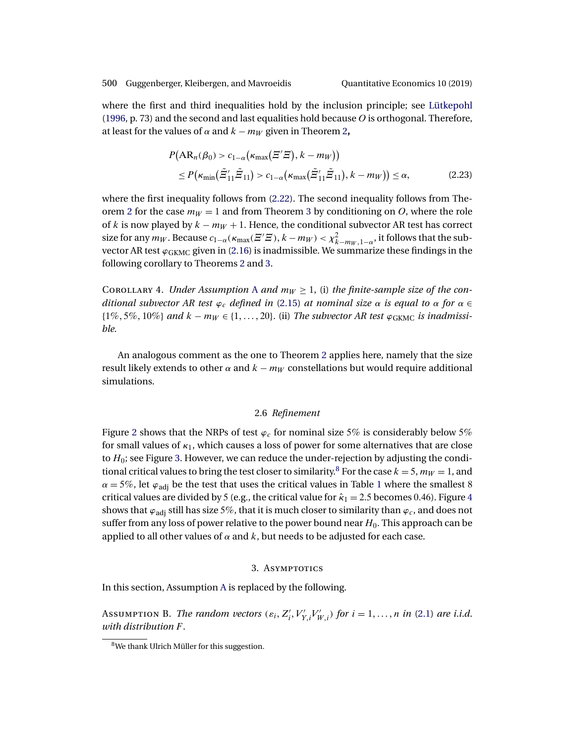where the first and third inequalities hold by the inclusion principle; see Lütkepohl (1996, p. 73) and the second and last equalities hold because $O$ is orthogonal. Therefore, at least for the values of $\alpha$ and $k - m_W$ given in Theorem 2**,**

$$
\begin{aligned}
&P\bigl(\mathrm{AR}_n(\beta_0) > c_{1-\alpha}\bigl(\kappa_{\max}\bigl(\Xi'\Xi\bigr), k - m_W\bigr)\bigr) \\
&\quad \leq P\bigl(\kappa_{\min}\bigl(\tilde{\Xi}_{11}'\tilde{\Xi}_{11}\bigr) > c_{1-\alpha}\bigl(\kappa_{\max}\bigl(\tilde{\Xi}_{11}'\tilde{\Xi}_{11}\bigr), k - m_W\bigr)\bigr) \leq \alpha,
\end{aligned} \tag{2.23}
$$

where the first inequality follows from (2.22). The second inequality follows from Theorem 2 for the case $m_W = 1$ and from Theorem 3 by conditioning on $O$, where the role of $k$ is now played by $k - m_W + 1$. Hence, the conditional subvector AR test has correct size for any $m_W$. Because $c_{1-\alpha}(\kappa_{\max}(\Xi'\Xi), k - m_W) < \chi^2_{k-m_W,1-\alpha}$, it follows that the subvector AR test $\varphi_{\mathrm{GKMC}}$ given in (2.16) is inadmissible. We summarize these findings in the following corollary to Theorems 2 and 3.

Corollary 4. *Under Assumption A and $m_W \geq 1$,* (i) *the finite-sample size of the conditional subvector AR test $\varphi_c$ defined in* (2.15) *at nominal size $\alpha$ is equal to $\alpha$ for $\alpha \in \{1\%, 5\%, 10\%\}$ and $k - m_W \in \{1, \ldots, 20\}$.* (ii) *The subvector AR test $\varphi_{\mathrm{GKMC}}$ is inadmissible.*

An analogous comment as the one to Theorem 2 applies here, namely that the size result likely extends to other $\alpha$ and $k - m_W$ constellations but would require additional simulations.

### 2.6 *Refinement*

Figure 2 shows that the NRPs of test $\varphi_c$ for nominal size 5% is considerably below 5% for small values of $\kappa_1$, which causes a loss of power for some alternatives that are close to $H_0$; see Figure 3. However, we can reduce the under-rejection by adjusting the conditional critical values to bring the test closer to similarity.[8] For the case $k = 5$, $m_W = 1$, and $\alpha = 5\%$, let $\varphi_{\mathrm{adj}}$ be the test that uses the critical values in Table 1 where the smallest 8 critical values are divided by 5 (e.g., the critical value for $\hat{\kappa}_1 = 2.5$ becomes 0.46). Figure 4 shows that $\varphi_{\mathrm{adj}}$ still has size 5%, that it is much closer to similarity than $\varphi_c$, and does not suffer from any loss of power relative to the power bound near $H_0$. This approach can be applied to all other values of $\alpha$ and $k$, but needs to be adjusted for each case.

## 3. Asymptotics

In this section, Assumption A is replaced by the following.

Assumption B. *The random vectors $(\varepsilon_i, Z_i', V_{Y,i}'V_{W,i}')$ for $i = 1, \ldots, n$ in* (2.1) *are i.i.d. with distribution $F$.*

[8] We thank Ulrich Müller for this suggestion.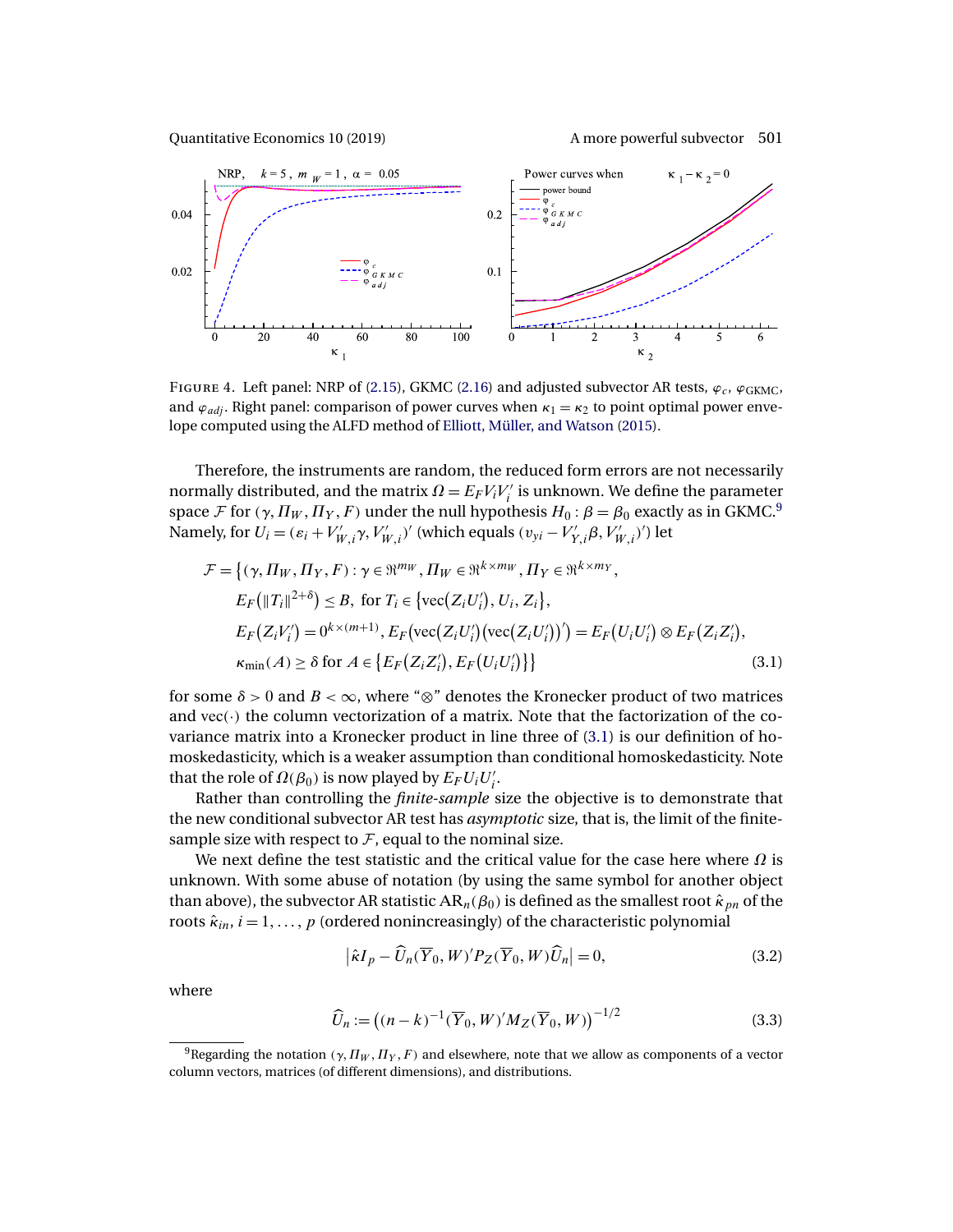FIGURE 4. Left panel: NRP of (2.15), GKMC (2.16) and adjusted subvector AR tests, $\varphi_c$, $\varphi_{\text{GKMC}}$, and $\varphi_{adj}$. Right panel: comparison of power curves when $\kappa_1 = \kappa_2$ to point optimal power envelope computed using the ALFD method of Elliott, Müller, and Watson (2015).

Therefore, the instruments are random, the reduced form errors are not necessarily normally distributed, and the matrix $\Omega = E_F V_i V_i'$ is unknown. We define the parameter space $\mathcal{F}$ for $(\gamma, \Pi_W, \Pi_Y, F)$ under the null hypothesis $H_0 : \beta = \beta_0$ exactly as in GKMC.[9] Namely, for $U_i = (\varepsilon_i + V_{W,i}'\gamma, V_{W,i}')'$ (which equals $(v_{yi} - V_{Y,i}'\beta, V_{W,i}')'$) let

$$
\begin{aligned}
\mathcal{F} = \big\{&(\gamma, \Pi_W, \Pi_Y, F) : \gamma \in \Re^{m_W}, \Pi_W \in \Re^{k \times m_W}, \Pi_Y \in \Re^{k \times m_Y}, \\
&E_F\big(\|T_i\|^{2+\delta}\big) \leq B, \text{ for } T_i \in \big\{\operatorname{vec}\big(Z_i U_i'\big), U_i, Z_i\big\}, \\
&E_F\big(Z_i V_i'\big) = 0^{k \times (m+1)}, E_F\big(\operatorname{vec}\big(Z_i U_i'\big)\big(\operatorname{vec}\big(Z_i U_i'\big)\big)'\big) = E_F\big(U_i U_i'\big) \otimes E_F\big(Z_i Z_i'\big), \\
&\kappa_{\min}(A) \geq \delta \text{ for } A \in \big\{E_F\big(Z_i Z_i'\big), E_F\big(U_i U_i'\big)\big\}\big\}
\end{aligned} \tag{3.1}
$$

for some $\delta > 0$ and $B < \infty$, where "$\otimes$" denotes the Kronecker product of two matrices and $\operatorname{vec}(\cdot)$ the column vectorization of a matrix. Note that the factorization of the covariance matrix into a Kronecker product in line three of (3.1) is our definition of homoskedasticity, which is a weaker assumption than conditional homoskedasticity. Note that the role of $\Omega(\beta_0)$ is now played by $E_F U_i U_i'$.

Rather than controlling the *finite-sample* size the objective is to demonstrate that the new conditional subvector AR test has *asymptotic* size, that is, the limit of the finite-sample size with respect to $\mathcal{F}$, equal to the nominal size.

We next define the test statistic and the critical value for the case here where $\Omega$ is unknown. With some abuse of notation (by using the same symbol for another object than above), the subvector AR statistic $\text{AR}_n(\beta_0)$ is defined as the smallest root $\hat{\kappa}_{pn}$ of the roots $\hat{\kappa}_{in}$, $i = 1, \ldots, p$ (ordered nonincreasingly) of the characteristic polynomial

$$
\big|\hat{\kappa} I_p - \widehat{U}_n(\overline{Y}_0, W)' P_Z(\overline{Y}_0, W)\widehat{U}_n\big| = 0, \tag{3.2}
$$

where

$$
\widehat{U}_n := \big((n-k)^{-1}(\overline{Y}_0, W)' M_Z(\overline{Y}_0, W)\big)^{-1/2} \tag{3.3}
$$

[9] Regarding the notation $(\gamma, \Pi_W, \Pi_Y, F)$ and elsewhere, note that we allow as components of a vector column vectors, matrices (of different dimensions), and distributions.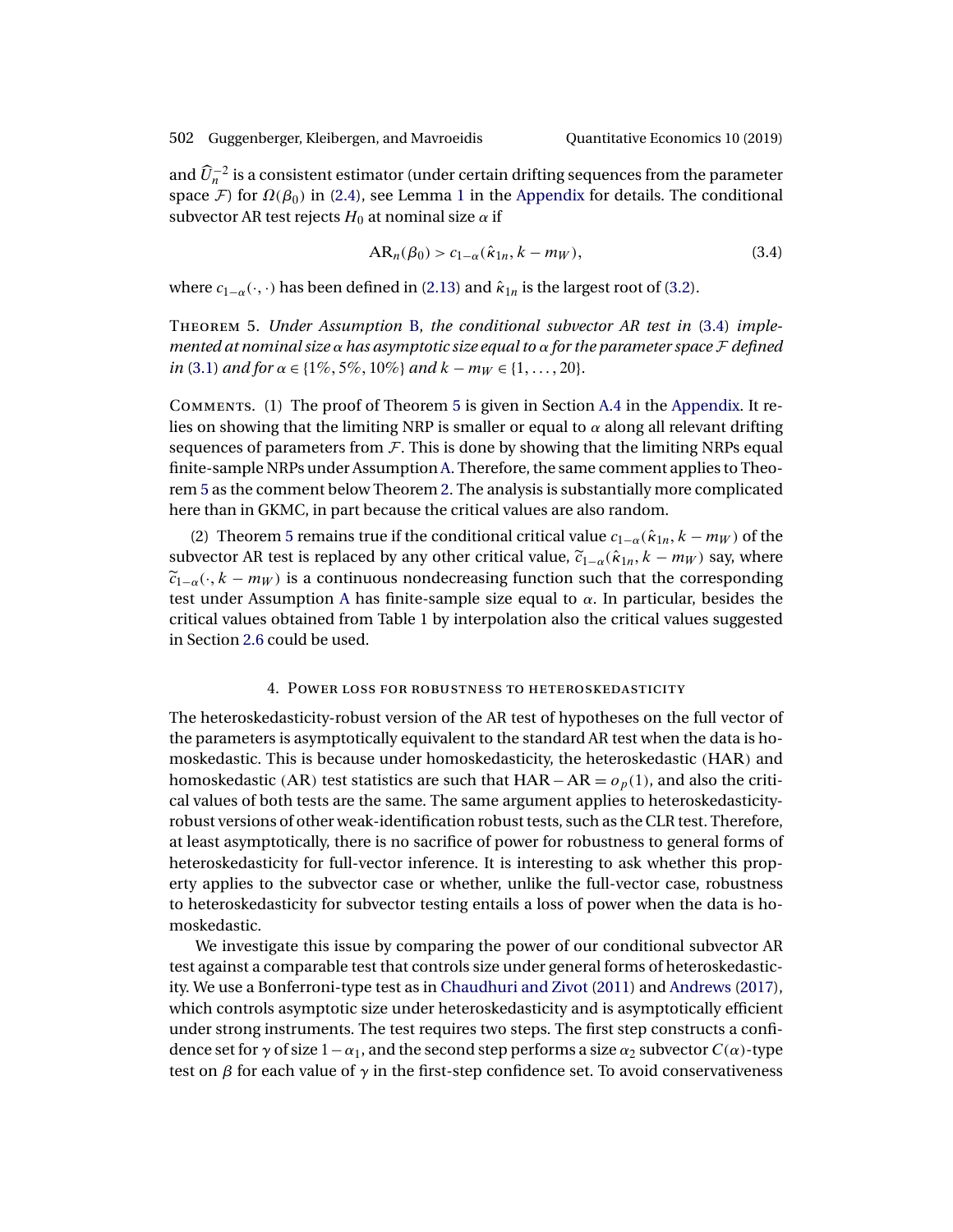and $\widehat{U}_n^{-2}$ is a consistent estimator (under certain drifting sequences from the parameter space $\mathcal{F}$) for $\Omega(\beta_0)$ in (2.4), see Lemma 1 in the Appendix for details. The conditional subvector AR test rejects $H_0$ at nominal size $\alpha$ if

$$\mathrm{AR}_n(\beta_0) > c_{1-\alpha}(\hat{\kappa}_{1n}, k - m_W), \tag{3.4}$$

where $c_{1-\alpha}(\cdot, \cdot)$ has been defined in (2.13) and $\hat{\kappa}_{1n}$ is the largest root of (3.2).

Theorem 5. *Under Assumption B, the conditional subvector AR test in (3.4) implemented at nominal size $\alpha$ has asymptotic size equal to $\alpha$ for the parameter space $\mathcal{F}$ defined in (3.1) and for $\alpha \in \{1\%, 5\%, 10\%\}$ and $k - m_W \in \{1, \ldots, 20\}$.*

Comments. (1) The proof of Theorem 5 is given in Section A.4 in the Appendix. It relies on showing that the limiting NRP is smaller or equal to $\alpha$ along all relevant drifting sequences of parameters from $\mathcal{F}$. This is done by showing that the limiting NRPs equal finite-sample NRPs under Assumption A. Therefore, the same comment applies to Theorem 5 as the comment below Theorem 2. The analysis is substantially more complicated here than in GKMC, in part because the critical values are also random.

(2) Theorem 5 remains true if the conditional critical value $c_{1-\alpha}(\hat{\kappa}_{1n}, k - m_W)$ of the subvector AR test is replaced by any other critical value, $\widetilde{c}_{1-\alpha}(\hat{\kappa}_{1n}, k - m_W)$ say, where $\widetilde{c}_{1-\alpha}(\cdot, k - m_W)$ is a continuous nondecreasing function such that the corresponding test under Assumption A has finite-sample size equal to $\alpha$. In particular, besides the critical values obtained from Table 1 by interpolation also the critical values suggested in Section 2.6 could be used.

## 4. Power loss for robustness to heteroskedasticity

The heteroskedasticity-robust version of the AR test of hypotheses on the full vector of the parameters is asymptotically equivalent to the standard AR test when the data is homoskedastic. This is because under homoskedasticity, the heteroskedastic (HAR) and homoskedastic (AR) test statistics are such that $\mathrm{HAR} - \mathrm{AR} = o_p(1)$, and also the critical values of both tests are the same. The same argument applies to heteroskedasticity-robust versions of other weak-identification robust tests, such as the CLR test. Therefore, at least asymptotically, there is no sacrifice of power for robustness to general forms of heteroskedasticity for full-vector inference. It is interesting to ask whether this property applies to the subvector case or whether, unlike the full-vector case, robustness to heteroskedasticity for subvector testing entails a loss of power when the data is homoskedastic.

We investigate this issue by comparing the power of our conditional subvector AR test against a comparable test that controls size under general forms of heteroskedasticity. We use a Bonferroni-type test as in Chaudhuri and Zivot (2011) and Andrews (2017), which controls asymptotic size under heteroskedasticity and is asymptotically efficient under strong instruments. The test requires two steps. The first step constructs a confidence set for $\gamma$ of size $1 - \alpha_1$, and the second step performs a size $\alpha_2$ subvector $C(\alpha)$-type test on $\beta$ for each value of $\gamma$ in the first-step confidence set. To avoid conservativeness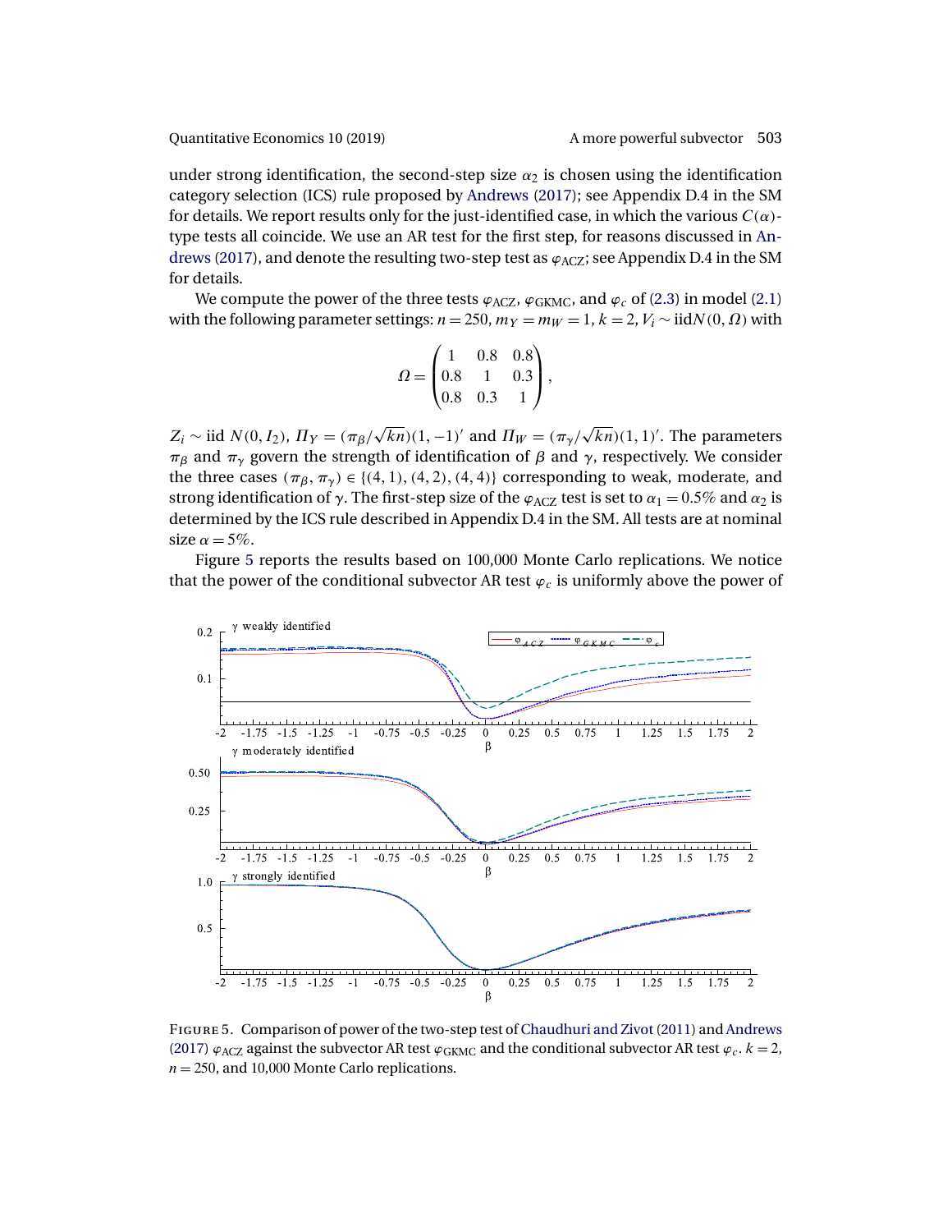under strong identification, the second-step size $\alpha_2$ is chosen using the identification category selection (ICS) rule proposed by Andrews (2017); see Appendix D.4 in the SM for details. We report results only for the just-identified case, in which the various $C(\alpha)$-type tests all coincide. We use an AR test for the first step, for reasons discussed in Andrews (2017), and denote the resulting two-step test as $\varphi_{\text{ACZ}}$; see Appendix D.4 in the SM for details.

We compute the power of the three tests $\varphi_{\text{ACZ}}$, $\varphi_{\text{GKMC}}$, and $\varphi_c$ of (2.3) in model (2.1) with the following parameter settings: $n = 250$, $m_Y = m_W = 1$, $k = 2$, $V_i \sim \text{iid}N(0, \Omega)$ with

$$\Omega = \begin{pmatrix} 1 & 0.8 & 0.8 \\ 0.8 & 1 & 0.3 \\ 0.8 & 0.3 & 1 \end{pmatrix},$$

$Z_i \sim \text{iid } N(0, I_2)$, $\Pi_Y = (\pi_\beta/\sqrt{kn})(1, -1)'$ and $\Pi_W = (\pi_\gamma/\sqrt{kn})(1, 1)'$. The parameters $\pi_\beta$ and $\pi_\gamma$ govern the strength of identification of $\beta$ and $\gamma$, respectively. We consider the three cases $(\pi_\beta, \pi_\gamma) \in \{(4, 1), (4, 2), (4, 4)\}$ corresponding to weak, moderate, and strong identification of $\gamma$. The first-step size of the $\varphi_{\text{ACZ}}$ test is set to $\alpha_1 = 0.5\%$ and $\alpha_2$ is determined by the ICS rule described in Appendix D.4 in the SM. All tests are at nominal size $\alpha = 5\%$.

Figure 5 reports the results based on 100,000 Monte Carlo replications. We notice that the power of the conditional subvector AR test $\varphi_c$ is uniformly above the power of

FIGURE 5. Comparison of power of the two-step test of Chaudhuri and Zivot (2011) and Andrews (2017) $\varphi_{\text{ACZ}}$ against the subvector AR test $\varphi_{\text{GKMC}}$ and the conditional subvector AR test $\varphi_c$. $k = 2$, $n = 250$, and 10,000 Monte Carlo replications.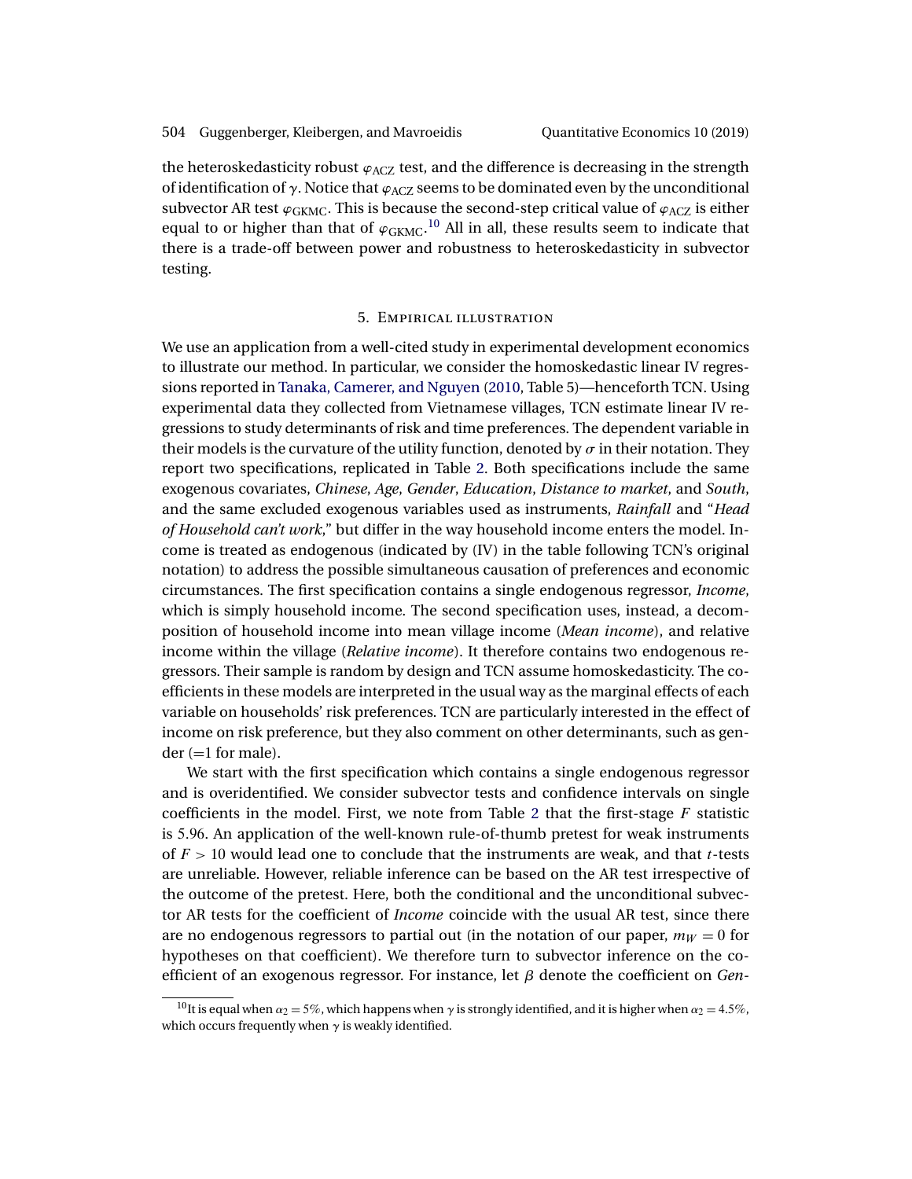the heteroskedasticity robust $\varphi_{\mathrm{ACZ}}$ test, and the difference is decreasing in the strength of identification of $\gamma$. Notice that $\varphi_{\mathrm{ACZ}}$ seems to be dominated even by the unconditional subvector AR test $\varphi_{\mathrm{GKMC}}$. This is because the second-step critical value of $\varphi_{\mathrm{ACZ}}$ is either equal to or higher than that of $\varphi_{\mathrm{GKMC}}$.[10] All in all, these results seem to indicate that there is a trade-off between power and robustness to heteroskedasticity in subvector testing.

## 5. Empirical illustration

We use an application from a well-cited study in experimental development economics to illustrate our method. In particular, we consider the homoskedastic linear IV regressions reported in Tanaka, Camerer, and Nguyen (2010, Table 5)—henceforth TCN. Using experimental data they collected from Vietnamese villages, TCN estimate linear IV regressions to study determinants of risk and time preferences. The dependent variable in their models is the curvature of the utility function, denoted by $\sigma$ in their notation. They report two specifications, replicated in Table 2. Both specifications include the same exogenous covariates, *Chinese*, *Age*, *Gender*, *Education*, *Distance to market*, and *South*, and the same excluded exogenous variables used as instruments, *Rainfall* and "*Head of Household can't work*," but differ in the way household income enters the model. Income is treated as endogenous (indicated by (IV) in the table following TCN's original notation) to address the possible simultaneous causation of preferences and economic circumstances. The first specification contains a single endogenous regressor, *Income*, which is simply household income. The second specification uses, instead, a decomposition of household income into mean village income (*Mean income*), and relative income within the village (*Relative income*). It therefore contains two endogenous regressors. Their sample is random by design and TCN assume homoskedasticity. The coefficients in these models are interpreted in the usual way as the marginal effects of each variable on households' risk preferences. TCN are particularly interested in the effect of income on risk preference, but they also comment on other determinants, such as gender (=1 for male).

We start with the first specification which contains a single endogenous regressor and is overidentified. We consider subvector tests and confidence intervals on single coefficients in the model. First, we note from Table 2 that the first-stage $F$ statistic is 5.96. An application of the well-known rule-of-thumb pretest for weak instruments of $F > 10$ would lead one to conclude that the instruments are weak, and that $t$-tests are unreliable. However, reliable inference can be based on the AR test irrespective of the outcome of the pretest. Here, both the conditional and the unconditional subvector AR tests for the coefficient of *Income* coincide with the usual AR test, since there are no endogenous regressors to partial out (in the notation of our paper, $m_W = 0$ for hypotheses on that coefficient). We therefore turn to subvector inference on the coefficient of an exogenous regressor. For instance, let $\beta$ denote the coefficient on *Gen-*

[10] It is equal when $\alpha_2 = 5\%$, which happens when $\gamma$ is strongly identified, and it is higher when $\alpha_2 = 4.5\%$, which occurs frequently when $\gamma$ is weakly identified.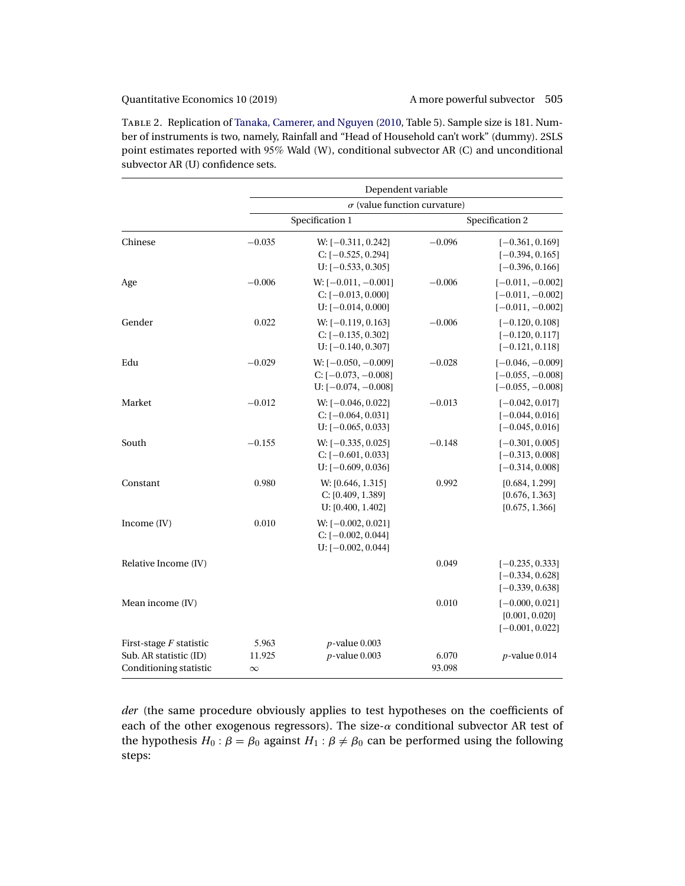Table 2. Replication of Tanaka, Camerer, and Nguyen (2010, Table 5). Sample size is 181. Number of instruments is two, namely, Rainfall and "Head of Household can't work" (dummy). 2SLS point estimates reported with 95% Wald (W), conditional subvector AR (C) and unconditional subvector AR (U) confidence sets.

| | Dependent variable | | | |
|---|---|---|---|---|
| | $\sigma$ (value function curvature) | | | |
| | Specification 1 | | Specification 2 | |
| Chinese | −0.035 | W: [−0.311, 0.242]<br>C: [−0.525, 0.294]<br>U: [−0.533, 0.305] | −0.096 | [−0.361, 0.169]<br>[−0.394, 0.165]<br>[−0.396, 0.166] |
| Age | −0.006 | W: [−0.011, −0.001]<br>C: [−0.013, 0.000]<br>U: [−0.014, 0.000] | −0.006 | [−0.011, −0.002]<br>[−0.011, −0.002]<br>[−0.011, −0.002] |
| Gender | 0.022 | W: [−0.119, 0.163]<br>C: [−0.135, 0.302]<br>U: [−0.140, 0.307] | −0.006 | [−0.120, 0.108]<br>[−0.120, 0.117]<br>[−0.121, 0.118] |
| Edu | −0.029 | W: [−0.050, −0.009]<br>C: [−0.073, −0.008]<br>U: [−0.074, −0.008] | −0.028 | [−0.046, −0.009]<br>[−0.055, −0.008]<br>[−0.055, −0.008] |
| Market | −0.012 | W: [−0.046, 0.022]<br>C: [−0.064, 0.031]<br>U: [−0.065, 0.033] | −0.013 | [−0.042, 0.017]<br>[−0.044, 0.016]<br>[−0.045, 0.016] |
| South | −0.155 | W: [−0.335, 0.025]<br>C: [−0.601, 0.033]<br>U: [−0.609, 0.036] | −0.148 | [−0.301, 0.005]<br>[−0.313, 0.008]<br>[−0.314, 0.008] |
| Constant | 0.980 | W: [0.646, 1.315]<br>C: [0.409, 1.389]<br>U: [0.400, 1.402] | 0.992 | [0.684, 1.299]<br>[0.676, 1.363]<br>[0.675, 1.366] |
| Income (IV) | 0.010 | W: [−0.002, 0.021]<br>C: [−0.002, 0.044]<br>U: [−0.002, 0.044] | | |
| Relative Income (IV) | | | 0.049 | [−0.235, 0.333]<br>[−0.334, 0.628]<br>[−0.339, 0.638] |
| Mean income (IV) | | | 0.010 | [−0.000, 0.021]<br>[0.001, 0.020]<br>[−0.001, 0.022] |
| First-stage $F$ statistic | 5.963 | $p$-value 0.003 | | |
| Sub. AR statistic (ID) | 11.925 | $p$-value 0.003 | 6.070 | $p$-value 0.014 |
| Conditioning statistic | $\infty$ | | 93.098 | |

*der* (the same procedure obviously applies to test hypotheses on the coefficients of each of the other exogenous regressors). The size-$\alpha$ conditional subvector AR test of the hypothesis $H_0 : \beta = \beta_0$ against $H_1 : \beta \neq \beta_0$ can be performed using the following steps: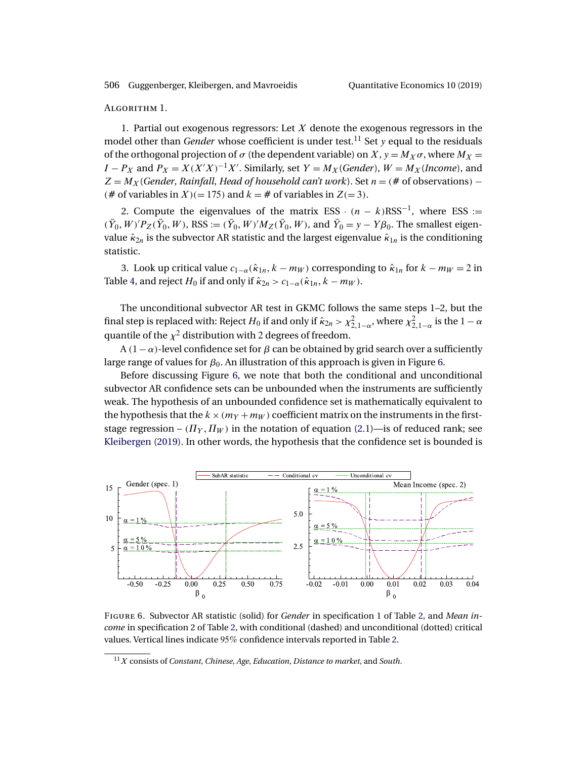Algorithm 1.

1. Partial out exogenous regressors: Let $X$ denote the exogenous regressors in the model other than *Gender* whose coefficient is under test.[11] Set $y$ equal to the residuals of the orthogonal projection of $\sigma$ (the dependent variable) on $X$, $y = M_X \sigma$, where $M_X = I - P_X$ and $P_X = X(X'X)^{-1}X'$. Similarly, set $Y = M_X(Gender)$, $W = M_X(Income)$, and $Z = M_X(Gender, Rainfall, Head\ of\ household\ can't\ work)$. Set $n = (\#$ of observations$) - (\#$ of variables in $X)(= 175)$ and $k = \#$ of variables in $Z(= 3)$.

2. Compute the eigenvalues of the matrix $\text{ESS} \cdot (n-k)\text{RSS}^{-1}$, where $\text{ESS} := (\bar{Y}_0, W)' P_Z (\bar{Y}_0, W)$, $\text{RSS} := (\bar{Y}_0, W)' M_Z (\bar{Y}_0, W)$, and $\bar{Y}_0 = y - Y\beta_0$. The smallest eigenvalue $\hat{\kappa}_{2n}$ is the subvector AR statistic and the largest eigenvalue $\hat{\kappa}_{1n}$ is the conditioning statistic.

3. Look up critical value $c_{1-\alpha}(\hat{\kappa}_{1n}, k - m_W)$ corresponding to $\hat{\kappa}_{1n}$ for $k - m_W = 2$ in Table 4, and reject $H_0$ if and only if $\hat{\kappa}_{2n} > c_{1-\alpha}(\hat{\kappa}_{1n}, k - m_W)$.

The unconditional subvector AR test in GKMC follows the same steps 1–2, but the final step is replaced with: Reject $H_0$ if and only if $\hat{\kappa}_{2n} > \chi^2_{2,1-\alpha}$, where $\chi^2_{2,1-\alpha}$ is the $1-\alpha$ quantile of the $\chi^2$ distribution with 2 degrees of freedom.

A $(1-\alpha)$-level confidence set for $\beta$ can be obtained by grid search over a sufficiently large range of values for $\beta_0$. An illustration of this approach is given in Figure 6.

Before discussing Figure 6, we note that both the conditional and unconditional subvector AR confidence sets can be unbounded when the instruments are sufficiently weak. The hypothesis of an unbounded confidence set is mathematically equivalent to the hypothesis that the $k \times (m_Y + m_W)$ coefficient matrix on the instruments in the first-stage regression – $(\Pi_Y, \Pi_W)$ in the notation of equation (2.1)—is of reduced rank; see Kleibergen (2019). In other words, the hypothesis that the confidence set is bounded is

Figure 6. Subvector AR statistic (solid) for *Gender* in specification 1 of Table 2, and *Mean income* in specification 2 of Table 2, with conditional (dashed) and unconditional (dotted) critical values. Vertical lines indicate 95% confidence intervals reported in Table 2.

[11] $X$ consists of *Constant*, *Chinese*, *Age*, *Education*, *Distance to market*, and *South*.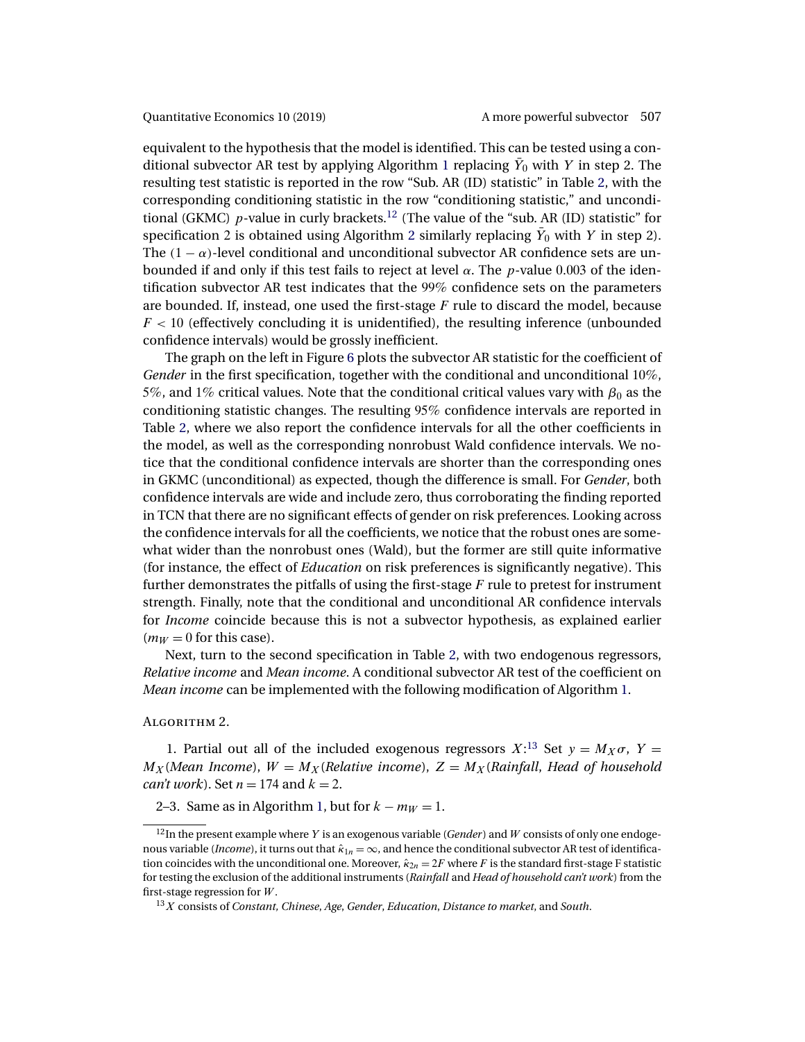equivalent to the hypothesis that the model is identified. This can be tested using a conditional subvector AR test by applying Algorithm 1 replacing $\bar{Y}_0$ with $Y$ in step 2. The resulting test statistic is reported in the row "Sub. AR (ID) statistic" in Table 2, with the corresponding conditioning statistic in the row "conditioning statistic," and unconditional (GKMC) $p$-value in curly brackets.[12] (The value of the "sub. AR (ID) statistic" for specification 2 is obtained using Algorithm 2 similarly replacing $\bar{Y}_0$ with $Y$ in step 2). The $(1-\alpha)$-level conditional and unconditional subvector AR confidence sets are unbounded if and only if this test fails to reject at level $\alpha$. The $p$-value 0.003 of the identification subvector AR test indicates that the 99% confidence sets on the parameters are bounded. If, instead, one used the first-stage $F$ rule to discard the model, because $F < 10$ (effectively concluding it is unidentified), the resulting inference (unbounded confidence intervals) would be grossly inefficient.

The graph on the left in Figure 6 plots the subvector AR statistic for the coefficient of *Gender* in the first specification, together with the conditional and unconditional 10%, 5%, and 1% critical values. Note that the conditional critical values vary with $\beta_0$ as the conditioning statistic changes. The resulting 95% confidence intervals are reported in Table 2, where we also report the confidence intervals for all the other coefficients in the model, as well as the corresponding nonrobust Wald confidence intervals. We notice that the conditional confidence intervals are shorter than the corresponding ones in GKMC (unconditional) as expected, though the difference is small. For *Gender*, both confidence intervals are wide and include zero, thus corroborating the finding reported in TCN that there are no significant effects of gender on risk preferences. Looking across the confidence intervals for all the coefficients, we notice that the robust ones are somewhat wider than the nonrobust ones (Wald), but the former are still quite informative (for instance, the effect of *Education* on risk preferences is significantly negative). This further demonstrates the pitfalls of using the first-stage $F$ rule to pretest for instrument strength. Finally, note that the conditional and unconditional AR confidence intervals for *Income* coincide because this is not a subvector hypothesis, as explained earlier ($m_W = 0$ for this case).

Next, turn to the second specification in Table 2, with two endogenous regressors, *Relative income* and *Mean income*. A conditional subvector AR test of the coefficient on *Mean income* can be implemented with the following modification of Algorithm 1.

Algorithm 2.

1. Partial out all of the included exogenous regressors $X$:[13] Set $y = M_X\sigma$, $Y = M_X(\textit{Mean Income})$, $W = M_X(\textit{Relative income})$, $Z = M_X(\textit{Rainfall}, \textit{Head of household can't work})$. Set $n = 174$ and $k = 2$.

2–3. Same as in Algorithm 1, but for $k - m_W = 1$.

---

[12] In the present example where $Y$ is an exogenous variable (*Gender*) and $W$ consists of only one endogenous variable (*Income*), it turns out that $\hat{\kappa}_{1n} = \infty$, and hence the conditional subvector AR test of identification coincides with the unconditional one. Moreover, $\hat{\kappa}_{2n} = 2F$ where $F$ is the standard first-stage F statistic for testing the exclusion of the additional instruments (*Rainfall* and *Head of household can't work*) from the first-stage regression for $W$.

[13] $X$ consists of *Constant, Chinese, Age, Gender, Education, Distance to market*, and *South*.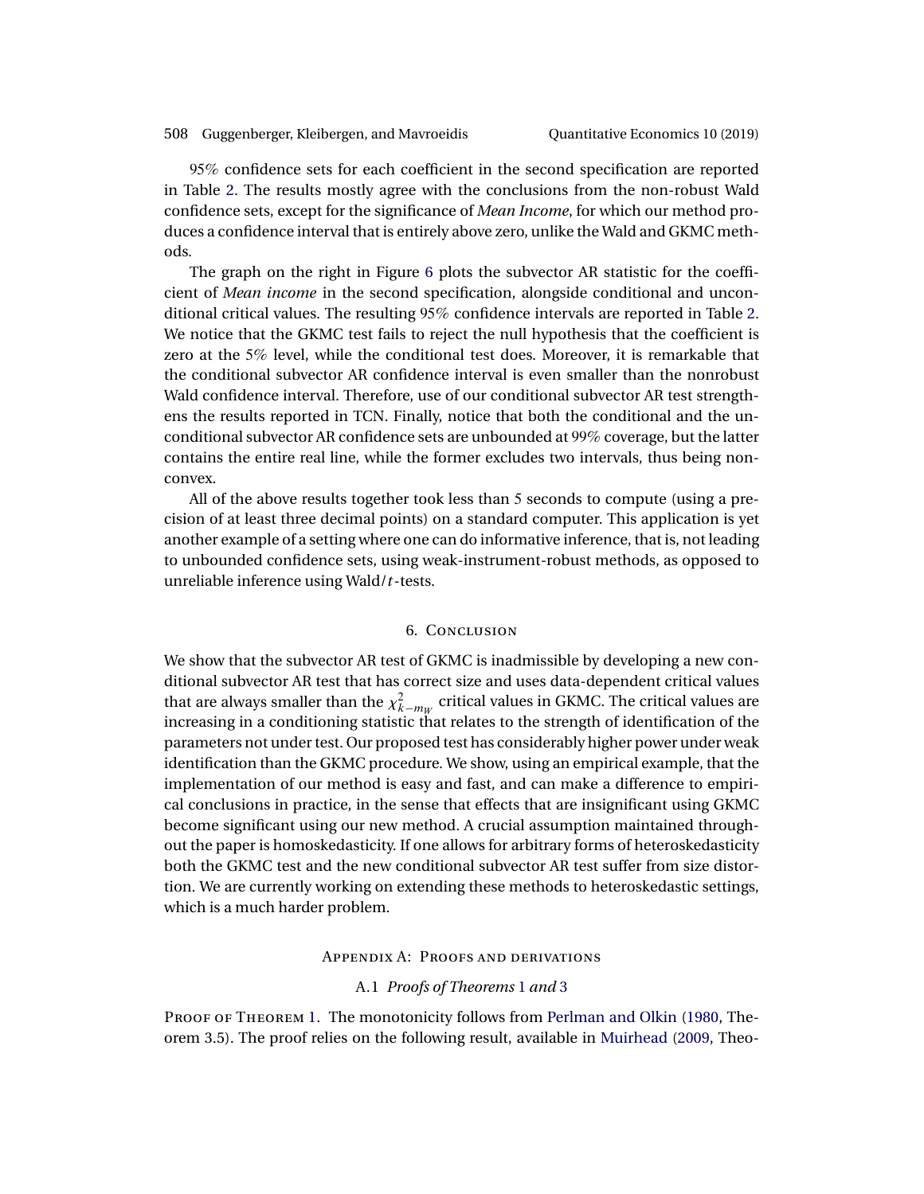95% confidence sets for each coefficient in the second specification are reported in Table 2. The results mostly agree with the conclusions from the non-robust Wald confidence sets, except for the significance of *Mean Income*, for which our method produces a confidence interval that is entirely above zero, unlike the Wald and GKMC methods.

The graph on the right in Figure 6 plots the subvector AR statistic for the coefficient of *Mean income* in the second specification, alongside conditional and unconditional critical values. The resulting 95% confidence intervals are reported in Table 2. We notice that the GKMC test fails to reject the null hypothesis that the coefficient is zero at the 5% level, while the conditional test does. Moreover, it is remarkable that the conditional subvector AR confidence interval is even smaller than the nonrobust Wald confidence interval. Therefore, use of our conditional subvector AR test strengthens the results reported in TCN. Finally, notice that both the conditional and the unconditional subvector AR confidence sets are unbounded at 99% coverage, but the latter contains the entire real line, while the former excludes two intervals, thus being nonconvex.

All of the above results together took less than 5 seconds to compute (using a precision of at least three decimal points) on a standard computer. This application is yet another example of a setting where one can do informative inference, that is, not leading to unbounded confidence sets, using weak-instrument-robust methods, as opposed to unreliable inference using Wald/$t$-tests.

## 6. Conclusion

We show that the subvector AR test of GKMC is inadmissible by developing a new conditional subvector AR test that has correct size and uses data-dependent critical values that are always smaller than the $\chi^2_{k-m_W}$ critical values in GKMC. The critical values are increasing in a conditioning statistic that relates to the strength of identification of the parameters not under test. Our proposed test has considerably higher power under weak identification than the GKMC procedure. We show, using an empirical example, that the implementation of our method is easy and fast, and can make a difference to empirical conclusions in practice, in the sense that effects that are insignificant using GKMC become significant using our new method. A crucial assumption maintained throughout the paper is homoskedasticity. If one allows for arbitrary forms of heteroskedasticity both the GKMC test and the new conditional subvector AR test suffer from size distortion. We are currently working on extending these methods to heteroskedastic settings, which is a much harder problem.

## Appendix A: Proofs and derivations

### A.1 *Proofs of Theorems* 1 *and* 3

Proof of Theorem 1. The monotonicity follows from Perlman and Olkin (1980, Theorem 3.5). The proof relies on the following result, available in Muirhead (2009, Theo-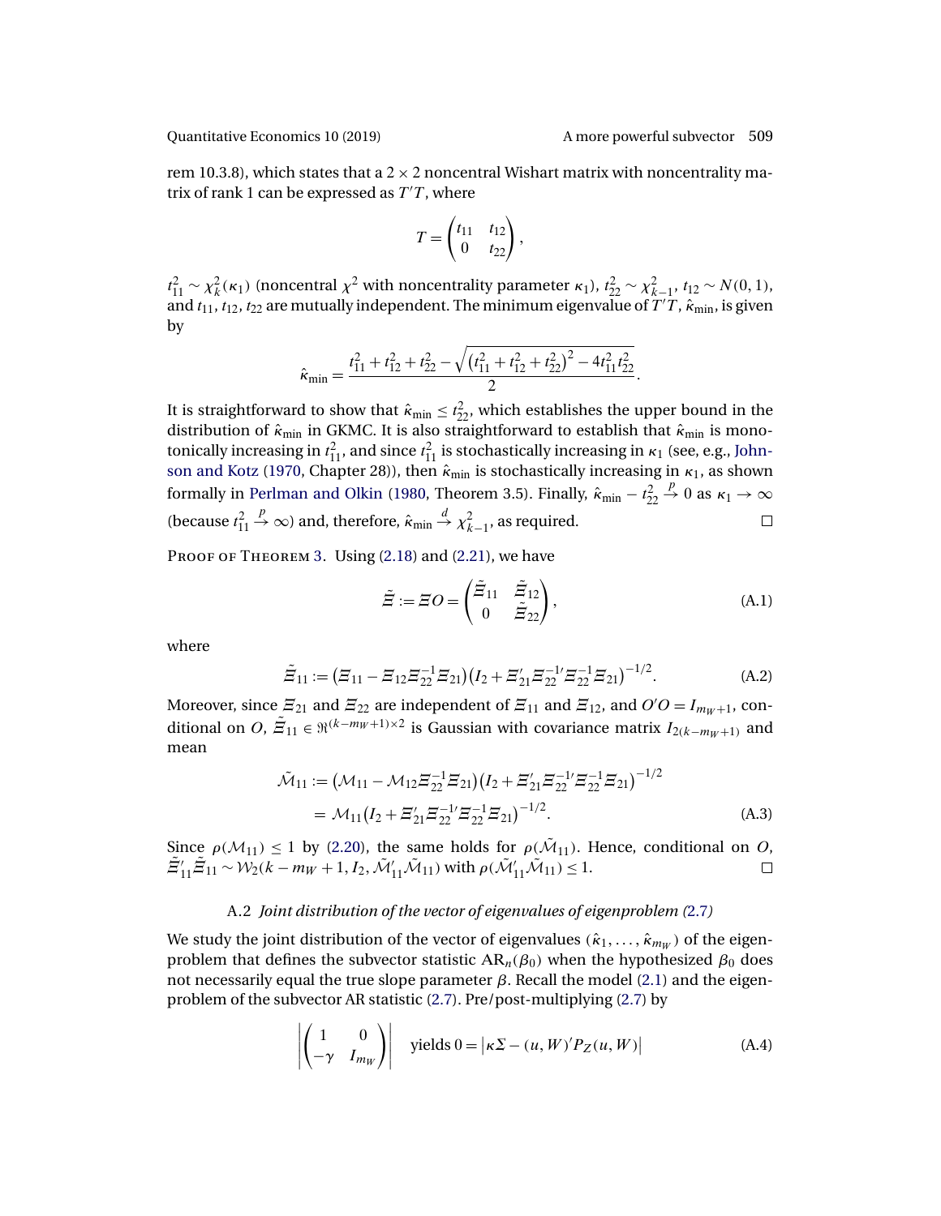rem 10.3.8), which states that a $2 \times 2$ noncentral Wishart matrix with noncentrality matrix of rank 1 can be expressed as $T'T$, where

$$T = \begin{pmatrix} t_{11} & t_{12} \\ 0 & t_{22} \end{pmatrix},$$

$t_{11}^2 \sim \chi_k^2(\kappa_1)$ (noncentral $\chi^2$ with noncentrality parameter $\kappa_1$), $t_{22}^2 \sim \chi_{k-1}^2$, $t_{12} \sim N(0,1)$, and $t_{11}$, $t_{12}$, $t_{22}$ are mutually independent. The minimum eigenvalue of $T'T$, $\hat{\kappa}_{\min}$, is given by

$$\hat{\kappa}_{\min} = \frac{t_{11}^2 + t_{12}^2 + t_{22}^2 - \sqrt{\left(t_{11}^2 + t_{12}^2 + t_{22}^2\right)^2 - 4t_{11}^2 t_{22}^2}}{2}.$$

It is straightforward to show that $\hat{\kappa}_{\min} \leq t_{22}^2$, which establishes the upper bound in the distribution of $\hat{\kappa}_{\min}$ in GKMC. It is also straightforward to establish that $\hat{\kappa}_{\min}$ is monotonically increasing in $t_{11}^2$, and since $t_{11}^2$ is stochastically increasing in $\kappa_1$ (see, e.g., Johnson and Kotz (1970, Chapter 28)), then $\hat{\kappa}_{\min}$ is stochastically increasing in $\kappa_1$, as shown formally in Perlman and Olkin (1980, Theorem 3.5). Finally, $\hat{\kappa}_{\min} - t_{22}^2 \xrightarrow{p} 0$ as $\kappa_1 \to \infty$ (because $t_{11}^2 \xrightarrow{p} \infty$) and, therefore, $\hat{\kappa}_{\min} \xrightarrow{d} \chi_{k-1}^2$, as required. □

Proof of Theorem 3. Using (2.18) and (2.21), we have

$$\tilde{\Xi} := \Xi O = \begin{pmatrix} \tilde{\Xi}_{11} & \tilde{\Xi}_{12} \\ 0 & \tilde{\Xi}_{22} \end{pmatrix}, \tag{A.1}$$

where

$$\tilde{\Xi}_{11} := \left(\Xi_{11} - \Xi_{12}\Xi_{22}^{-1}\Xi_{21}\right)\left(I_2 + \Xi_{21}'\Xi_{22}^{-1\prime}\Xi_{22}^{-1}\Xi_{21}\right)^{-1/2}. \tag{A.2}$$

Moreover, since $\Xi_{21}$ and $\Xi_{22}$ are independent of $\Xi_{11}$ and $\Xi_{12}$, and $O'O = I_{m_W+1}$, conditional on $O$, $\tilde{\Xi}_{11} \in \Re^{(k-m_W+1)\times 2}$ is Gaussian with covariance matrix $I_{2(k-m_W+1)}$ and mean

$$\begin{aligned} \tilde{\mathcal{M}}_{11} &:= \left(\mathcal{M}_{11} - \mathcal{M}_{12}\Xi_{22}^{-1}\Xi_{21}\right)\left(I_2 + \Xi_{21}'\Xi_{22}^{-1\prime}\Xi_{22}^{-1}\Xi_{21}\right)^{-1/2} \\ &= \mathcal{M}_{11}\left(I_2 + \Xi_{21}'\Xi_{22}^{-1\prime}\Xi_{22}^{-1}\Xi_{21}\right)^{-1/2}. \end{aligned} \tag{A.3}$$

Since $\rho(\mathcal{M}_{11}) \leq 1$ by (2.20), the same holds for $\rho(\tilde{\mathcal{M}}_{11})$. Hence, conditional on $O$, $\tilde{\Xi}_{11}'\tilde{\Xi}_{11} \sim \mathcal{W}_2(k - m_W + 1, I_2, \tilde{\mathcal{M}}_{11}'\tilde{\mathcal{M}}_{11})$ with $\rho(\tilde{\mathcal{M}}_{11}'\tilde{\mathcal{M}}_{11}) \leq 1$. □

### A.2 *Joint distribution of the vector of eigenvalues of eigenproblem (2.7)*

We study the joint distribution of the vector of eigenvalues $(\hat{\kappa}_1, \ldots, \hat{\kappa}_{m_W})$ of the eigenproblem that defines the subvector statistic $\text{AR}_n(\beta_0)$ when the hypothesized $\beta_0$ does not necessarily equal the true slope parameter $\beta$. Recall the model (2.1) and the eigenproblem of the subvector AR statistic (2.7). Pre/post-multiplying (2.7) by

$$\left|\begin{pmatrix} 1 & 0 \\ -\gamma & I_{m_W} \end{pmatrix}\right| \quad \text{yields } 0 = \left|\kappa\Sigma - (u, W)'P_Z(u, W)\right| \tag{A.4}$$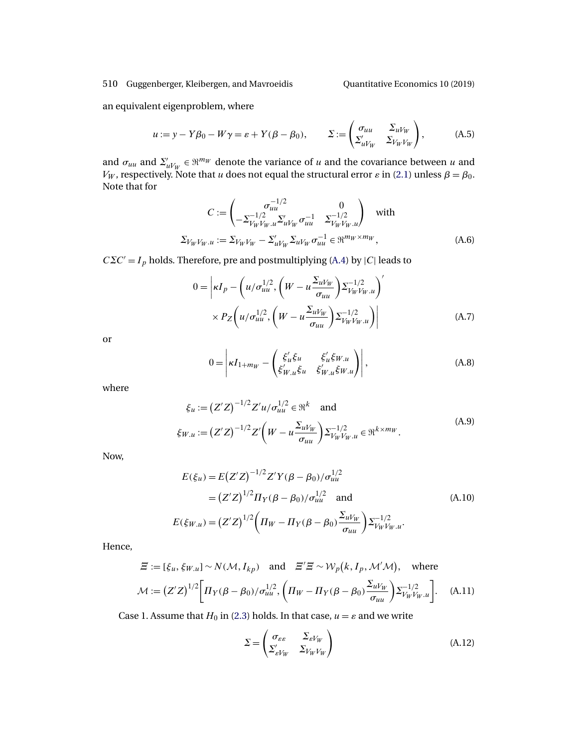an equivalent eigenproblem, where

$$u := y - Y\beta_0 - W\gamma = \varepsilon + Y(\beta - \beta_0), \qquad \Sigma := \begin{pmatrix} \sigma_{uu} & \Sigma_{uV_W} \\ \Sigma'_{uV_W} & \Sigma_{V_W V_W} \end{pmatrix}, \tag{A.5}$$

and $\sigma_{uu}$ and $\Sigma'_{uV_W} \in \Re^{m_W}$ denote the variance of $u$ and the covariance between $u$ and $V_W$, respectively. Note that $u$ does not equal the structural error $\varepsilon$ in (2.1) unless $\beta = \beta_0$. Note that for

$$C := \begin{pmatrix} \sigma_{uu}^{-1/2} & 0 \\ -\Sigma_{V_W V_W.u}^{-1/2} \Sigma'_{uV_W} \sigma_{uu}^{-1} & \Sigma_{V_W V_W.u}^{-1/2} \end{pmatrix} \quad \text{with}$$
$$\Sigma_{V_W V_W.u} := \Sigma_{V_W V_W} - \Sigma'_{uV_W} \Sigma_{uV_W} \sigma_{uu}^{-1} \in \Re^{m_W \times m_W}, \tag{A.6}$$

$C\Sigma C' = I_p$ holds. Therefore, pre and postmultiplying (A.4) by $|C|$ leads to

$$0 = \left| \kappa I_p - \left( u/\sigma_{uu}^{1/2}, \left( W - u\frac{\Sigma_{uV_W}}{\sigma_{uu}} \right) \Sigma_{V_W V_W.u}^{-1/2} \right)' \times P_Z \left( u/\sigma_{uu}^{1/2}, \left( W - u\frac{\Sigma_{uV_W}}{\sigma_{uu}} \right) \Sigma_{V_W V_W.u}^{-1/2} \right) \right| \tag{A.7}$$

or

$$0 = \left| \kappa I_{1+m_W} - \begin{pmatrix} \xi'_u \xi_u & \xi'_u \xi_{W.u} \\ \xi'_{W.u} \xi_u & \xi'_{W.u} \xi_{W.u} \end{pmatrix} \right|, \tag{A.8}$$

where

$$\xi_u := (Z'Z)^{-1/2} Z' u / \sigma_{uu}^{1/2} \in \Re^k \quad \text{and}$$
$$\xi_{W.u} := (Z'Z)^{-1/2} Z' \left( W - u\frac{\Sigma_{uV_W}}{\sigma_{uu}} \right) \Sigma_{V_W V_W.u}^{-1/2} \in \Re^{k \times m_W}. \tag{A.9}$$

Now,

$$E(\xi_u) = E(Z'Z)^{-1/2} Z' Y (\beta - \beta_0)/\sigma_{uu}^{1/2}$$
$$= (Z'Z)^{1/2} \Pi_Y (\beta - \beta_0)/\sigma_{uu}^{1/2} \quad \text{and} \tag{A.10}$$
$$E(\xi_{W.u}) = (Z'Z)^{1/2} \left( \Pi_W - \Pi_Y (\beta - \beta_0) \frac{\Sigma_{uV_W}}{\sigma_{uu}} \right) \Sigma_{V_W V_W.u}^{-1/2}.$$

Hence,

$$\Xi := [\xi_u, \xi_{W.u}] \sim N(\mathcal{M}, I_{kp}) \quad \text{and} \quad \Xi'\Xi \sim \mathcal{W}_p(k, I_p, \mathcal{M}'\mathcal{M}), \quad \text{where}$$
$$\mathcal{M} := (Z'Z)^{1/2} \left[ \Pi_Y (\beta - \beta_0)/\sigma_{uu}^{1/2}, \left( \Pi_W - \Pi_Y (\beta - \beta_0) \frac{\Sigma_{uV_W}}{\sigma_{uu}} \right) \Sigma_{V_W V_W.u}^{-1/2} \right]. \tag{A.11}$$

Case 1. Assume that $H_0$ in (2.3) holds. In that case, $u = \varepsilon$ and we write

$$\Sigma = \begin{pmatrix} \sigma_{\varepsilon\varepsilon} & \Sigma_{\varepsilon V_W} \\ \Sigma'_{\varepsilon V_W} & \Sigma_{V_W V_W} \end{pmatrix} \tag{A.12}$$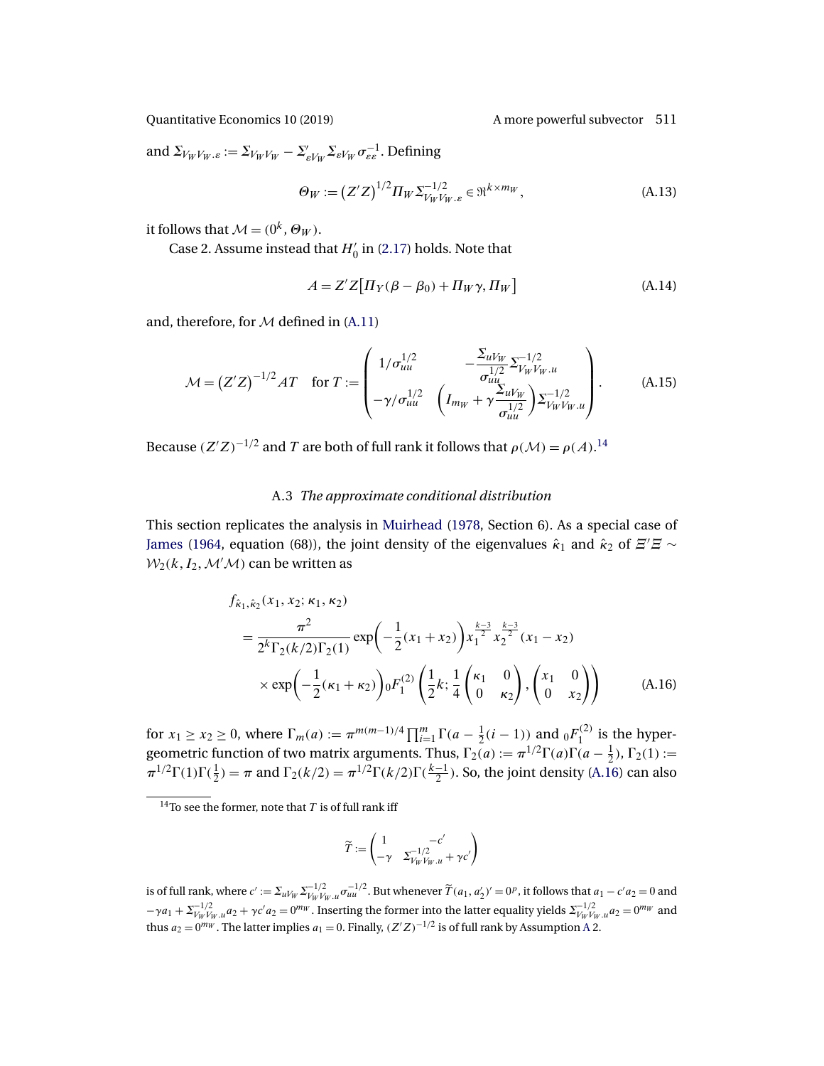and $\Sigma_{V_W V_W.\varepsilon} := \Sigma_{V_W V_W} - \Sigma'_{\varepsilon V_W}\Sigma_{\varepsilon V_W}\sigma_{\varepsilon\varepsilon}^{-1}$. Defining

$$\Theta_W := (Z'Z)^{1/2}\Pi_W \Sigma_{V_W V_W.\varepsilon}^{-1/2} \in \Re^{k\times m_W}, \tag{A.13}$$

it follows that $\mathcal{M} = (0^k, \Theta_W)$.

Case 2. Assume instead that $H_0'$ in (2.17) holds. Note that

$$A = Z'Z\big[\Pi_Y(\beta - \beta_0) + \Pi_W\gamma, \Pi_W\big] \tag{A.14}$$

and, therefore, for $\mathcal{M}$ defined in (A.11)

$$\mathcal{M} = (Z'Z)^{-1/2}AT \quad \text{for } T := \begin{pmatrix} 1/\sigma_{uu}^{1/2} & -\dfrac{\Sigma_{uV_W}}{\sigma_{uu}^{1/2}}\Sigma_{V_W V_W.u}^{-1/2} \\ -\gamma/\sigma_{uu}^{1/2} & \left(I_{m_W} + \gamma\dfrac{\Sigma_{uV_W}}{\sigma_{uu}^{1/2}}\right)\Sigma_{V_W V_W.u}^{-1/2}\end{pmatrix}. \tag{A.15}$$

Because $(Z'Z)^{-1/2}$ and $T$ are both of full rank it follows that $\rho(\mathcal{M}) = \rho(A)$.[14]

### A.3 *The approximate conditional distribution*

This section replicates the analysis in Muirhead (1978, Section 6). As a special case of James (1964, equation (68)), the joint density of the eigenvalues $\hat{\kappa}_1$ and $\hat{\kappa}_2$ of $\Xi'\Xi \sim \mathcal{W}_2(k, I_2, \mathcal{M}'\mathcal{M})$ can be written as

$$\begin{aligned} &f_{\hat{\kappa}_1,\hat{\kappa}_2}(x_1, x_2; \kappa_1, \kappa_2) \\ &\quad= \frac{\pi^2}{2^k\Gamma_2(k/2)\Gamma_2(1)}\exp\left(-\frac{1}{2}(x_1+x_2)\right)x_1^{\frac{k-3}{2}}x_2^{\frac{k-3}{2}}(x_1 - x_2) \\ &\quad\quad\times \exp\left(-\frac{1}{2}(\kappa_1+\kappa_2)\right){}_0F_1^{(2)}\left(\frac{1}{2}k; \frac{1}{4}\begin{pmatrix}\kappa_1 & 0\\ 0 & \kappa_2\end{pmatrix}, \begin{pmatrix}x_1 & 0 \\ 0 & x_2\end{pmatrix}\right) \end{aligned} \tag{A.16}$$

for $x_1 \geq x_2 \geq 0$, where $\Gamma_m(a) := \pi^{m(m-1)/4}\prod_{i=1}^m \Gamma(a - \frac{1}{2}(i-1))$ and ${}_0F_1^{(2)}$ is the hypergeometric function of two matrix arguments. Thus, $\Gamma_2(a) := \pi^{1/2}\Gamma(a)\Gamma(a-\frac{1}{2})$, $\Gamma_2(1) := \pi^{1/2}\Gamma(1)\Gamma(\frac{1}{2}) = \pi$ and $\Gamma_2(k/2) = \pi^{1/2}\Gamma(k/2)\Gamma(\frac{k-1}{2})$. So, the joint density (A.16) can also

---

[14] To see the former, note that $T$ is of full rank iff

$$\widetilde{T} := \begin{pmatrix} 1 & -c' \\ -\gamma & \Sigma_{V_W V_W.u}^{-1/2} + \gamma c'\end{pmatrix}$$

is of full rank, where $c' := \Sigma_{uV_W}\Sigma_{V_W V_W.u}^{-1/2}\sigma_{uu}^{-1/2}$. But whenever $\widetilde{T}(a_1, a_2')' = 0^p$, it follows that $a_1 - c'a_2 = 0$ and $-\gamma a_1 + \Sigma_{V_W V_W.u}^{-1/2}a_2 + \gamma c' a_2 = 0^{m_W}$. Inserting the former into the latter equality yields $\Sigma_{V_W V_W.u}^{-1/2}a_2 = 0^{m_W}$ and thus $a_2 = 0^{m_W}$. The latter implies $a_1 = 0$. Finally, $(Z'Z)^{-1/2}$ is of full rank by Assumption A 2.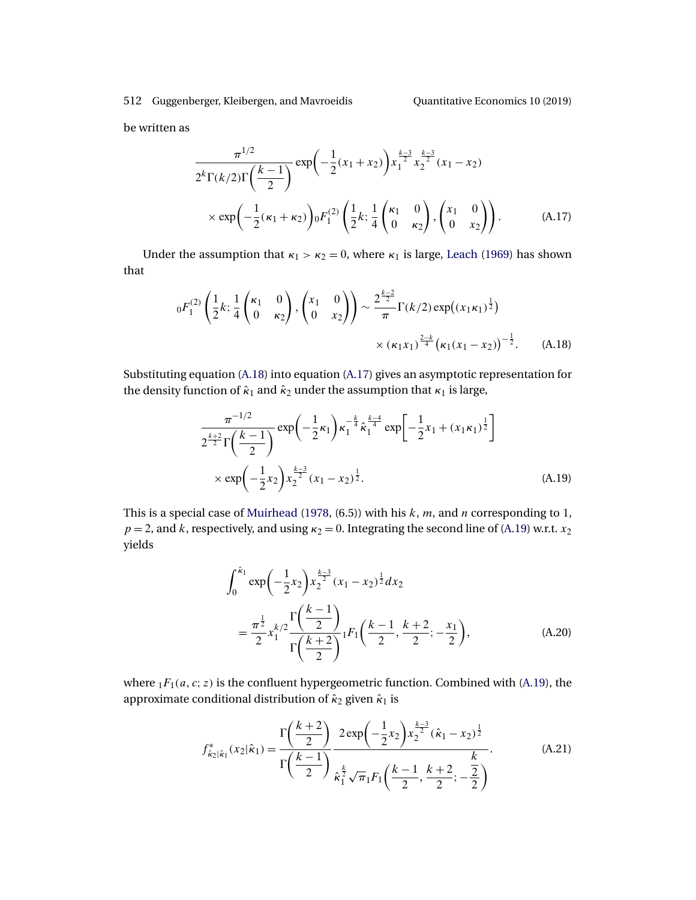be written as

$$
\frac{\pi^{1/2}}{2^k \Gamma(k/2)\Gamma\left(\frac{k-1}{2}\right)} \exp\left(-\frac{1}{2}(x_1+x_2)\right) x_1^{\frac{k-3}{2}} x_2^{\frac{k-3}{2}} (x_1 - x_2)
$$

$$
\times \exp\left(-\frac{1}{2}(\kappa_1+\kappa_2)\right) {}_0F_1^{(2)}\left(\frac{1}{2}k; \frac{1}{4}\begin{pmatrix}\kappa_1 & 0 \\ 0 & \kappa_2\end{pmatrix}, \begin{pmatrix} x_1 & 0 \\ 0 & x_2\end{pmatrix}\right). \tag{A.17}
$$

Under the assumption that $\kappa_1 > \kappa_2 = 0$, where $\kappa_1$ is large, Leach (1969) has shown that

$$
{}_0F_1^{(2)}\left(\frac{1}{2}k; \frac{1}{4}\begin{pmatrix}\kappa_1 & 0 \\ 0 & \kappa_2\end{pmatrix}, \begin{pmatrix} x_1 & 0 \\ 0 & x_2\end{pmatrix}\right) \sim \frac{2^{\frac{k-2}{2}}}{\pi}\Gamma(k/2)\exp\left((x_1\kappa_1)^{\frac{1}{2}}\right)
$$

$$
\times (\kappa_1 x_1)^{\frac{2-k}{4}} \left(\kappa_1(x_1 - x_2)\right)^{-\frac{1}{2}}. \tag{A.18}
$$

Substituting equation (A.18) into equation (A.17) gives an asymptotic representation for the density function of $\hat{\kappa}_1$ and $\hat{\kappa}_2$ under the assumption that $\kappa_1$ is large,

$$
\frac{\pi^{-1/2}}{2^{\frac{k+2}{2}}\Gamma\left(\frac{k-1}{2}\right)} \exp\left(-\frac{1}{2}\kappa_1\right) \kappa_1^{-\frac{k}{4}} \hat{\kappa}_1^{\frac{k-4}{4}} \exp\left[-\frac{1}{2}x_1 + (x_1\kappa_1)^{\frac{1}{2}}\right]
$$

$$
\times \exp\left(-\frac{1}{2}x_2\right) x_2^{\frac{k-3}{2}} (x_1 - x_2)^{\frac{1}{2}}. \tag{A.19}
$$

This is a special case of Muirhead (1978, (6.5)) with his $k$, $m$, and $n$ corresponding to 1, $p = 2$, and $k$, respectively, and using $\kappa_2 = 0$. Integrating the second line of (A.19) w.r.t. $x_2$ yields

$$
\int_0^{\hat{\kappa}_1} \exp\left(-\frac{1}{2}x_2\right) x_2^{\frac{k-3}{2}} (x_1 - x_2)^{\frac{1}{2}} dx_2
$$

$$
= \frac{\pi^{\frac{1}{2}}}{2} x_1^{k/2} \frac{\Gamma\left(\frac{k-1}{2}\right)}{\Gamma\left(\frac{k+2}{2}\right)} {}_1F_1\left(\frac{k-1}{2}, \frac{k+2}{2}; -\frac{x_1}{2}\right), \tag{A.20}
$$

where ${}_1F_1(a, c; z)$ is the confluent hypergeometric function. Combined with (A.19), the approximate conditional distribution of $\hat{\kappa}_2$ given $\hat{\kappa}_1$ is

$$
f^*_{\hat{\kappa}_2|\hat{\kappa}_1}(x_2|\hat{\kappa}_1) = \frac{\Gamma\left(\frac{k+2}{2}\right)}{\Gamma\left(\frac{k-1}{2}\right)} \frac{2\exp\left(-\frac{1}{2}x_2\right) x_2^{\frac{k-3}{2}} (\hat{\kappa}_1 - x_2)^{\frac{1}{2}}}{\hat{\kappa}_1^{\frac{k}{2}} \sqrt{\pi}\, {}_1F_1\left(\frac{k-1}{2}, \frac{k+2}{2}; -\frac{\frac{k}{2}}{2}\right)}. \tag{A.21}
$$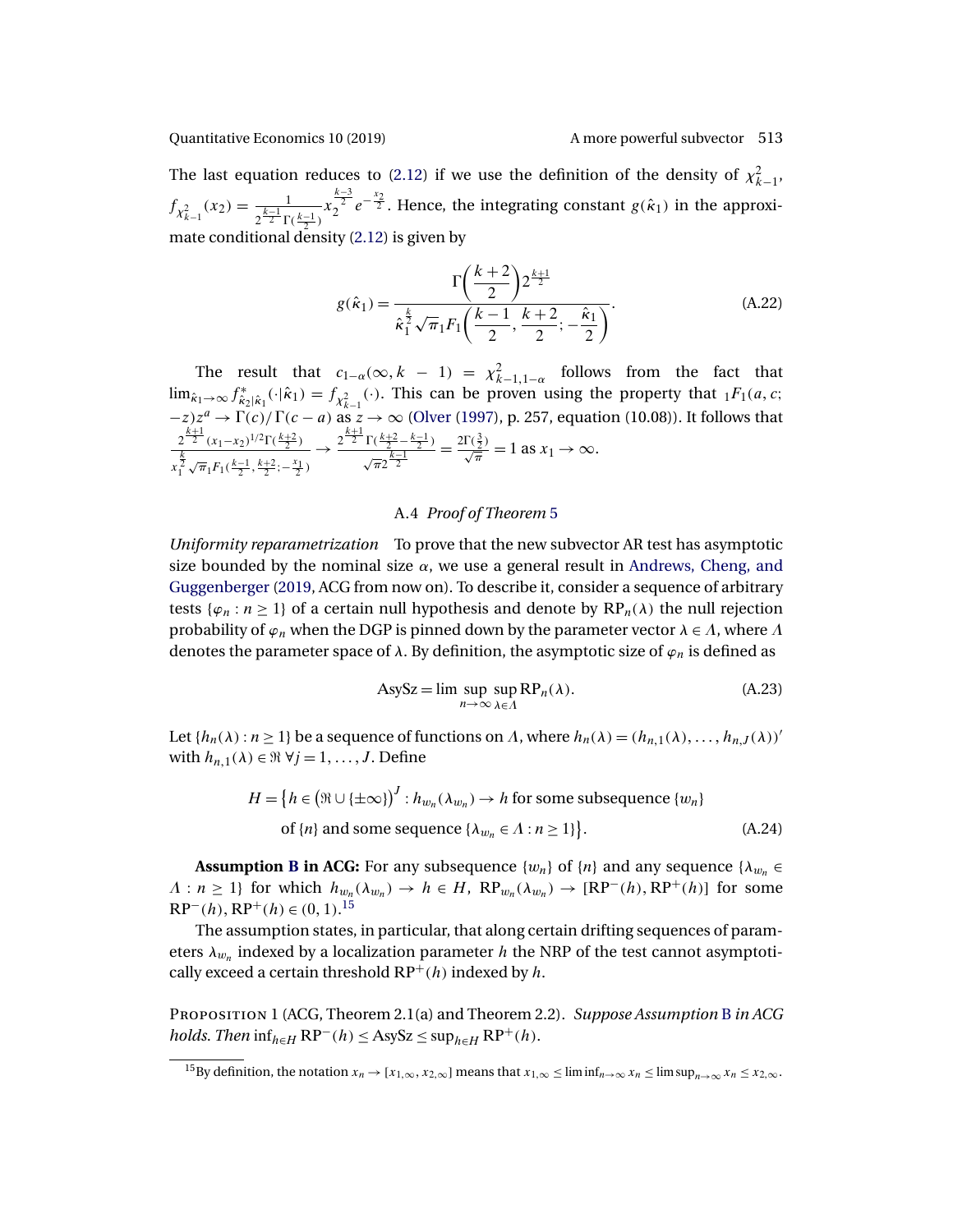The last equation reduces to (2.12) if we use the definition of the density of $\chi^2_{k-1}$, $f_{\chi^2_{k-1}}(x_2) = \frac{1}{2^{\frac{k-1}{2}}\Gamma(\frac{k-1}{2})} x_2^{\frac{k-3}{2}} e^{-\frac{x_2}{2}}$. Hence, the integrating constant $g(\hat{\kappa}_1)$ in the approximate conditional density (2.12) is given by

$$g(\hat{\kappa}_1) = \frac{\Gamma\left(\frac{k+2}{2}\right)2^{\frac{k+1}{2}}}{\hat{\kappa}_1^{\frac{k}{2}}\sqrt{\pi}{}_1F_1\left(\frac{k-1}{2}, \frac{k+2}{2}; -\frac{\hat{\kappa}_1}{2}\right)}. \tag{A.22}$$

The result that $c_{1-\alpha}(\infty, k-1) = \chi^2_{k-1,1-\alpha}$ follows from the fact that $\lim_{\hat{\kappa}_1\to\infty} f^*_{\hat{\kappa}_2|\hat{\kappa}_1}(\cdot|\hat{\kappa}_1) = f_{\chi^2_{k-1}}(\cdot)$. This can be proven using the property that ${}_1F_1(a, c; -z)z^a \to \Gamma(c)/\Gamma(c-a)$ as $z \to \infty$ (Olver (1997), p. 257, equation (10.08)). It follows that $\frac{2^{\frac{k+1}{2}}(x_1-x_2)^{1/2}\Gamma(\frac{k+2}{2})}{x_1^{\frac{k}{2}}\sqrt{\pi}{}_1F_1(\frac{k-1}{2}, \frac{k+2}{2}; -\frac{x_1}{2})} \to \frac{2^{\frac{k+1}{2}}\Gamma(\frac{k+2}{2}-\frac{k-1}{2})}{\sqrt{\pi}2^{\frac{k-1}{2}}} = \frac{2\Gamma(\frac{3}{2})}{\sqrt{\pi}} = 1$ as $x_1 \to \infty$.

### A.4 *Proof of Theorem 5*

*Uniformity reparametrization* To prove that the new subvector AR test has asymptotic size bounded by the nominal size $\alpha$, we use a general result in Andrews, Cheng, and Guggenberger (2019, ACG from now on). To describe it, consider a sequence of arbitrary tests $\{\varphi_n : n \geq 1\}$ of a certain null hypothesis and denote by $\mathrm{RP}_n(\lambda)$ the null rejection probability of $\varphi_n$ when the DGP is pinned down by the parameter vector $\lambda \in \Lambda$, where $\Lambda$ denotes the parameter space of $\lambda$. By definition, the asymptotic size of $\varphi_n$ is defined as

$$\mathrm{AsySz} = \limsup_{n\to\infty} \sup_{\lambda\in\Lambda} \mathrm{RP}_n(\lambda). \tag{A.23}$$

Let $\{h_n(\lambda) : n \geq 1\}$ be a sequence of functions on $\Lambda$, where $h_n(\lambda) = (h_{n,1}(\lambda), \ldots, h_{n,J}(\lambda))'$ with $h_{n,1}(\lambda) \in \Re \; \forall j = 1, \ldots, J$. Define

$$H = \left\{h \in \left(\Re \cup \{\pm\infty\}\right)^J : h_{w_n}(\lambda_{w_n}) \to h \text{ for some subsequence } \{w_n\} \right.$$
$$\left. \text{of } \{n\} \text{ and some sequence } \{\lambda_{w_n} \in \Lambda : n \geq 1\}\right\}. \tag{A.24}$$

**Assumption B in ACG:** For any subsequence $\{w_n\}$ of $\{n\}$ and any sequence $\{\lambda_{w_n} \in \Lambda : n \geq 1\}$ for which $h_{w_n}(\lambda_{w_n}) \to h \in H$, $\mathrm{RP}_{w_n}(\lambda_{w_n}) \to [\mathrm{RP}^-(h), \mathrm{RP}^+(h)]$ for some $\mathrm{RP}^-(h), \mathrm{RP}^+(h) \in (0, 1)$.[15]

The assumption states, in particular, that along certain drifting sequences of parameters $\lambda_{w_n}$ indexed by a localization parameter $h$ the NRP of the test cannot asymptotically exceed a certain threshold $\mathrm{RP}^+(h)$ indexed by $h$.

Proposition 1 (ACG, Theorem 2.1(a) and Theorem 2.2). *Suppose Assumption B in ACG holds. Then* $\inf_{h\in H} \mathrm{RP}^-(h) \leq \mathrm{AsySz} \leq \sup_{h\in H} \mathrm{RP}^+(h)$.

[15] By definition, the notation $x_n \to [x_{1,\infty}, x_{2,\infty}]$ means that $x_{1,\infty} \leq \liminf_{n\to\infty} x_n \leq \limsup_{n\to\infty} x_n \leq x_{2,\infty}$.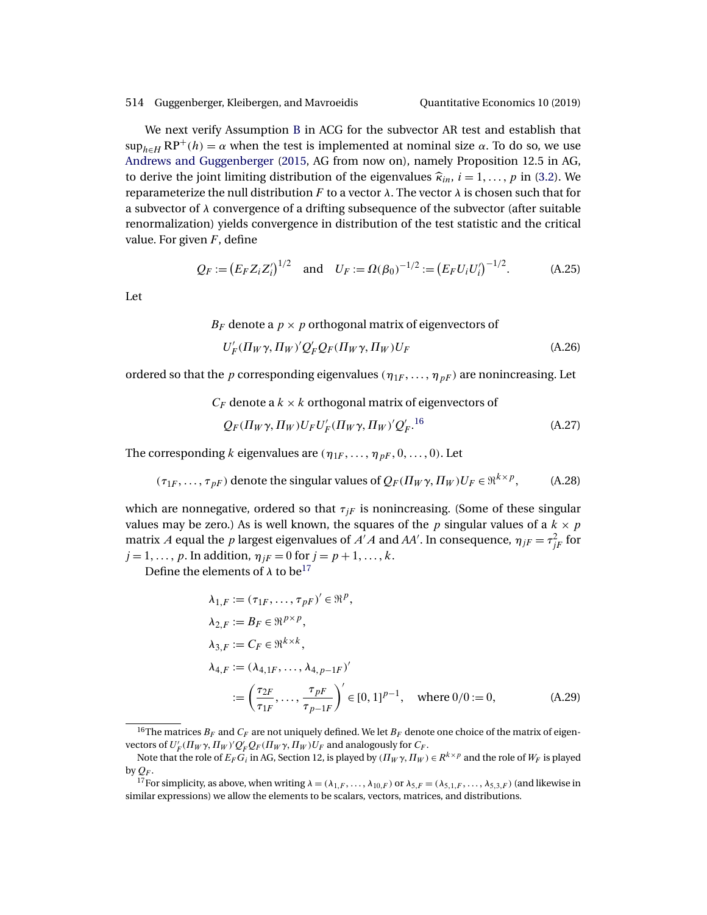We next verify Assumption B in ACG for the subvector AR test and establish that $\sup_{h\in H} \mathrm{RP}^+(h) = \alpha$ when the test is implemented at nominal size $\alpha$. To do so, we use Andrews and Guggenberger (2015, AG from now on), namely Proposition 12.5 in AG, to derive the joint limiting distribution of the eigenvalues $\widehat{\kappa}_{in}$, $i = 1, \dots, p$ in (3.2). We reparameterize the null distribution $F$ to a vector $\lambda$. The vector $\lambda$ is chosen such that for a subvector of $\lambda$ convergence of a drifting subsequence of the subvector (after suitable renormalization) yields convergence in distribution of the test statistic and the critical value. For given $F$, define

$$Q_F := \left(E_F Z_i Z_i'\right)^{1/2} \quad \text{and} \quad U_F := \Omega(\beta_0)^{-1/2} := \left(E_F U_i U_i'\right)^{-1/2}. \tag{A.25}$$

Let

$$B_F \text{ denote a } p \times p \text{ orthogonal matrix of eigenvectors of}$$
$$U_F'(\Pi_W \gamma, \Pi_W)' Q_F' Q_F (\Pi_W \gamma, \Pi_W) U_F \tag{A.26}$$

ordered so that the $p$ corresponding eigenvalues $(\eta_{1F}, \dots, \eta_{pF})$ are nonincreasing. Let

$$C_F \text{ denote a } k \times k \text{ orthogonal matrix of eigenvectors of}$$
$$Q_F (\Pi_W \gamma, \Pi_W) U_F U_F' (\Pi_W \gamma, \Pi_W)' Q_F'.\text{[16]} \tag{A.27}$$

The corresponding $k$ eigenvalues are $(\eta_{1F}, \dots, \eta_{pF}, 0, \dots, 0)$. Let

$$(\tau_{1F}, \dots, \tau_{pF}) \text{ denote the singular values of } Q_F(\Pi_W \gamma, \Pi_W) U_F \in \Re^{k\times p}, \tag{A.28}$$

which are nonnegative, ordered so that $\tau_{jF}$ is nonincreasing. (Some of these singular values may be zero.) As is well known, the squares of the $p$ singular values of a $k \times p$ matrix $A$ equal the $p$ largest eigenvalues of $A'A$ and $AA'$. In consequence, $\eta_{jF} = \tau_{jF}^2$ for $j = 1, \dots, p$. In addition, $\eta_{jF} = 0$ for $j = p+1, \dots, k$.

Define the elements of $\lambda$ to be[17]

$$\begin{aligned}
\lambda_{1,F} &:= (\tau_{1F}, \dots, \tau_{pF})' \in \Re^p, \\
\lambda_{2,F} &:= B_F \in \Re^{p\times p}, \\
\lambda_{3,F} &:= C_F \in \Re^{k\times k}, \\
\lambda_{4,F} &:= (\lambda_{4,1F}, \dots, \lambda_{4,p-1F})' \\
&:= \left(\frac{\tau_{2F}}{\tau_{1F}}, \dots, \frac{\tau_{pF}}{\tau_{p-1F}}\right)' \in [0,1]^{p-1}, \quad \text{where } 0/0 := 0,
\end{aligned} \tag{A.29}$$

---

[16] The matrices $B_F$ and $C_F$ are not uniquely defined. We let $B_F$ denote one choice of the matrix of eigenvectors of $U_F'(\Pi_W \gamma, \Pi_W)' Q_F' Q_F (\Pi_W \gamma, \Pi_W) U_F$ and analogously for $C_F$.

Note that the role of $E_F G_i$ in AG, Section 12, is played by $(\Pi_W \gamma, \Pi_W) \in R^{k\times p}$ and the role of $W_F$ is played by $Q_F$.

[17] For simplicity, as above, when writing $\lambda = (\lambda_{1,F}, \dots, \lambda_{10,F})$ or $\lambda_{5,F} = (\lambda_{5,1,F}, \dots, \lambda_{5,3,F})$ (and likewise in similar expressions) we allow the elements to be scalars, vectors, matrices, and distributions.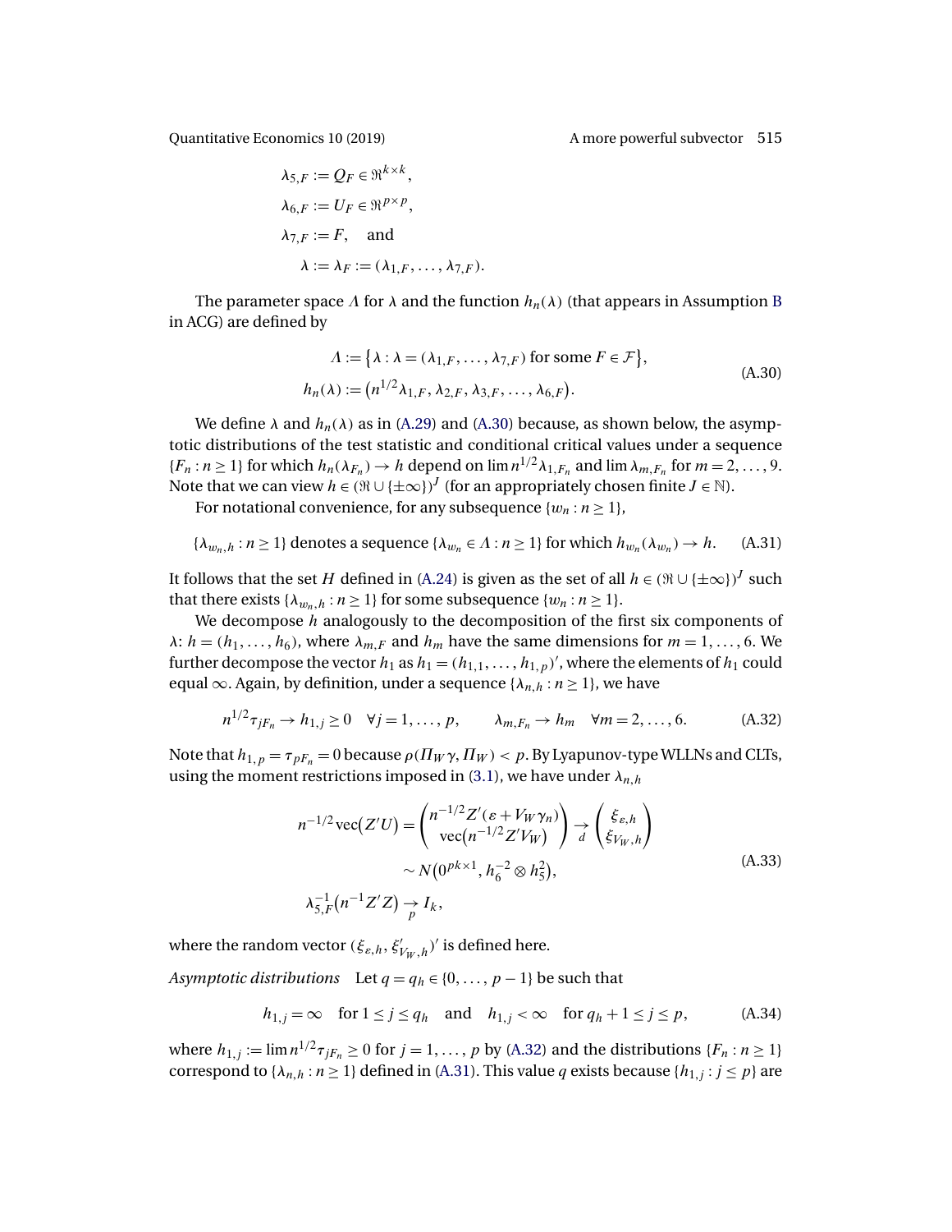$$
\begin{aligned}
\lambda_{5,F} &:= Q_F \in \Re^{k\times k}, \\
\lambda_{6,F} &:= U_F \in \Re^{p\times p}, \\
\lambda_{7,F} &:= F, \quad \text{and} \\
\lambda &:= \lambda_F := (\lambda_{1,F}, \dots, \lambda_{7,F}).
\end{aligned}
$$

The parameter space $\Lambda$ for $\lambda$ and the function $h_n(\lambda)$ (that appears in Assumption B in ACG) are defined by

$$
\begin{aligned}
\Lambda &:= \big\{\lambda : \lambda = (\lambda_{1,F}, \dots, \lambda_{7,F}) \text{ for some } F \in \mathcal{F}\big\}, \\
h_n(\lambda) &:= \big(n^{1/2}\lambda_{1,F}, \lambda_{2,F}, \lambda_{3,F}, \dots, \lambda_{6,F}\big).
\end{aligned} \tag{A.30}
$$

We define $\lambda$ and $h_n(\lambda)$ as in (A.29) and (A.30) because, as shown below, the asymptotic distributions of the test statistic and conditional critical values under a sequence $\{F_n : n \geq 1\}$ for which $h_n(\lambda_{F_n}) \to h$ depend on $\lim n^{1/2}\lambda_{1,F_n}$ and $\lim \lambda_{m,F_n}$ for $m = 2, \dots, 9$. Note that we can view $h \in (\Re \cup \{\pm\infty\})^J$ (for an appropriately chosen finite $J \in \mathbb{N}$).

For notational convenience, for any subsequence $\{w_n : n \geq 1\}$,

$$
\{\lambda_{w_n,h} : n \geq 1\} \text{ denotes a sequence } \{\lambda_{w_n} \in \Lambda : n \geq 1\} \text{ for which } h_{w_n}(\lambda_{w_n}) \to h. \tag{A.31}
$$

It follows that the set $H$ defined in (A.24) is given as the set of all $h \in (\Re \cup \{\pm\infty\})^J$ such that there exists $\{\lambda_{w_n,h} : n \geq 1\}$ for some subsequence $\{w_n : n \geq 1\}$.

We decompose $h$ analogously to the decomposition of the first six components of $\lambda$: $h = (h_1, \dots, h_6)$, where $\lambda_{m,F}$ and $h_m$ have the same dimensions for $m = 1, \dots, 6$. We further decompose the vector $h_1$ as $h_1 = (h_{1,1}, \dots, h_{1,p})'$, where the elements of $h_1$ could equal $\infty$. Again, by definition, under a sequence $\{\lambda_{n,h} : n \geq 1\}$, we have

$$
n^{1/2}\tau_{jF_n} \to h_{1,j} \geq 0 \quad \forall j = 1, \dots, p, \qquad \lambda_{m,F_n} \to h_m \quad \forall m = 2, \dots, 6. \tag{A.32}
$$

Note that $h_{1,p} = \tau_{pF_n} = 0$ because $\rho(\Pi_W\gamma, \Pi_W) < p$. By Lyapunov-type WLLNs and CLTs, using the moment restrictions imposed in (3.1), we have under $\lambda_{n,h}$

$$
\begin{aligned}
n^{-1/2}\operatorname{vec}(Z'U) = \begin{pmatrix} n^{-1/2}Z'(\varepsilon + V_W\gamma_n) \\ \operatorname{vec}(n^{-1/2}Z'V_W) \end{pmatrix} &\underset{d}{\to} \begin{pmatrix} \xi_{\varepsilon,h} \\ \xi_{V_W,h} \end{pmatrix} \\
&\sim N\big(0^{pk\times 1}, h_6^{-2} \otimes h_5^2\big), \\
\lambda_{5,F}^{-1}\big(n^{-1}Z'Z\big) &\underset{p}{\to} I_k,
\end{aligned} \tag{A.33}
$$

where the random vector $(\xi_{\varepsilon,h}, \xi'_{V_W,h})'$ is defined here.

*Asymptotic distributions* Let $q = q_h \in \{0, \dots, p-1\}$ be such that

$$
h_{1,j} = \infty \quad \text{for } 1 \leq j \leq q_h \quad \text{and} \quad h_{1,j} < \infty \quad \text{for } q_h + 1 \leq j \leq p, \tag{A.34}
$$

where $h_{1,j} := \lim n^{1/2}\tau_{jF_n} \geq 0$ for $j = 1, \dots, p$ by (A.32) and the distributions $\{F_n : n \geq 1\}$ correspond to $\{\lambda_{n,h} : n \geq 1\}$ defined in (A.31). This value $q$ exists because $\{h_{1,j} : j \leq p\}$ are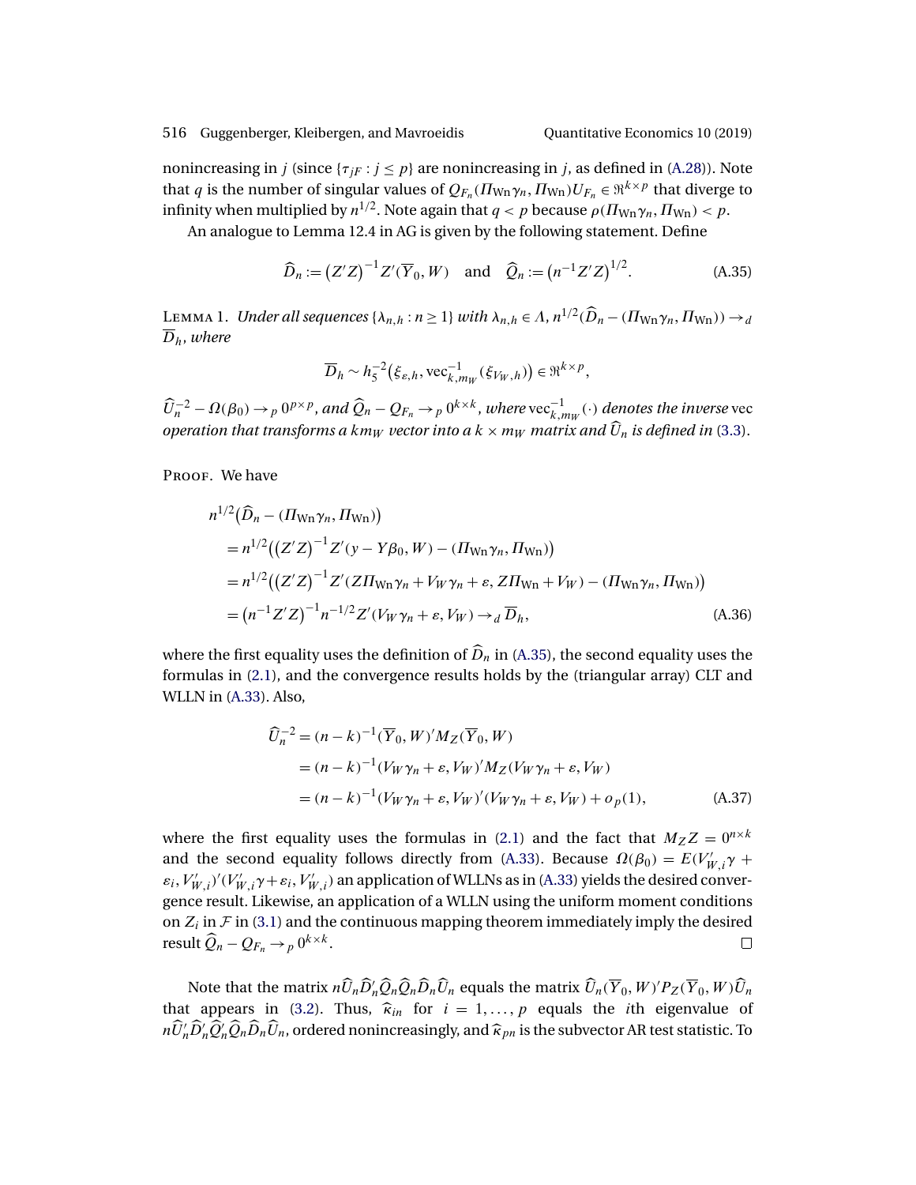nonincreasing in $j$ (since $\{\tau_{jF} : j \leq p\}$ are nonincreasing in $j$, as defined in (A.28)). Note that $q$ is the number of singular values of $Q_{F_n}(\Pi_{\text{Wn}}\gamma_n, \Pi_{\text{Wn}})U_{F_n} \in \Re^{k\times p}$ that diverge to infinity when multiplied by $n^{1/2}$. Note again that $q < p$ because $\rho(\Pi_{\text{Wn}}\gamma_n, \Pi_{\text{Wn}}) < p$.

An analogue to Lemma 12.4 in AG is given by the following statement. Define

$$\widehat{D}_n := (Z'Z)^{-1}Z'(\overline{Y}_0, W) \quad \text{and} \quad \widehat{Q}_n := (n^{-1}Z'Z)^{1/2}. \tag{A.35}$$

Lemma 1. *Under all sequences $\{\lambda_{n,h} : n \geq 1\}$ with $\lambda_{n,h} \in \Lambda$, $n^{1/2}(\widehat{D}_n - (\Pi_{\text{Wn}}\gamma_n, \Pi_{\text{Wn}})) \to_d \overline{D}_h$, where*

$$\overline{D}_h \sim h_5^{-2}(\xi_{\varepsilon,h}, \text{vec}_{k,m_W}^{-1}(\xi_{V_W,h})) \in \Re^{k\times p},$$

*$\widehat{U}_n^{-2} - \Omega(\beta_0) \to_p 0^{p\times p}$, and $\widehat{Q}_n - Q_{F_n} \to_p 0^{k\times k}$, where $\text{vec}_{k,m_W}^{-1}(\cdot)$ denotes the inverse vec operation that transforms a $km_W$ vector into a $k \times m_W$ matrix and $\widehat{U}_n$ is defined in (3.3).*

Proof. We have

$$\begin{aligned}
&n^{1/2}(\widehat{D}_n - (\Pi_{\text{Wn}}\gamma_n, \Pi_{\text{Wn}})) \\
&= n^{1/2}((Z'Z)^{-1}Z'(y - Y\beta_0, W) - (\Pi_{\text{Wn}}\gamma_n, \Pi_{\text{Wn}})) \\
&= n^{1/2}((Z'Z)^{-1}Z'(Z\Pi_{\text{Wn}}\gamma_n + V_W\gamma_n + \varepsilon, Z\Pi_{\text{Wn}} + V_W) - (\Pi_{\text{Wn}}\gamma_n, \Pi_{\text{Wn}})) \\
&= (n^{-1}Z'Z)^{-1}n^{-1/2}Z'(V_W\gamma_n + \varepsilon, V_W) \to_d \overline{D}_h,
\end{aligned} \tag{A.36}$$

where the first equality uses the definition of $\widehat{D}_n$ in (A.35), the second equality uses the formulas in (2.1), and the convergence results holds by the (triangular array) CLT and WLLN in (A.33). Also,

$$\begin{aligned}
\widehat{U}_n^{-2} &= (n-k)^{-1}(\overline{Y}_0, W)'M_Z(\overline{Y}_0, W) \\
&= (n-k)^{-1}(V_W\gamma_n + \varepsilon, V_W)'M_Z(V_W\gamma_n + \varepsilon, V_W) \\
&= (n-k)^{-1}(V_W\gamma_n + \varepsilon, V_W)'(V_W\gamma_n + \varepsilon, V_W) + o_p(1),
\end{aligned} \tag{A.37}$$

where the first equality uses the formulas in (2.1) and the fact that $M_Z Z = 0^{n\times k}$ and the second equality follows directly from (A.33). Because $\Omega(\beta_0) = E(V_{W,i}'\gamma + \varepsilon_i, V_{W,i}')'(V_{W,i}'\gamma + \varepsilon_i, V_{W,i}')$ an application of WLLNs as in (A.33) yields the desired convergence result. Likewise, an application of a WLLN using the uniform moment conditions on $Z_i$ in $\mathcal{F}$ in (3.1) and the continuous mapping theorem immediately imply the desired result $\widehat{Q}_n - Q_{F_n} \to_p 0^{k\times k}$. □

Note that the matrix $n\widehat{U}_n\widehat{D}_n'\widehat{Q}_n\widehat{Q}_n\widehat{D}_n\widehat{U}_n$ equals the matrix $\widehat{U}_n(\overline{Y}_0, W)'P_Z(\overline{Y}_0, W)\widehat{U}_n$ that appears in (3.2). Thus, $\widehat{\kappa}_{in}$ for $i = 1, \ldots, p$ equals the $i$th eigenvalue of $n\widehat{U}_n'\widehat{D}_n'\widehat{Q}_n'\widehat{Q}_n\widehat{D}_n\widehat{U}_n$, ordered nonincreasingly, and $\widehat{\kappa}_{pn}$ is the subvector AR test statistic. To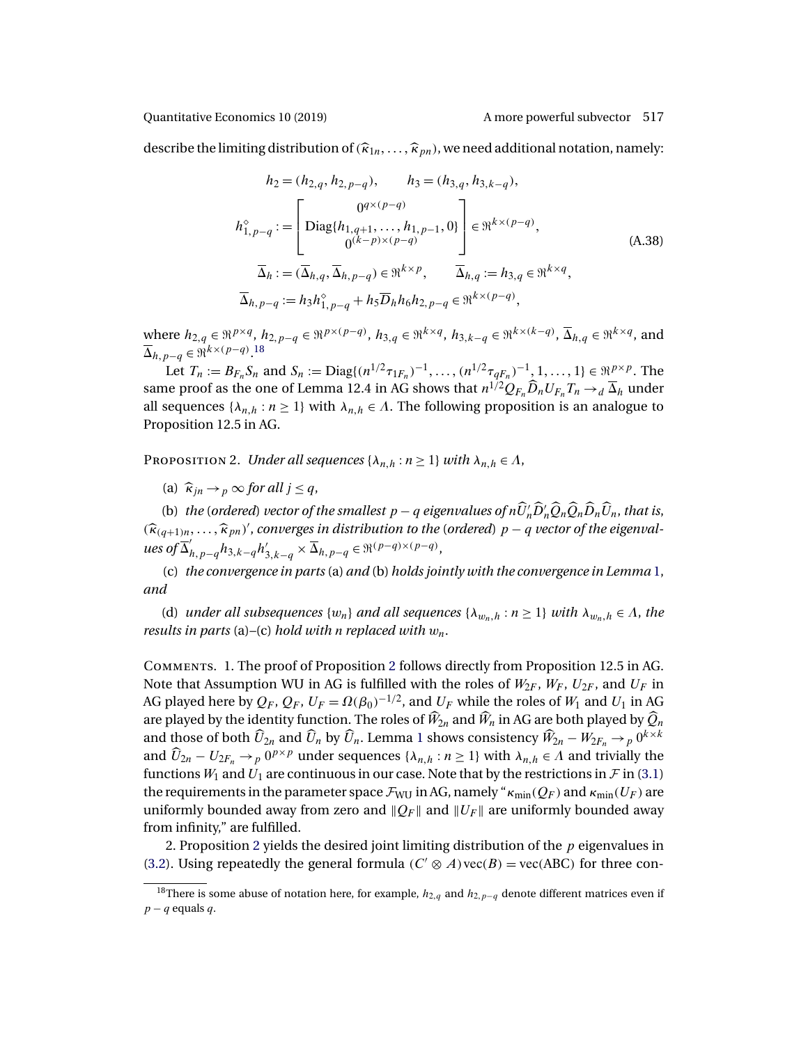describe the limiting distribution of $(\widehat{\kappa}_{1n}, \ldots, \widehat{\kappa}_{pn})$, we need additional notation, namely:

$$
\begin{aligned}
h_2 &= (h_{2,q}, h_{2,p-q}), \qquad h_3 = (h_{3,q}, h_{3,k-q}), \\
h^{\diamond}_{1,p-q} &:= \begin{bmatrix} 0^{q\times(p-q)} \\ \mathrm{Diag}\{h_{1,q+1}, \ldots, h_{1,p-1}, 0\} \\ 0^{(k-p)\times(p-q)} \end{bmatrix} \in \Re^{k\times(p-q)}, \\
\overline{\Delta}_h &:= (\overline{\Delta}_{h,q}, \overline{\Delta}_{h,p-q}) \in \Re^{k\times p}, \qquad \overline{\Delta}_{h,q} := h_{3,q} \in \Re^{k\times q}, \\
\overline{\Delta}_{h,p-q} &:= h_3 h^{\diamond}_{1,p-q} + h_5 \overline{D}_h h_6 h_{2,p-q} \in \Re^{k\times(p-q)},
\end{aligned}
\tag{A.38}
$$

where $h_{2,q} \in \Re^{p\times q}$, $h_{2,p-q} \in \Re^{p\times(p-q)}$, $h_{3,q} \in \Re^{k\times q}$, $h_{3,k-q} \in \Re^{k\times(k-q)}$, $\overline{\Delta}_{h,q} \in \Re^{k\times q}$, and $\overline{\Delta}_{h,p-q} \in \Re^{k\times(p-q)}$.[18]

Let $T_n := B_{F_n} S_n$ and $S_n := \mathrm{Diag}\{(n^{1/2}\tau_{1F_n})^{-1}, \ldots, (n^{1/2}\tau_{qF_n})^{-1}, 1, \ldots, 1\} \in \Re^{p\times p}$. The same proof as the one of Lemma 12.4 in AG shows that $n^{1/2} Q_{F_n} \widehat{D}_n U_{F_n} T_n \to_d \overline{\Delta}_h$ under all sequences $\{\lambda_{n,h} : n \geq 1\}$ with $\lambda_{n,h} \in \Lambda$. The following proposition is an analogue to Proposition 12.5 in AG.

Proposition 2. *Under all sequences $\{\lambda_{n,h} : n \geq 1\}$ with $\lambda_{n,h} \in \Lambda$,*

(a) *$\widehat{\kappa}_{jn} \to_p \infty$ for all $j \leq q$,*

(b) *the (ordered) vector of the smallest $p-q$ eigenvalues of $n\widehat{U}_n' \widehat{D}_n' \widehat{Q}_n \widehat{Q}_n \widehat{D}_n \widehat{U}_n$, that is, $(\widehat{\kappa}_{(q+1)n}, \ldots, \widehat{\kappa}_{pn})'$, converges in distribution to the (ordered) $p-q$ vector of the eigenvalues of $\overline{\Delta}'_{h,p-q} h_{3,k-q} h'_{3,k-q} \times \overline{\Delta}_{h,p-q} \in \Re^{(p-q)\times(p-q)}$,*

(c) *the convergence in parts* (a) *and* (b) *holds jointly with the convergence in Lemma 1, and*

(d) *under all subsequences $\{w_n\}$ and all sequences $\{\lambda_{w_n,h} : n \geq 1\}$ with $\lambda_{w_n,h} \in \Lambda$, the results in parts* (a)–(c) *hold with $n$ replaced with $w_n$.*

Comments. 1. The proof of Proposition 2 follows directly from Proposition 12.5 in AG. Note that Assumption WU in AG is fulfilled with the roles of $W_{2F}$, $W_F$, $U_{2F}$, and $U_F$ in AG played here by $Q_F$, $Q_F$, $U_F = \Omega(\beta_0)^{-1/2}$, and $U_F$ while the roles of $W_1$ and $U_1$ in AG are played by the identity function. The roles of $\widehat{W}_{2n}$ and $\widehat{W}_n$ in AG are both played by $\widehat{Q}_n$ and those of both $\widehat{U}_{2n}$ and $\widehat{U}_n$ by $\widehat{U}_n$. Lemma 1 shows consistency $\widehat{W}_{2n} - W_{2F_n} \to_p 0^{k\times k}$ and $\widehat{U}_{2n} - U_{2F_n} \to_p 0^{p\times p}$ under sequences $\{\lambda_{n,h} : n \geq 1\}$ with $\lambda_{n,h} \in \Lambda$ and trivially the functions $W_1$ and $U_1$ are continuous in our case. Note that by the restrictions in $\mathcal{F}$ in (3.1) the requirements in the parameter space $\mathcal{F}_{\mathrm{WU}}$ in AG, namely "$\kappa_{\min}(Q_F)$ and $\kappa_{\min}(U_F)$ are uniformly bounded away from zero and $\|Q_F\|$ and $\|U_F\|$ are uniformly bounded away from infinity," are fulfilled.

2. Proposition 2 yields the desired joint limiting distribution of the $p$ eigenvalues in (3.2). Using repeatedly the general formula $(C' \otimes A)\mathrm{vec}(B) = \mathrm{vec}(\mathrm{ABC})$ for three con-

[18] There is some abuse of notation here, for example, $h_{2,q}$ and $h_{2,p-q}$ denote different matrices even if $p-q$ equals $q$.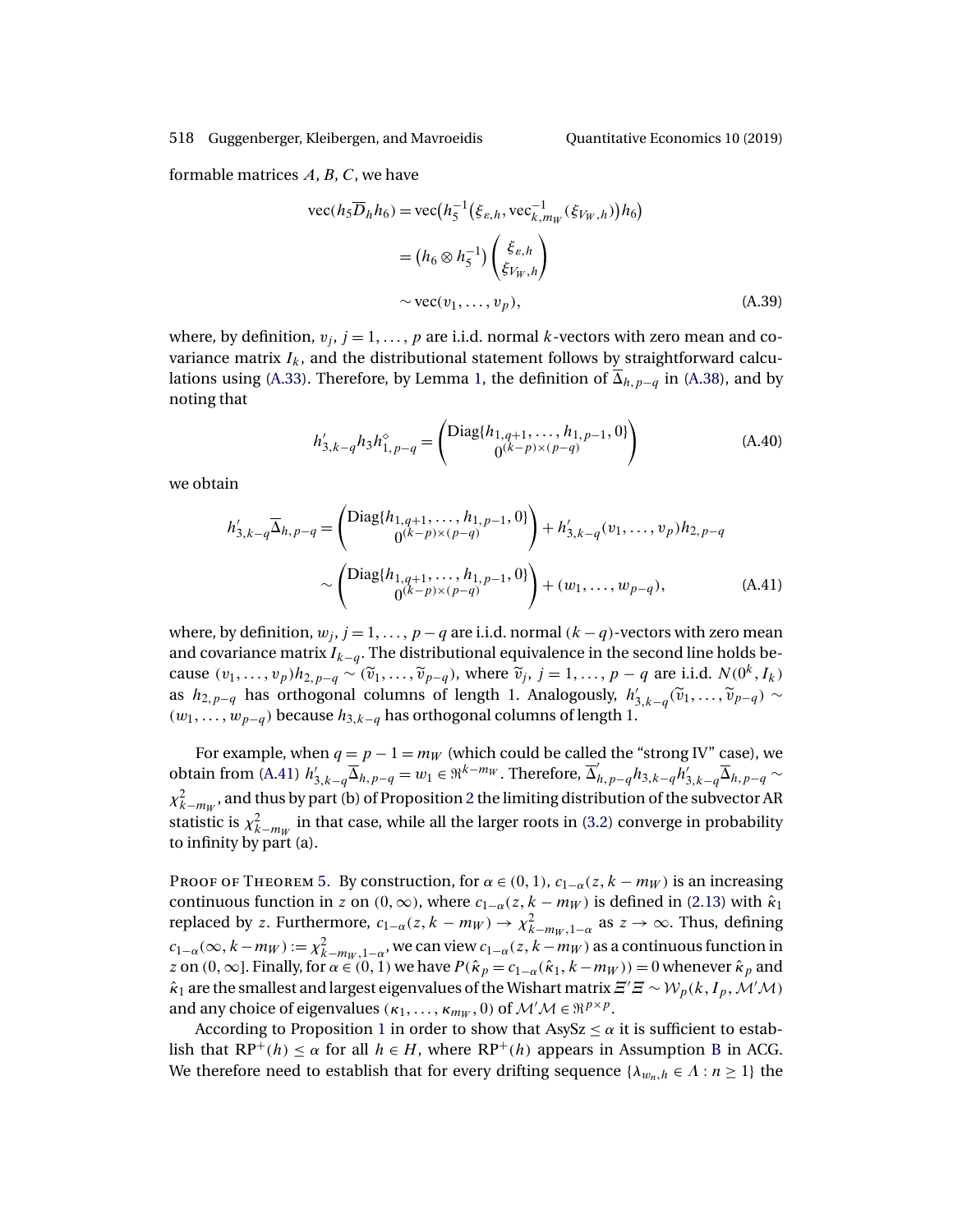formable matrices $A$, $B$, $C$, we have

$$
\begin{aligned}
\operatorname{vec}(h_5 \overline{D}_h h_6) &= \operatorname{vec}\big(h_5^{-1}\big(\xi_{\varepsilon,h}, \operatorname{vec}_{k,m_W}^{-1}(\xi_{V_W,h})\big)h_6\big) \\
&= \big(h_6 \otimes h_5^{-1}\big)\begin{pmatrix} \xi_{\varepsilon,h} \\ \xi_{V_W,h} \end{pmatrix} \\
&\sim \operatorname{vec}(v_1, \dots, v_p),
\end{aligned} \tag{A.39}
$$

where, by definition, $v_j$, $j = 1, \dots, p$ are i.i.d. normal $k$-vectors with zero mean and covariance matrix $I_k$, and the distributional statement follows by straightforward calculations using (A.33). Therefore, by Lemma 1, the definition of $\overline{\Delta}_{h,p-q}$ in (A.38), and by noting that

$$
h'_{3,k-q} h_3 h^{\diamond}_{1,p-q} = \begin{pmatrix} \operatorname{Diag}\{h_{1,q+1}, \dots, h_{1,p-1}, 0\} \\ 0^{(k-p)\times(p-q)} \end{pmatrix} \tag{A.40}
$$

we obtain

$$
\begin{aligned}
h'_{3,k-q}\overline{\Delta}_{h,p-q} &= \begin{pmatrix} \operatorname{Diag}\{h_{1,q+1}, \dots, h_{1,p-1}, 0\} \\ 0^{(k-p)\times(p-q)} \end{pmatrix} + h'_{3,k-q}(v_1, \dots, v_p)h_{2,p-q} \\
&\sim \begin{pmatrix} \operatorname{Diag}\{h_{1,q+1}, \dots, h_{1,p-1}, 0\} \\ 0^{(k-p)\times(p-q)} \end{pmatrix} + (w_1, \dots, w_{p-q}),
\end{aligned} \tag{A.41}
$$

where, by definition, $w_j$, $j = 1, \dots, p-q$ are i.i.d. normal $(k-q)$-vectors with zero mean and covariance matrix $I_{k-q}$. The distributional equivalence in the second line holds because $(v_1, \dots, v_p)h_{2,p-q} \sim (\widetilde{v}_1, \dots, \widetilde{v}_{p-q})$, where $\widetilde{v}_j$, $j = 1, \dots, p-q$ are i.i.d. $N(0^k, I_k)$ as $h_{2,p-q}$ has orthogonal columns of length 1. Analogously, $h'_{3,k-q}(\widetilde{v}_1, \dots, \widetilde{v}_{p-q}) \sim (w_1, \dots, w_{p-q})$ because $h_{3,k-q}$ has orthogonal columns of length 1.

For example, when $q = p - 1 = m_W$ (which could be called the "strong IV" case), we obtain from (A.41) $h'_{3,k-q}\overline{\Delta}_{h,p-q} = w_1 \in \Re^{k-m_W}$. Therefore, $\overline{\Delta}'_{h,p-q} h_{3,k-q} h'_{3,k-q} \overline{\Delta}_{h,p-q} \sim \chi^2_{k-m_W}$, and thus by part (b) of Proposition 2 the limiting distribution of the subvector AR statistic is $\chi^2_{k-m_W}$ in that case, while all the larger roots in (3.2) converge in probability to infinity by part (a).

Proof of Theorem 5. By construction, for $\alpha \in (0,1)$, $c_{1-\alpha}(z, k-m_W)$ is an increasing continuous function in $z$ on $(0,\infty)$, where $c_{1-\alpha}(z, k-m_W)$ is defined in (2.13) with $\hat{\kappa}_1$ replaced by $z$. Furthermore, $c_{1-\alpha}(z, k-m_W) \to \chi^2_{k-m_W,1-\alpha}$ as $z \to \infty$. Thus, defining $c_{1-\alpha}(\infty, k-m_W) := \chi^2_{k-m_W,1-\alpha}$, we can view $c_{1-\alpha}(z, k-m_W)$ as a continuous function in $z$ on $(0,\infty]$. Finally, for $\alpha \in (0,1)$ we have $P(\hat{\kappa}_p = c_{1-\alpha}(\hat{\kappa}_1, k-m_W)) = 0$ whenever $\hat{\kappa}_p$ and $\hat{\kappa}_1$ are the smallest and largest eigenvalues of the Wishart matrix $\Xi'\Xi \sim \mathcal{W}_p(k, I_p, \mathcal{M}'\mathcal{M})$ and any choice of eigenvalues $(\kappa_1, \dots, \kappa_{m_W}, 0)$ of $\mathcal{M}'\mathcal{M} \in \Re^{p\times p}$.

According to Proposition 1 in order to show that $\text{AsySz} \leq \alpha$ it is sufficient to establish that $\text{RP}^+(h) \leq \alpha$ for all $h \in H$, where $\text{RP}^+(h)$ appears in Assumption B in ACG. We therefore need to establish that for every drifting sequence $\{\lambda_{w_n,h} \in \Lambda : n \geq 1\}$ the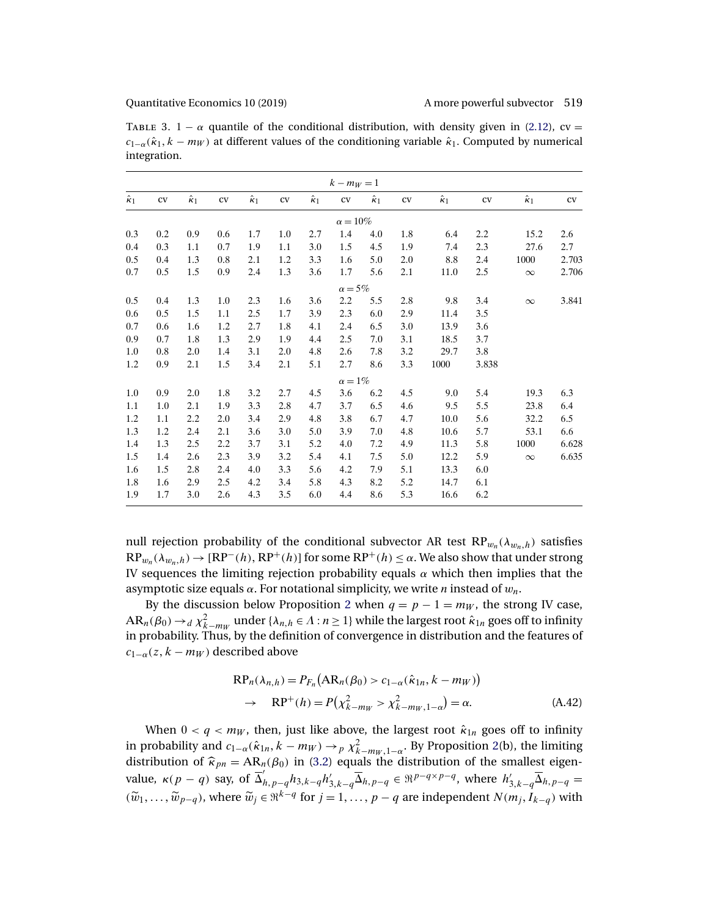TABLE 3. $1-\alpha$ quantile of the conditional distribution, with density given in (2.12), cv $= c_{1-\alpha}(\hat{\kappa}_1, k-m_W)$ at different values of the conditioning variable $\hat{\kappa}_1$. Computed by numerical integration.

| $k-m_W=1$ | | | | | | | | | | | | | |
|---|---|---|---|---|---|---|---|---|---|---|---|---|---|
| $\hat{\kappa}_1$ | cv | $\hat{\kappa}_1$ | cv | $\hat{\kappa}_1$ | cv | $\hat{\kappa}_1$ | cv | $\hat{\kappa}_1$ | cv | $\hat{\kappa}_1$ | cv | $\hat{\kappa}_1$ | cv |
| $\alpha=10\%$ | | | | | | | | | | | | | |
| 0.3 | 0.2 | 0.9 | 0.6 | 1.7 | 1.0 | 2.7 | 1.4 | 4.0 | 1.8 | 6.4 | 2.2 | 15.2 | 2.6 |
| 0.4 | 0.3 | 1.1 | 0.7 | 1.9 | 1.1 | 3.0 | 1.5 | 4.5 | 1.9 | 7.4 | 2.3 | 27.6 | 2.7 |
| 0.5 | 0.4 | 1.3 | 0.8 | 2.1 | 1.2 | 3.3 | 1.6 | 5.0 | 2.0 | 8.8 | 2.4 | 1000 | 2.703 |
| 0.7 | 0.5 | 1.5 | 0.9 | 2.4 | 1.3 | 3.6 | 1.7 | 5.6 | 2.1 | 11.0 | 2.5 | $\infty$ | 2.706 |
| $\alpha=5\%$ | | | | | | | | | | | | | |
| 0.5 | 0.4 | 1.3 | 1.0 | 2.3 | 1.6 | 3.6 | 2.2 | 5.5 | 2.8 | 9.8 | 3.4 | $\infty$ | 3.841 |
| 0.6 | 0.5 | 1.5 | 1.1 | 2.5 | 1.7 | 3.9 | 2.3 | 6.0 | 2.9 | 11.4 | 3.5 | | |
| 0.7 | 0.6 | 1.6 | 1.2 | 2.7 | 1.8 | 4.1 | 2.4 | 6.5 | 3.0 | 13.9 | 3.6 | | |
| 0.9 | 0.7 | 1.8 | 1.3 | 2.9 | 1.9 | 4.4 | 2.5 | 7.0 | 3.1 | 18.5 | 3.7 | | |
| 1.0 | 0.8 | 2.0 | 1.4 | 3.1 | 2.0 | 4.8 | 2.6 | 7.8 | 3.2 | 29.7 | 3.8 | | |
| 1.2 | 0.9 | 2.1 | 1.5 | 3.4 | 2.1 | 5.1 | 2.7 | 8.6 | 3.3 | 1000 | 3.838 | | |
| $\alpha=1\%$ | | | | | | | | | | | | | |
| 1.0 | 0.9 | 2.0 | 1.8 | 3.2 | 2.7 | 4.5 | 3.6 | 6.2 | 4.5 | 9.0 | 5.4 | 19.3 | 6.3 |
| 1.1 | 1.0 | 2.1 | 1.9 | 3.3 | 2.8 | 4.7 | 3.7 | 6.5 | 4.6 | 9.5 | 5.5 | 23.8 | 6.4 |
| 1.2 | 1.1 | 2.2 | 2.0 | 3.4 | 2.9 | 4.8 | 3.8 | 6.7 | 4.7 | 10.0 | 5.6 | 32.2 | 6.5 |
| 1.3 | 1.2 | 2.4 | 2.1 | 3.6 | 3.0 | 5.0 | 3.9 | 7.0 | 4.8 | 10.6 | 5.7 | 53.1 | 6.6 |
| 1.4 | 1.3 | 2.5 | 2.2 | 3.7 | 3.1 | 5.2 | 4.0 | 7.2 | 4.9 | 11.3 | 5.8 | 1000 | 6.628 |
| 1.5 | 1.4 | 2.6 | 2.3 | 3.9 | 3.2 | 5.4 | 4.1 | 7.5 | 5.0 | 12.2 | 5.9 | $\infty$ | 6.635 |
| 1.6 | 1.5 | 2.8 | 2.4 | 4.0 | 3.3 | 5.6 | 4.2 | 7.9 | 5.1 | 13.3 | 6.0 | | |
| 1.8 | 1.6 | 2.9 | 2.5 | 4.2 | 3.4 | 5.8 | 4.3 | 8.2 | 5.2 | 14.7 | 6.1 | | |
| 1.9 | 1.7 | 3.0 | 2.6 | 4.3 | 3.5 | 6.0 | 4.4 | 8.6 | 5.3 | 16.6 | 6.2 | | |

null rejection probability of the conditional subvector AR test $\mathrm{RP}_{w_n}(\lambda_{w_n,h})$ satisfies $\mathrm{RP}_{w_n}(\lambda_{w_n,h}) \to [\mathrm{RP}^-(h), \mathrm{RP}^+(h)]$ for some $\mathrm{RP}^+(h) \leq \alpha$. We also show that under strong IV sequences the limiting rejection probability equals $\alpha$ which then implies that the asymptotic size equals $\alpha$. For notational simplicity, we write $n$ instead of $w_n$.

By the discussion below Proposition 2 when $q = p-1 = m_W$, the strong IV case, $\mathrm{AR}_n(\beta_0) \to_d \chi^2_{k-m_W}$ under $\{\lambda_{n,h} \in \Lambda : n \geq 1\}$ while the largest root $\hat{\kappa}_{1n}$ goes off to infinity in probability. Thus, by the definition of convergence in distribution and the features of $c_{1-\alpha}(z, k-m_W)$ described above

$$
\begin{aligned}
\mathrm{RP}_n(\lambda_{n,h}) &= P_{F_n}\big(\mathrm{AR}_n(\beta_0) > c_{1-\alpha}(\hat{\kappa}_{1n}, k-m_W)\big) \\
&\to \quad \mathrm{RP}^+(h) = P\big(\chi^2_{k-m_W} > \chi^2_{k-m_W,1-\alpha}\big) = \alpha.
\end{aligned} \tag{A.42}
$$

When $0 < q < m_W$, then, just like above, the largest root $\hat{\kappa}_{1n}$ goes off to infinity in probability and $c_{1-\alpha}(\hat{\kappa}_{1n}, k-m_W) \to_p \chi^2_{k-m_W,1-\alpha}$. By Proposition 2(b), the limiting distribution of $\widehat{\kappa}_{pn} = \mathrm{AR}_n(\beta_0)$ in (3.2) equals the distribution of the smallest eigenvalue, $\kappa(p-q)$ say, of $\overline{\Delta}'_{h,p-q} h_{3,k-q} h'_{3,k-q} \overline{\Delta}_{h,p-q} \in \Re^{p-q \times p-q}$, where $h'_{3,k-q}\overline{\Delta}_{h,p-q} = (\widetilde{w}_1, \ldots, \widetilde{w}_{p-q})$, where $\widetilde{w}_j \in \Re^{k-q}$ for $j = 1, \ldots, p-q$ are independent $N(m_j, I_{k-q})$ with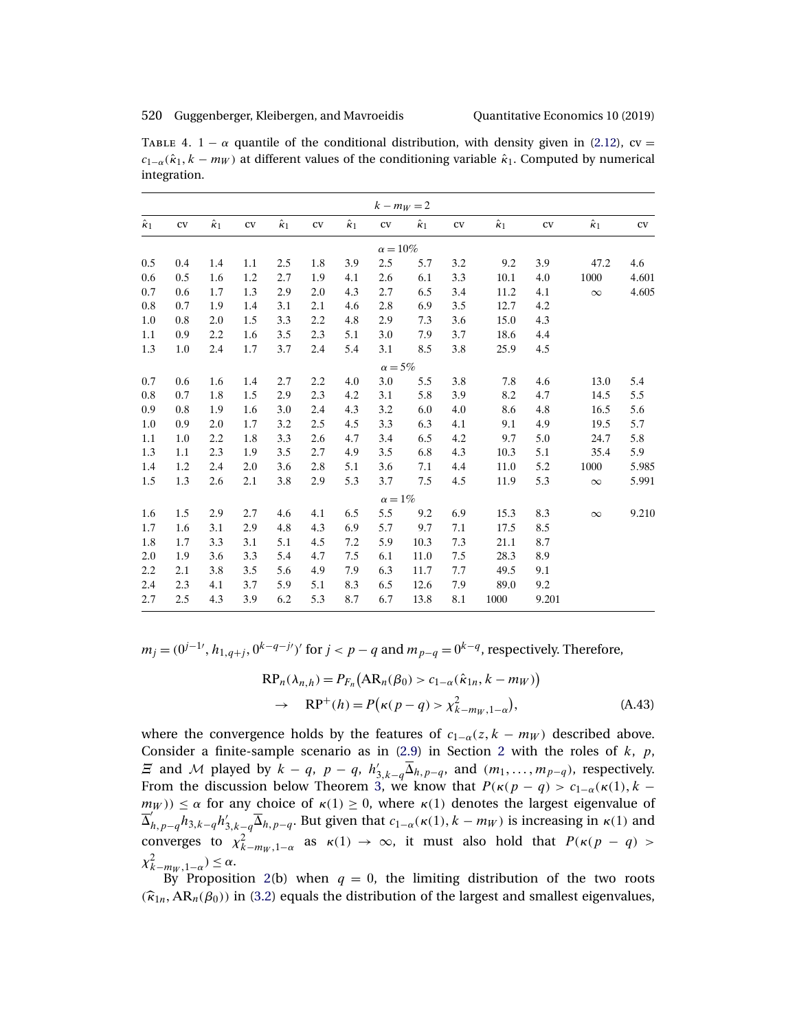TABLE 4. $1-\alpha$ quantile of the conditional distribution, with density given in (2.12), cv $= c_{1-\alpha}(\hat{\kappa}_1, k-m_W)$ at different values of the conditioning variable $\hat{\kappa}_1$. Computed by numerical integration.

| $k-m_W=2$ | | | | | | | | | | | | | |
|---|---|---|---|---|---|---|---|---|---|---|---|---|---|
| $\hat{\kappa}_1$ | cv | $\hat{\kappa}_1$ | cv | $\hat{\kappa}_1$ | cv | $\hat{\kappa}_1$ | cv | $\hat{\kappa}_1$ | cv | $\hat{\kappa}_1$ | cv | $\hat{\kappa}_1$ | cv |
| $\alpha=10\%$ | | | | | | | | | | | | | |
| 0.5 | 0.4 | 1.4 | 1.1 | 2.5 | 1.8 | 3.9 | 2.5 | 5.7 | 3.2 | 9.2 | 3.9 | 47.2 | 4.6 |
| 0.6 | 0.5 | 1.6 | 1.2 | 2.7 | 1.9 | 4.1 | 2.6 | 6.1 | 3.3 | 10.1 | 4.0 | 1000 | 4.601 |
| 0.7 | 0.6 | 1.7 | 1.3 | 2.9 | 2.0 | 4.3 | 2.7 | 6.5 | 3.4 | 11.2 | 4.1 | $\infty$ | 4.605 |
| 0.8 | 0.7 | 1.9 | 1.4 | 3.1 | 2.1 | 4.6 | 2.8 | 6.9 | 3.5 | 12.7 | 4.2 | | |
| 1.0 | 0.8 | 2.0 | 1.5 | 3.3 | 2.2 | 4.8 | 2.9 | 7.3 | 3.6 | 15.0 | 4.3 | | |
| 1.1 | 0.9 | 2.2 | 1.6 | 3.5 | 2.3 | 5.1 | 3.0 | 7.9 | 3.7 | 18.6 | 4.4 | | |
| 1.3 | 1.0 | 2.4 | 1.7 | 3.7 | 2.4 | 5.4 | 3.1 | 8.5 | 3.8 | 25.9 | 4.5 | | |
| $\alpha=5\%$ | | | | | | | | | | | | | |
| 0.7 | 0.6 | 1.6 | 1.4 | 2.7 | 2.2 | 4.0 | 3.0 | 5.5 | 3.8 | 7.8 | 4.6 | 13.0 | 5.4 |
| 0.8 | 0.7 | 1.8 | 1.5 | 2.9 | 2.3 | 4.2 | 3.1 | 5.8 | 3.9 | 8.2 | 4.7 | 14.5 | 5.5 |
| 0.9 | 0.8 | 1.9 | 1.6 | 3.0 | 2.4 | 4.3 | 3.2 | 6.0 | 4.0 | 8.6 | 4.8 | 16.5 | 5.6 |
| 1.0 | 0.9 | 2.0 | 1.7 | 3.2 | 2.5 | 4.5 | 3.3 | 6.3 | 4.1 | 9.1 | 4.9 | 19.5 | 5.7 |
| 1.1 | 1.0 | 2.2 | 1.8 | 3.3 | 2.6 | 4.7 | 3.4 | 6.5 | 4.2 | 9.7 | 5.0 | 24.7 | 5.8 |
| 1.3 | 1.1 | 2.3 | 1.9 | 3.5 | 2.7 | 4.9 | 3.5 | 6.8 | 4.3 | 10.3 | 5.1 | 35.4 | 5.9 |
| 1.4 | 1.2 | 2.4 | 2.0 | 3.6 | 2.8 | 5.1 | 3.6 | 7.1 | 4.4 | 11.0 | 5.2 | 1000 | 5.985 |
| 1.5 | 1.3 | 2.6 | 2.1 | 3.8 | 2.9 | 5.3 | 3.7 | 7.5 | 4.5 | 11.9 | 5.3 | $\infty$ | 5.991 |
| $\alpha=1\%$ | | | | | | | | | | | | | |
| 1.6 | 1.5 | 2.9 | 2.7 | 4.6 | 4.1 | 6.5 | 5.5 | 9.2 | 6.9 | 15.3 | 8.3 | $\infty$ | 9.210 |
| 1.7 | 1.6 | 3.1 | 2.9 | 4.8 | 4.3 | 6.9 | 5.7 | 9.7 | 7.1 | 17.5 | 8.5 | | |
| 1.8 | 1.7 | 3.3 | 3.1 | 5.1 | 4.5 | 7.2 | 5.9 | 10.3 | 7.3 | 21.1 | 8.7 | | |
| 2.0 | 1.9 | 3.6 | 3.3 | 5.4 | 4.7 | 7.5 | 6.1 | 11.0 | 7.5 | 28.3 | 8.9 | | |
| 2.2 | 2.1 | 3.8 | 3.5 | 5.6 | 4.9 | 7.9 | 6.3 | 11.7 | 7.7 | 49.5 | 9.1 | | |
| 2.4 | 2.3 | 4.1 | 3.7 | 5.9 | 5.1 | 8.3 | 6.5 | 12.6 | 7.9 | 89.0 | 9.2 | | |
| 2.7 | 2.5 | 4.3 | 3.9 | 6.2 | 5.3 | 8.7 | 6.7 | 13.8 | 8.1 | 1000 | 9.201 | | |

$m_j = (0^{j-1\prime}, h_{1,q+j}, 0^{k-q-j\prime})'$ for $j < p-q$ and $m_{p-q} = 0^{k-q}$, respectively. Therefore,

$$\begin{aligned}\mathrm{RP}_n(\lambda_{n,h}) &= P_{F_n}\big(\mathrm{AR}_n(\beta_0) > c_{1-\alpha}(\hat{\kappa}_{1n}, k-m_W)\big)\\ &\to \quad \mathrm{RP}^+(h) = P\big(\kappa(p-q) > \chi^2_{k-m_W,1-\alpha}\big),\end{aligned} \tag{A.43}$$

where the convergence holds by the features of $c_{1-\alpha}(z, k-m_W)$ described above. Consider a finite-sample scenario as in (2.9) in Section 2 with the roles of $k$, $p$, $\Xi$ and $\mathcal{M}$ played by $k-q$, $p-q$, $h'_{3,k-q}\overline{\Delta}_{h,p-q}$, and $(m_1, \ldots, m_{p-q})$, respectively. From the discussion below Theorem 3, we know that $P(\kappa(p-q) > c_{1-\alpha}(\kappa(1), k-m_W)) \le \alpha$ for any choice of $\kappa(1) \ge 0$, where $\kappa(1)$ denotes the largest eigenvalue of $\overline{\Delta}'_{h,p-q} h_{3,k-q} h'_{3,k-q} \overline{\Delta}_{h,p-q}$. But given that $c_{1-\alpha}(\kappa(1), k-m_W)$ is increasing in $\kappa(1)$ and converges to $\chi^2_{k-m_W,1-\alpha}$ as $\kappa(1) \to \infty$, it must also hold that $P(\kappa(p-q) > \chi^2_{k-m_W,1-\alpha}) \le \alpha$.

By Proposition 2(b) when $q=0$, the limiting distribution of the two roots $(\widehat{\kappa}_{1n}, \mathrm{AR}_n(\beta_0))$ in (3.2) equals the distribution of the largest and smallest eigenvalues,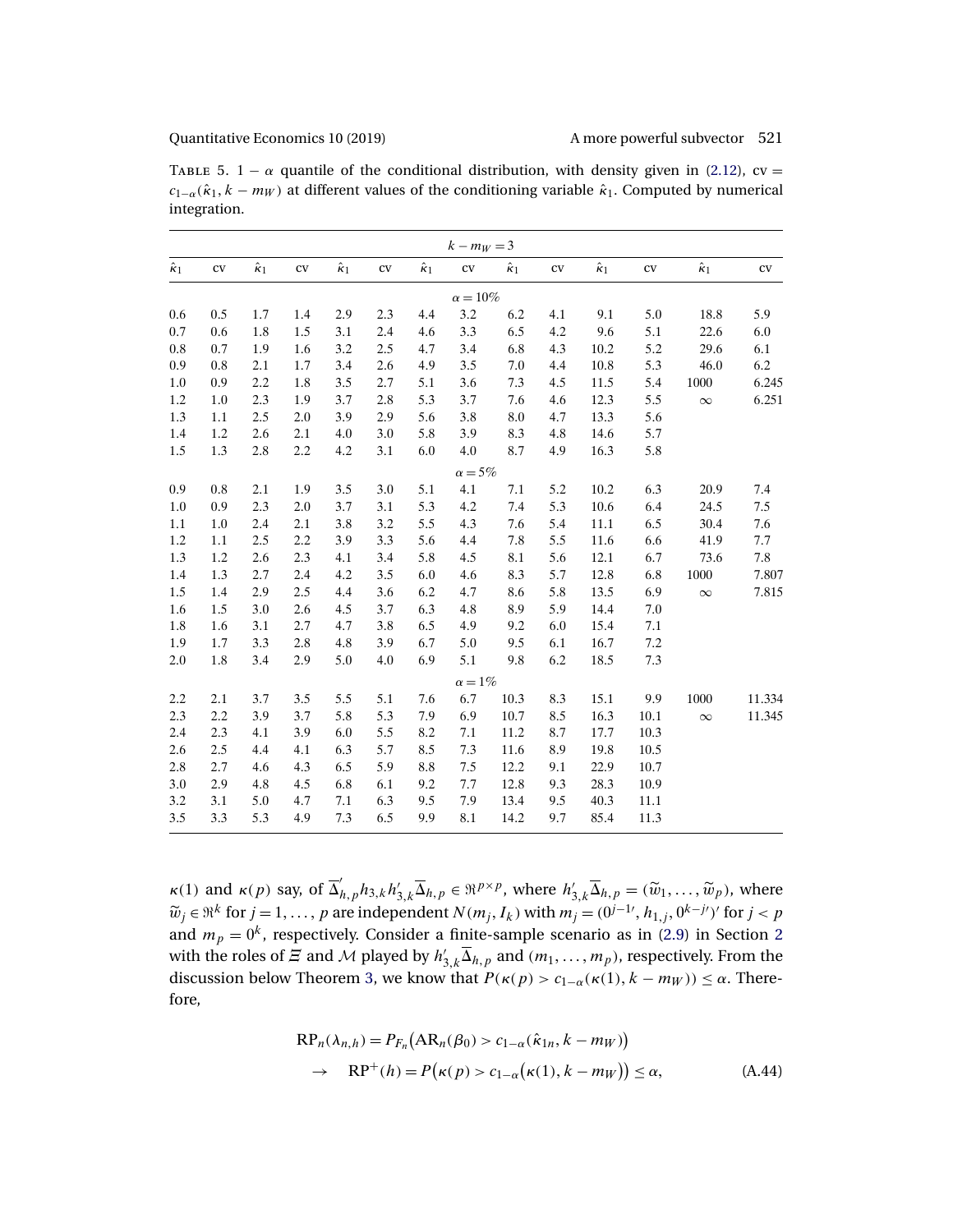TABLE 5. $1-\alpha$ quantile of the conditional distribution, with density given in (2.12), cv $= c_{1-\alpha}(\hat{\kappa}_1, k-m_W)$ at different values of the conditioning variable $\hat{\kappa}_1$. Computed by numerical integration.

| $k-m_W=3$ | | | | | | | | | | | | | |
|---|---|---|---|---|---|---|---|---|---|---|---|---|---|
| $\hat{\kappa}_1$ | cv | $\hat{\kappa}_1$ | cv | $\hat{\kappa}_1$ | cv | $\hat{\kappa}_1$ | cv | $\hat{\kappa}_1$ | cv | $\hat{\kappa}_1$ | cv | $\hat{\kappa}_1$ | cv |
| $\alpha=10\%$ | | | | | | | | | | | | | |
| 0.6 | 0.5 | 1.7 | 1.4 | 2.9 | 2.3 | 4.4 | 3.2 | 6.2 | 4.1 | 9.1 | 5.0 | 18.8 | 5.9 |
| 0.7 | 0.6 | 1.8 | 1.5 | 3.1 | 2.4 | 4.6 | 3.3 | 6.5 | 4.2 | 9.6 | 5.1 | 22.6 | 6.0 |
| 0.8 | 0.7 | 1.9 | 1.6 | 3.2 | 2.5 | 4.7 | 3.4 | 6.8 | 4.3 | 10.2 | 5.2 | 29.6 | 6.1 |
| 0.9 | 0.8 | 2.1 | 1.7 | 3.4 | 2.6 | 4.9 | 3.5 | 7.0 | 4.4 | 10.8 | 5.3 | 46.0 | 6.2 |
| 1.0 | 0.9 | 2.2 | 1.8 | 3.5 | 2.7 | 5.1 | 3.6 | 7.3 | 4.5 | 11.5 | 5.4 | 1000 | 6.245 |
| 1.2 | 1.0 | 2.3 | 1.9 | 3.7 | 2.8 | 5.3 | 3.7 | 7.6 | 4.6 | 12.3 | 5.5 | $\infty$ | 6.251 |
| 1.3 | 1.1 | 2.5 | 2.0 | 3.9 | 2.9 | 5.6 | 3.8 | 8.0 | 4.7 | 13.3 | 5.6 | | |
| 1.4 | 1.2 | 2.6 | 2.1 | 4.0 | 3.0 | 5.8 | 3.9 | 8.3 | 4.8 | 14.6 | 5.7 | | |
| 1.5 | 1.3 | 2.8 | 2.2 | 4.2 | 3.1 | 6.0 | 4.0 | 8.7 | 4.9 | 16.3 | 5.8 | | |
| $\alpha=5\%$ | | | | | | | | | | | | | |
| 0.9 | 0.8 | 2.1 | 1.9 | 3.5 | 3.0 | 5.1 | 4.1 | 7.1 | 5.2 | 10.2 | 6.3 | 20.9 | 7.4 |
| 1.0 | 0.9 | 2.3 | 2.0 | 3.7 | 3.1 | 5.3 | 4.2 | 7.4 | 5.3 | 10.6 | 6.4 | 24.5 | 7.5 |
| 1.1 | 1.0 | 2.4 | 2.1 | 3.8 | 3.2 | 5.5 | 4.3 | 7.6 | 5.4 | 11.1 | 6.5 | 30.4 | 7.6 |
| 1.2 | 1.1 | 2.5 | 2.2 | 3.9 | 3.3 | 5.6 | 4.4 | 7.8 | 5.5 | 11.6 | 6.6 | 41.9 | 7.7 |
| 1.3 | 1.2 | 2.6 | 2.3 | 4.1 | 3.4 | 5.8 | 4.5 | 8.1 | 5.6 | 12.1 | 6.7 | 73.6 | 7.8 |
| 1.4 | 1.3 | 2.7 | 2.4 | 4.2 | 3.5 | 6.0 | 4.6 | 8.3 | 5.7 | 12.8 | 6.8 | 1000 | 7.807 |
| 1.5 | 1.4 | 2.9 | 2.5 | 4.4 | 3.6 | 6.2 | 4.7 | 8.6 | 5.8 | 13.5 | 6.9 | $\infty$ | 7.815 |
| 1.6 | 1.5 | 3.0 | 2.6 | 4.5 | 3.7 | 6.3 | 4.8 | 8.9 | 5.9 | 14.4 | 7.0 | | |
| 1.8 | 1.6 | 3.1 | 2.7 | 4.7 | 3.8 | 6.5 | 4.9 | 9.2 | 6.0 | 15.4 | 7.1 | | |
| 1.9 | 1.7 | 3.3 | 2.8 | 4.8 | 3.9 | 6.7 | 5.0 | 9.5 | 6.1 | 16.7 | 7.2 | | |
| 2.0 | 1.8 | 3.4 | 2.9 | 5.0 | 4.0 | 6.9 | 5.1 | 9.8 | 6.2 | 18.5 | 7.3 | | |
| $\alpha=1\%$ | | | | | | | | | | | | | |
| 2.2 | 2.1 | 3.7 | 3.5 | 5.5 | 5.1 | 7.6 | 6.7 | 10.3 | 8.3 | 15.1 | 9.9 | 1000 | 11.334 |
| 2.3 | 2.2 | 3.9 | 3.7 | 5.8 | 5.3 | 7.9 | 6.9 | 10.7 | 8.5 | 16.3 | 10.1 | $\infty$ | 11.345 |
| 2.4 | 2.3 | 4.1 | 3.9 | 6.0 | 5.5 | 8.2 | 7.1 | 11.2 | 8.7 | 17.7 | 10.3 | | |
| 2.6 | 2.5 | 4.4 | 4.1 | 6.3 | 5.7 | 8.5 | 7.3 | 11.6 | 8.9 | 19.8 | 10.5 | | |
| 2.8 | 2.7 | 4.6 | 4.3 | 6.5 | 5.9 | 8.8 | 7.5 | 12.2 | 9.1 | 22.9 | 10.7 | | |
| 3.0 | 2.9 | 4.8 | 4.5 | 6.8 | 6.1 | 9.2 | 7.7 | 12.8 | 9.3 | 28.3 | 10.9 | | |
| 3.2 | 3.1 | 5.0 | 4.7 | 7.1 | 6.3 | 9.5 | 7.9 | 13.4 | 9.5 | 40.3 | 11.1 | | |
| 3.5 | 3.3 | 5.3 | 4.9 | 7.3 | 6.5 | 9.9 | 8.1 | 14.2 | 9.7 | 85.4 | 11.3 | | |

$\kappa(1)$ and $\kappa(p)$ say, of $\overline{\Delta}'_{h,p} h_{3,k} h'_{3,k} \overline{\Delta}_{h,p} \in \Re^{p\times p}$, where $h'_{3,k}\overline{\Delta}_{h,p} = (\widetilde{w}_1, \ldots, \widetilde{w}_p)$, where $\widetilde{w}_j \in \Re^k$ for $j=1,\ldots,p$ are independent $N(m_j, I_k)$ with $m_j = (0^{j-1\prime}, h_{1,j}, 0^{k-j\prime})'$ for $j<p$ and $m_p = 0^k$, respectively. Consider a finite-sample scenario as in (2.9) in Section 2 with the roles of $\Xi$ and $\mathcal{M}$ played by $h'_{3,k}\overline{\Delta}_{h,p}$ and $(m_1,\ldots,m_p)$, respectively. From the discussion below Theorem 3, we know that $P(\kappa(p) > c_{1-\alpha}(\kappa(1), k-m_W)) \leq \alpha$. Therefore,

$$
\begin{aligned}
\mathrm{RP}_n(\lambda_{n,h}) &= P_{F_n}\big(\mathrm{AR}_n(\beta_0) > c_{1-\alpha}(\hat{\kappa}_{1n}, k-m_W)\big) \\
&\to \quad \mathrm{RP}^+(h) = P\big(\kappa(p) > c_{1-\alpha}\big(\kappa(1), k-m_W\big)\big) \leq \alpha, \qquad \text{(A.44)}
\end{aligned}
$$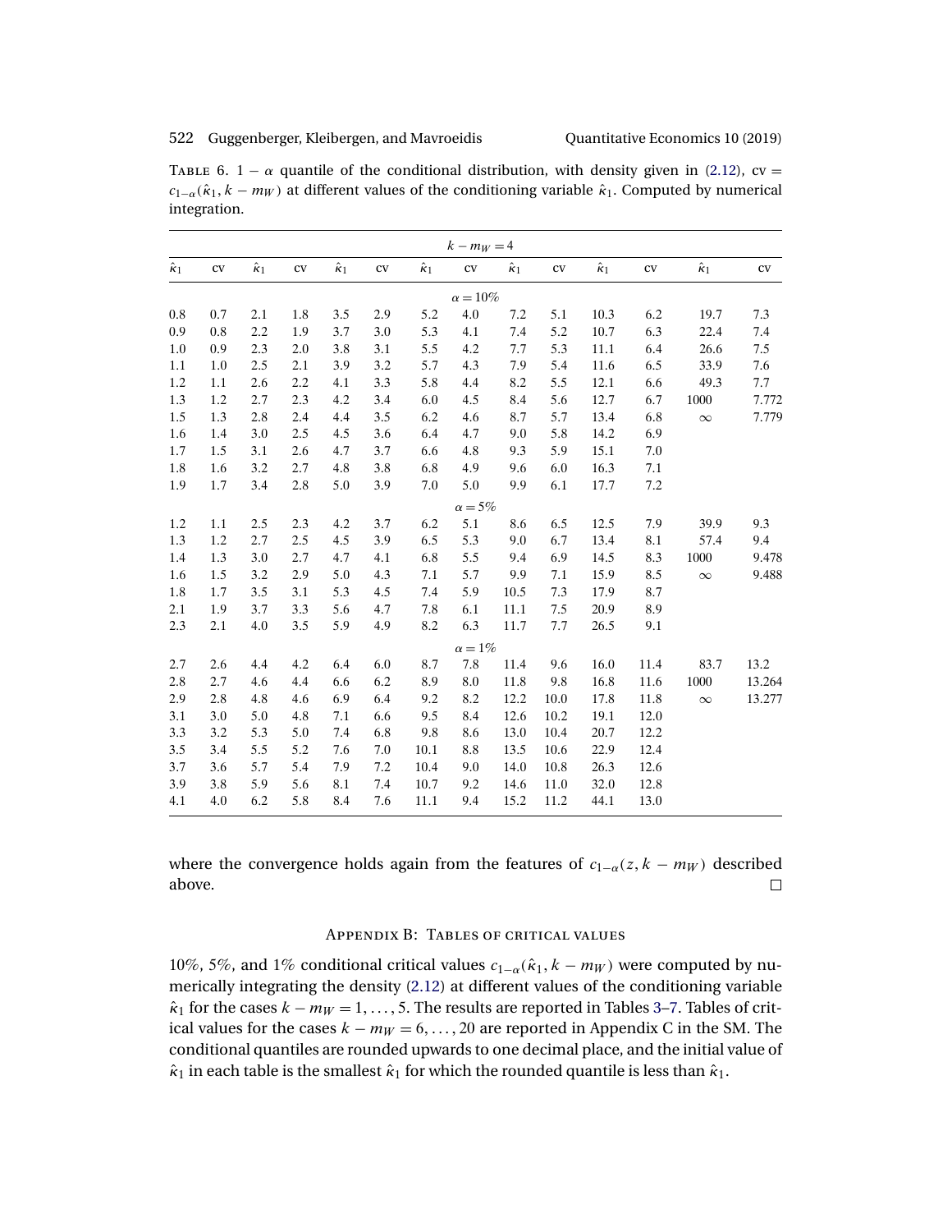TABLE 6. $1 - \alpha$ quantile of the conditional distribution, with density given in (2.12), cv $= c_{1-\alpha}(\hat{\kappa}_1, k - m_W)$ at different values of the conditioning variable $\hat{\kappa}_1$. Computed by numerical integration.

| $k - m_W = 4$ | | | | | | | | | | | | | |
|---|---|---|---|---|---|---|---|---|---|---|---|---|---|
| $\hat{\kappa}_1$ | cv | $\hat{\kappa}_1$ | cv | $\hat{\kappa}_1$ | cv | $\hat{\kappa}_1$ | cv | $\hat{\kappa}_1$ | cv | $\hat{\kappa}_1$ | cv | $\hat{\kappa}_1$ | cv |
| $\alpha = 10\%$ | | | | | | | | | | | | | |
| 0.8 | 0.7 | 2.1 | 1.8 | 3.5 | 2.9 | 5.2 | 4.0 | 7.2 | 5.1 | 10.3 | 6.2 | 19.7 | 7.3 |
| 0.9 | 0.8 | 2.2 | 1.9 | 3.7 | 3.0 | 5.3 | 4.1 | 7.4 | 5.2 | 10.7 | 6.3 | 22.4 | 7.4 |
| 1.0 | 0.9 | 2.3 | 2.0 | 3.8 | 3.1 | 5.5 | 4.2 | 7.7 | 5.3 | 11.1 | 6.4 | 26.6 | 7.5 |
| 1.1 | 1.0 | 2.5 | 2.1 | 3.9 | 3.2 | 5.7 | 4.3 | 7.9 | 5.4 | 11.6 | 6.5 | 33.9 | 7.6 |
| 1.2 | 1.1 | 2.6 | 2.2 | 4.1 | 3.3 | 5.8 | 4.4 | 8.2 | 5.5 | 12.1 | 6.6 | 49.3 | 7.7 |
| 1.3 | 1.2 | 2.7 | 2.3 | 4.2 | 3.4 | 6.0 | 4.5 | 8.4 | 5.6 | 12.7 | 6.7 | 1000 | 7.772 |
| 1.5 | 1.3 | 2.8 | 2.4 | 4.4 | 3.5 | 6.2 | 4.6 | 8.7 | 5.7 | 13.4 | 6.8 | $\infty$ | 7.779 |
| 1.6 | 1.4 | 3.0 | 2.5 | 4.5 | 3.6 | 6.4 | 4.7 | 9.0 | 5.8 | 14.2 | 6.9 | | |
| 1.7 | 1.5 | 3.1 | 2.6 | 4.7 | 3.7 | 6.6 | 4.8 | 9.3 | 5.9 | 15.1 | 7.0 | | |
| 1.8 | 1.6 | 3.2 | 2.7 | 4.8 | 3.8 | 6.8 | 4.9 | 9.6 | 6.0 | 16.3 | 7.1 | | |
| 1.9 | 1.7 | 3.4 | 2.8 | 5.0 | 3.9 | 7.0 | 5.0 | 9.9 | 6.1 | 17.7 | 7.2 | | |
| $\alpha = 5\%$ | | | | | | | | | | | | | |
| 1.2 | 1.1 | 2.5 | 2.3 | 4.2 | 3.7 | 6.2 | 5.1 | 8.6 | 6.5 | 12.5 | 7.9 | 39.9 | 9.3 |
| 1.3 | 1.2 | 2.7 | 2.5 | 4.5 | 3.9 | 6.5 | 5.3 | 9.0 | 6.7 | 13.4 | 8.1 | 57.4 | 9.4 |
| 1.4 | 1.3 | 3.0 | 2.7 | 4.7 | 4.1 | 6.8 | 5.5 | 9.4 | 6.9 | 14.5 | 8.3 | 1000 | 9.478 |
| 1.6 | 1.5 | 3.2 | 2.9 | 5.0 | 4.3 | 7.1 | 5.7 | 9.9 | 7.1 | 15.9 | 8.5 | $\infty$ | 9.488 |
| 1.8 | 1.7 | 3.5 | 3.1 | 5.3 | 4.5 | 7.4 | 5.9 | 10.5 | 7.3 | 17.9 | 8.7 | | |
| 2.1 | 1.9 | 3.7 | 3.3 | 5.6 | 4.7 | 7.8 | 6.1 | 11.1 | 7.5 | 20.9 | 8.9 | | |
| 2.3 | 2.1 | 4.0 | 3.5 | 5.9 | 4.9 | 8.2 | 6.3 | 11.7 | 7.7 | 26.5 | 9.1 | | |
| $\alpha = 1\%$ | | | | | | | | | | | | | |
| 2.7 | 2.6 | 4.4 | 4.2 | 6.4 | 6.0 | 8.7 | 7.8 | 11.4 | 9.6 | 16.0 | 11.4 | 83.7 | 13.2 |
| 2.8 | 2.7 | 4.6 | 4.4 | 6.6 | 6.2 | 8.9 | 8.0 | 11.8 | 9.8 | 16.8 | 11.6 | 1000 | 13.264 |
| 2.9 | 2.8 | 4.8 | 4.6 | 6.9 | 6.4 | 9.2 | 8.2 | 12.2 | 10.0 | 17.8 | 11.8 | $\infty$ | 13.277 |
| 3.1 | 3.0 | 5.0 | 4.8 | 7.1 | 6.6 | 9.5 | 8.4 | 12.6 | 10.2 | 19.1 | 12.0 | | |
| 3.3 | 3.2 | 5.3 | 5.0 | 7.4 | 6.8 | 9.8 | 8.6 | 13.0 | 10.4 | 20.7 | 12.2 | | |
| 3.5 | 3.4 | 5.5 | 5.2 | 7.6 | 7.0 | 10.1 | 8.8 | 13.5 | 10.6 | 22.9 | 12.4 | | |
| 3.7 | 3.6 | 5.7 | 5.4 | 7.9 | 7.2 | 10.4 | 9.0 | 14.0 | 10.8 | 26.3 | 12.6 | | |
| 3.9 | 3.8 | 5.9 | 5.6 | 8.1 | 7.4 | 10.7 | 9.2 | 14.6 | 11.0 | 32.0 | 12.8 | | |
| 4.1 | 4.0 | 6.2 | 5.8 | 8.4 | 7.6 | 11.1 | 9.4 | 15.2 | 11.2 | 44.1 | 13.0 | | |

where the convergence holds again from the features of $c_{1-\alpha}(z, k - m_W)$ described above. □

## Appendix B: Tables of critical values

10%, 5%, and 1% conditional critical values $c_{1-\alpha}(\hat{\kappa}_1, k - m_W)$ were computed by numerically integrating the density (2.12) at different values of the conditioning variable $\hat{\kappa}_1$ for the cases $k - m_W = 1, \ldots, 5$. The results are reported in Tables 3–7. Tables of critical values for the cases $k - m_W = 6, \ldots, 20$ are reported in Appendix C in the SM. The conditional quantiles are rounded upwards to one decimal place, and the initial value of $\hat{\kappa}_1$ in each table is the smallest $\hat{\kappa}_1$ for which the rounded quantile is less than $\hat{\kappa}_1$.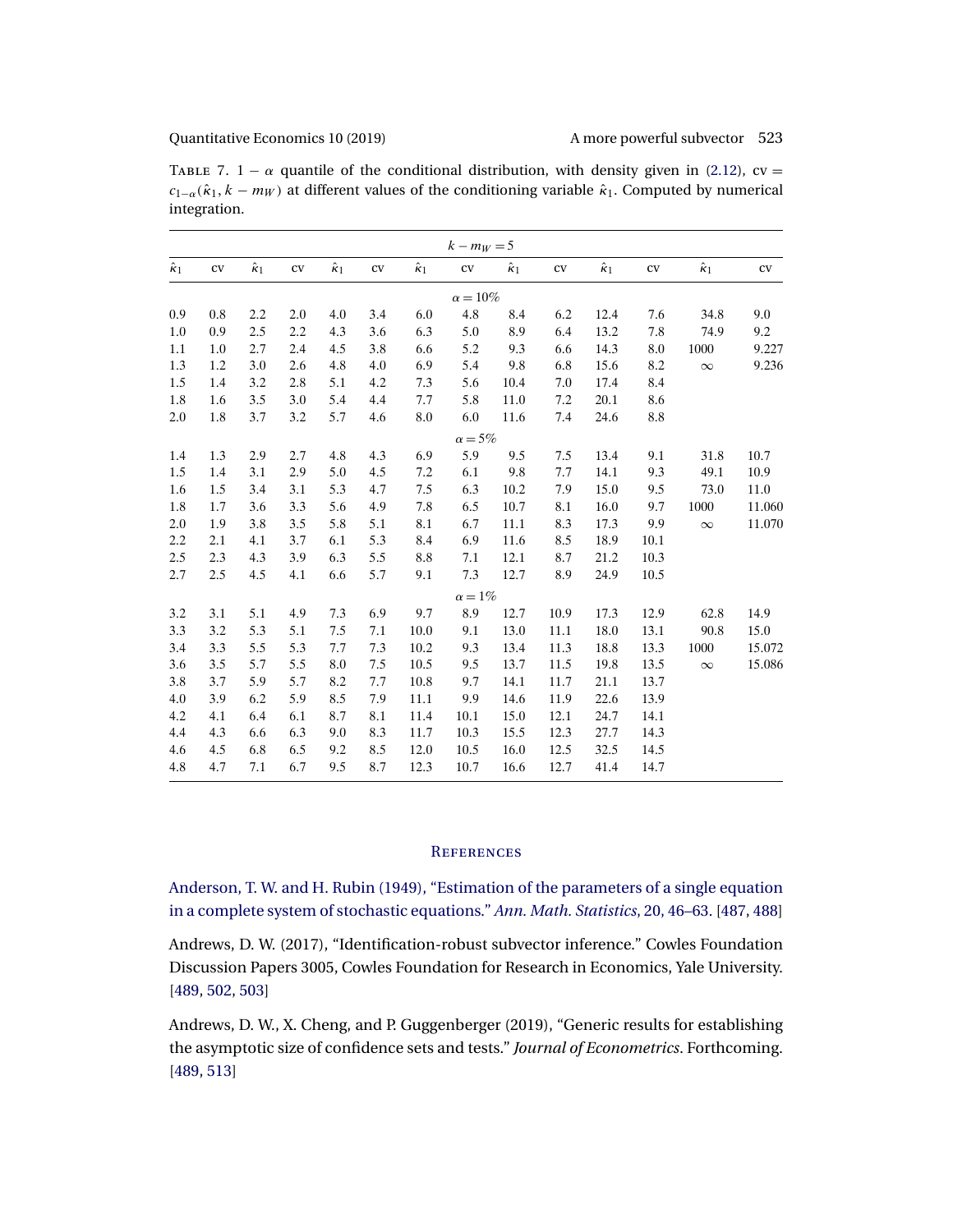TABLE 7. $1-\alpha$ quantile of the conditional distribution, with density given in (2.12), cv $= c_{1-\alpha}(\hat{\kappa}_1, k-m_W)$ at different values of the conditioning variable $\hat{\kappa}_1$. Computed by numerical integration.

| $k-m_W=5$ | | | | | | | | | | | | | |
|---|---|---|---|---|---|---|---|---|---|---|---|---|---|
| $\hat{\kappa}_1$ | cv | $\hat{\kappa}_1$ | cv | $\hat{\kappa}_1$ | cv | $\hat{\kappa}_1$ | cv | $\hat{\kappa}_1$ | cv | $\hat{\kappa}_1$ | cv | $\hat{\kappa}_1$ | cv |
| $\alpha=10\%$ | | | | | | | | | | | | | |
| 0.9 | 0.8 | 2.2 | 2.0 | 4.0 | 3.4 | 6.0 | 4.8 | 8.4 | 6.2 | 12.4 | 7.6 | 34.8 | 9.0 |
| 1.0 | 0.9 | 2.5 | 2.2 | 4.3 | 3.6 | 6.3 | 5.0 | 8.9 | 6.4 | 13.2 | 7.8 | 74.9 | 9.2 |
| 1.1 | 1.0 | 2.7 | 2.4 | 4.5 | 3.8 | 6.6 | 5.2 | 9.3 | 6.6 | 14.3 | 8.0 | 1000 | 9.227 |
| 1.3 | 1.2 | 3.0 | 2.6 | 4.8 | 4.0 | 6.9 | 5.4 | 9.8 | 6.8 | 15.6 | 8.2 | $\infty$ | 9.236 |
| 1.5 | 1.4 | 3.2 | 2.8 | 5.1 | 4.2 | 7.3 | 5.6 | 10.4 | 7.0 | 17.4 | 8.4 | | |
| 1.8 | 1.6 | 3.5 | 3.0 | 5.4 | 4.4 | 7.7 | 5.8 | 11.0 | 7.2 | 20.1 | 8.6 | | |
| 2.0 | 1.8 | 3.7 | 3.2 | 5.7 | 4.6 | 8.0 | 6.0 | 11.6 | 7.4 | 24.6 | 8.8 | | |
| $\alpha=5\%$ | | | | | | | | | | | | | |
| 1.4 | 1.3 | 2.9 | 2.7 | 4.8 | 4.3 | 6.9 | 5.9 | 9.5 | 7.5 | 13.4 | 9.1 | 31.8 | 10.7 |
| 1.5 | 1.4 | 3.1 | 2.9 | 5.0 | 4.5 | 7.2 | 6.1 | 9.8 | 7.7 | 14.1 | 9.3 | 49.1 | 10.9 |
| 1.6 | 1.5 | 3.4 | 3.1 | 5.3 | 4.7 | 7.5 | 6.3 | 10.2 | 7.9 | 15.0 | 9.5 | 73.0 | 11.0 |
| 1.8 | 1.7 | 3.6 | 3.3 | 5.6 | 4.9 | 7.8 | 6.5 | 10.7 | 8.1 | 16.0 | 9.7 | 1000 | 11.060 |
| 2.0 | 1.9 | 3.8 | 3.5 | 5.8 | 5.1 | 8.1 | 6.7 | 11.1 | 8.3 | 17.3 | 9.9 | $\infty$ | 11.070 |
| 2.2 | 2.1 | 4.1 | 3.7 | 6.1 | 5.3 | 8.4 | 6.9 | 11.6 | 8.5 | 18.9 | 10.1 | | |
| 2.5 | 2.3 | 4.3 | 3.9 | 6.3 | 5.5 | 8.8 | 7.1 | 12.1 | 8.7 | 21.2 | 10.3 | | |
| 2.7 | 2.5 | 4.5 | 4.1 | 6.6 | 5.7 | 9.1 | 7.3 | 12.7 | 8.9 | 24.9 | 10.5 | | |
| $\alpha=1\%$ | | | | | | | | | | | | | |
| 3.2 | 3.1 | 5.1 | 4.9 | 7.3 | 6.9 | 9.7 | 8.9 | 12.7 | 10.9 | 17.3 | 12.9 | 62.8 | 14.9 |
| 3.3 | 3.2 | 5.3 | 5.1 | 7.5 | 7.1 | 10.0 | 9.1 | 13.0 | 11.1 | 18.0 | 13.1 | 90.8 | 15.0 |
| 3.4 | 3.3 | 5.5 | 5.3 | 7.7 | 7.3 | 10.2 | 9.3 | 13.4 | 11.3 | 18.8 | 13.3 | 1000 | 15.072 |
| 3.6 | 3.5 | 5.7 | 5.5 | 8.0 | 7.5 | 10.5 | 9.5 | 13.7 | 11.5 | 19.8 | 13.5 | $\infty$ | 15.086 |
| 3.8 | 3.7 | 5.9 | 5.7 | 8.2 | 7.7 | 10.8 | 9.7 | 14.1 | 11.7 | 21.1 | 13.7 | | |
| 4.0 | 3.9 | 6.2 | 5.9 | 8.5 | 7.9 | 11.1 | 9.9 | 14.6 | 11.9 | 22.6 | 13.9 | | |
| 4.2 | 4.1 | 6.4 | 6.1 | 8.7 | 8.1 | 11.4 | 10.1 | 15.0 | 12.1 | 24.7 | 14.1 | | |
| 4.4 | 4.3 | 6.6 | 6.3 | 9.0 | 8.3 | 11.7 | 10.3 | 15.5 | 12.3 | 27.7 | 14.3 | | |
| 4.6 | 4.5 | 6.8 | 6.5 | 9.2 | 8.5 | 12.0 | 10.5 | 16.0 | 12.5 | 32.5 | 14.5 | | |
| 4.8 | 4.7 | 7.1 | 6.7 | 9.5 | 8.7 | 12.3 | 10.7 | 16.6 | 12.7 | 41.4 | 14.7 | | |

## REFERENCES

Anderson, T. W. and H. Rubin (1949), "Estimation of the parameters of a single equation in a complete system of stochastic equations." *Ann. Math. Statistics*, 20, 46–63. [487, 488]

Andrews, D. W. (2017), "Identification-robust subvector inference." Cowles Foundation Discussion Papers 3005, Cowles Foundation for Research in Economics, Yale University. [489, 502, 503]

Andrews, D. W., X. Cheng, and P. Guggenberger (2019), "Generic results for establishing the asymptotic size of confidence sets and tests." *Journal of Econometrics*. Forthcoming. [489, 513]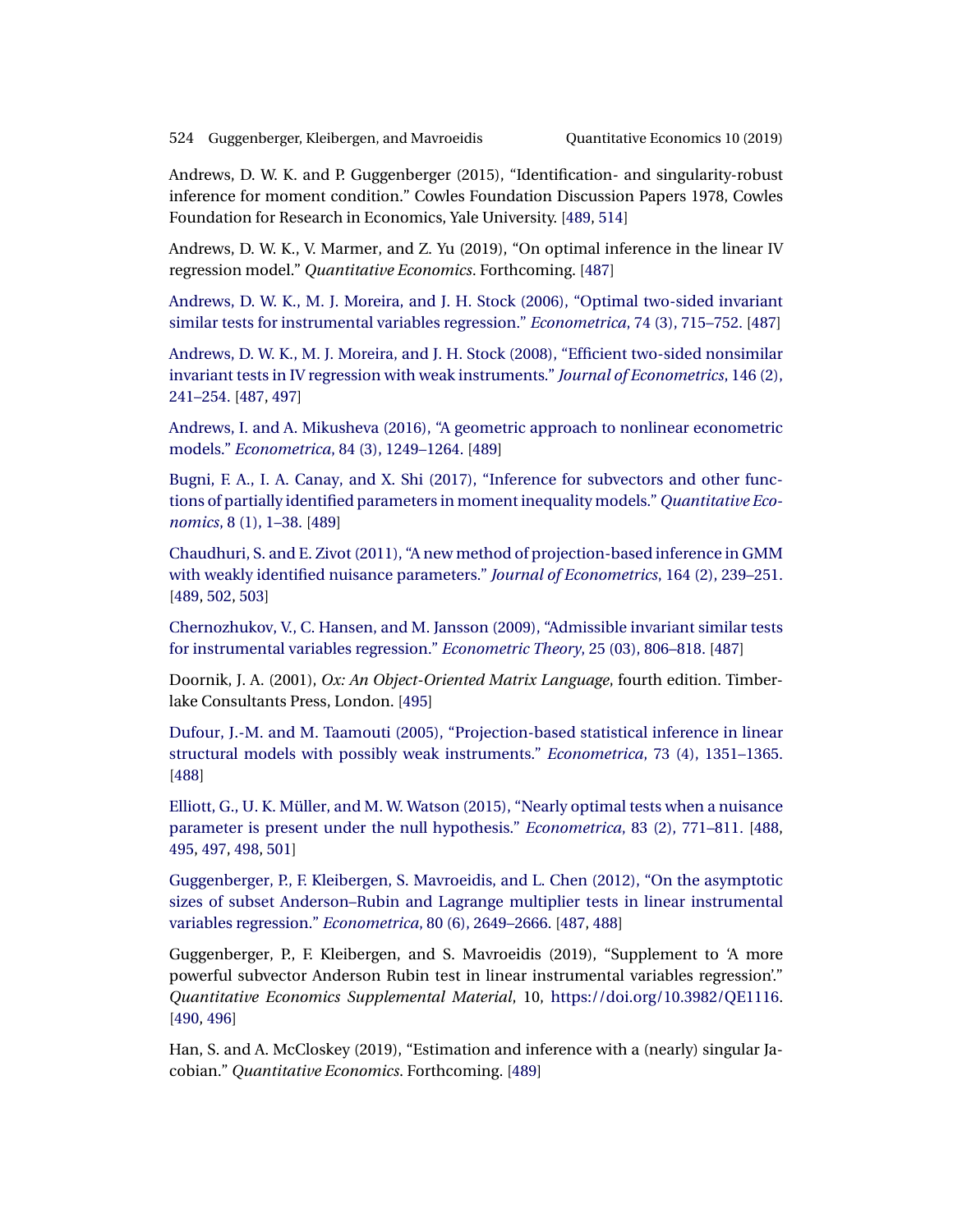Andrews, D. W. K. and P. Guggenberger (2015), "Identification- and singularity-robust inference for moment condition." Cowles Foundation Discussion Papers 1978, Cowles Foundation for Research in Economics, Yale University. [489, 514]

Andrews, D. W. K., V. Marmer, and Z. Yu (2019), "On optimal inference in the linear IV regression model." *Quantitative Economics*. Forthcoming. [487]

Andrews, D. W. K., M. J. Moreira, and J. H. Stock (2006), "Optimal two-sided invariant similar tests for instrumental variables regression." *Econometrica*, 74 (3), 715–752. [487]

Andrews, D. W. K., M. J. Moreira, and J. H. Stock (2008), "Efficient two-sided nonsimilar invariant tests in IV regression with weak instruments." *Journal of Econometrics*, 146 (2), 241–254. [487, 497]

Andrews, I. and A. Mikusheva (2016), "A geometric approach to nonlinear econometric models." *Econometrica*, 84 (3), 1249–1264. [489]

Bugni, F. A., I. A. Canay, and X. Shi (2017), "Inference for subvectors and other functions of partially identified parameters in moment inequality models." *Quantitative Economics*, 8 (1), 1–38. [489]

Chaudhuri, S. and E. Zivot (2011), "A new method of projection-based inference in GMM with weakly identified nuisance parameters." *Journal of Econometrics*, 164 (2), 239–251. [489, 502, 503]

Chernozhukov, V., C. Hansen, and M. Jansson (2009), "Admissible invariant similar tests for instrumental variables regression." *Econometric Theory*, 25 (03), 806–818. [487]

Doornik, J. A. (2001), *Ox: An Object-Oriented Matrix Language*, fourth edition. Timberlake Consultants Press, London. [495]

Dufour, J.-M. and M. Taamouti (2005), "Projection-based statistical inference in linear structural models with possibly weak instruments." *Econometrica*, 73 (4), 1351–1365. [488]

Elliott, G., U. K. Müller, and M. W. Watson (2015), "Nearly optimal tests when a nuisance parameter is present under the null hypothesis." *Econometrica*, 83 (2), 771–811. [488, 495, 497, 498, 501]

Guggenberger, P., F. Kleibergen, S. Mavroeidis, and L. Chen (2012), "On the asymptotic sizes of subset Anderson–Rubin and Lagrange multiplier tests in linear instrumental variables regression." *Econometrica*, 80 (6), 2649–2666. [487, 488]

Guggenberger, P., F. Kleibergen, and S. Mavroeidis (2019), "Supplement to 'A more powerful subvector Anderson Rubin test in linear instrumental variables regression'." *Quantitative Economics Supplemental Material*, 10, https://doi.org/10.3982/QE1116. [490, 496]

Han, S. and A. McCloskey (2019), "Estimation and inference with a (nearly) singular Jacobian." *Quantitative Economics*. Forthcoming. [489]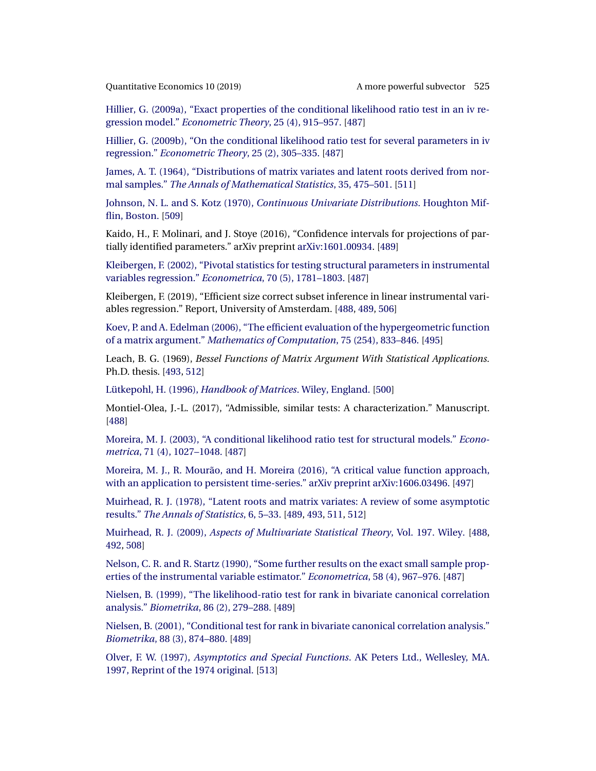Hillier, G. (2009a), "Exact properties of the conditional likelihood ratio test in an iv regression model." *Econometric Theory*, 25 (4), 915–957. [487]

Hillier, G. (2009b), "On the conditional likelihood ratio test for several parameters in iv regression." *Econometric Theory*, 25 (2), 305–335. [487]

James, A. T. (1964), "Distributions of matrix variates and latent roots derived from normal samples." *The Annals of Mathematical Statistics*, 35, 475–501. [511]

Johnson, N. L. and S. Kotz (1970), *Continuous Univariate Distributions*. Houghton Mifflin, Boston. [509]

Kaido, H., F. Molinari, and J. Stoye (2016), "Confidence intervals for projections of partially identified parameters." arXiv preprint arXiv:1601.00934. [489]

Kleibergen, F. (2002), "Pivotal statistics for testing structural parameters in instrumental variables regression." *Econometrica*, 70 (5), 1781–1803. [487]

Kleibergen, F. (2019), "Efficient size correct subset inference in linear instrumental variables regression." Report, University of Amsterdam. [488, 489, 506]

Koev, P. and A. Edelman (2006), "The efficient evaluation of the hypergeometric function of a matrix argument." *Mathematics of Computation*, 75 (254), 833–846. [495]

Leach, B. G. (1969), *Bessel Functions of Matrix Argument With Statistical Applications.* Ph.D. thesis. [493, 512]

Lütkepohl, H. (1996), *Handbook of Matrices*. Wiley, England. [500]

Montiel-Olea, J.-L. (2017), "Admissible, similar tests: A characterization." Manuscript. [488]

Moreira, M. J. (2003), "A conditional likelihood ratio test for structural models." *Econometrica*, 71 (4), 1027–1048. [487]

Moreira, M. J., R. Mourão, and H. Moreira (2016), "A critical value function approach, with an application to persistent time-series." arXiv preprint arXiv:1606.03496. [497]

Muirhead, R. J. (1978), "Latent roots and matrix variates: A review of some asymptotic results." *The Annals of Statistics*, 6, 5–33. [489, 493, 511, 512]

Muirhead, R. J. (2009), *Aspects of Multivariate Statistical Theory*, Vol. 197. Wiley. [488, 492, 508]

Nelson, C. R. and R. Startz (1990), "Some further results on the exact small sample properties of the instrumental variable estimator." *Econometrica*, 58 (4), 967–976. [487]

Nielsen, B. (1999), "The likelihood-ratio test for rank in bivariate canonical correlation analysis." *Biometrika*, 86 (2), 279–288. [489]

Nielsen, B. (2001), "Conditional test for rank in bivariate canonical correlation analysis." *Biometrika*, 88 (3), 874–880. [489]

Olver, F. W. (1997), *Asymptotics and Special Functions*. AK Peters Ltd., Wellesley, MA. 1997, Reprint of the 1974 original. [513]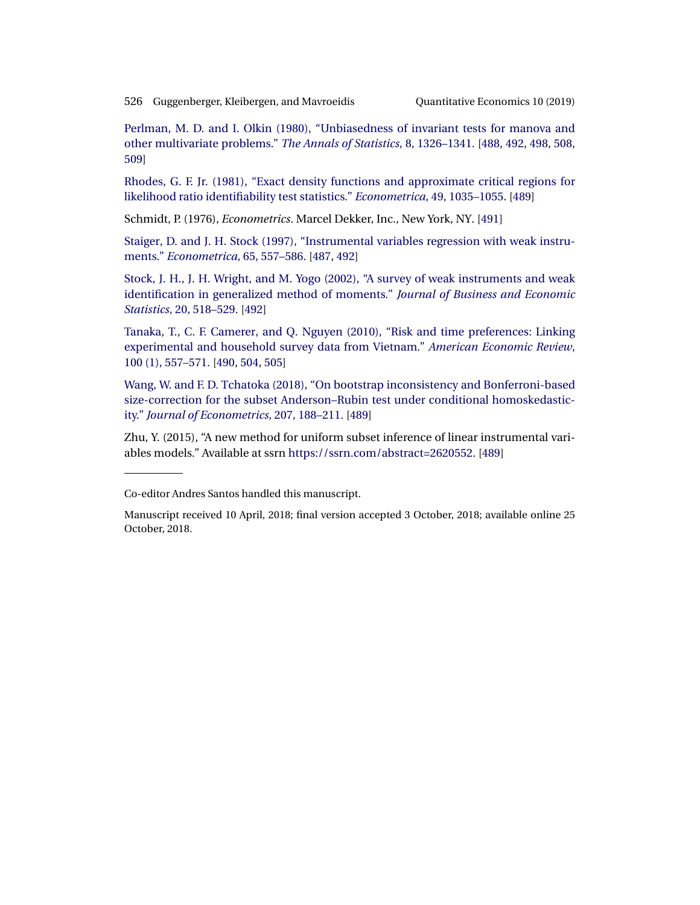Perlman, M. D. and I. Olkin (1980), "Unbiasedness of invariant tests for manova and other multivariate problems." *The Annals of Statistics*, 8, 1326–1341. [488, 492, 498, 508, 509]

Rhodes, G. F. Jr. (1981), "Exact density functions and approximate critical regions for likelihood ratio identifiability test statistics." *Econometrica*, 49, 1035–1055. [489]

Schmidt, P. (1976), *Econometrics*. Marcel Dekker, Inc., New York, NY. [491]

Staiger, D. and J. H. Stock (1997), "Instrumental variables regression with weak instruments." *Econometrica*, 65, 557–586. [487, 492]

Stock, J. H., J. H. Wright, and M. Yogo (2002), "A survey of weak instruments and weak identification in generalized method of moments." *Journal of Business and Economic Statistics*, 20, 518–529. [492]

Tanaka, T., C. F. Camerer, and Q. Nguyen (2010), "Risk and time preferences: Linking experimental and household survey data from Vietnam." *American Economic Review*, 100 (1), 557–571. [490, 504, 505]

Wang, W. and F. D. Tchatoka (2018), "On bootstrap inconsistency and Bonferroni-based size-correction for the subset Anderson–Rubin test under conditional homoskedasticity." *Journal of Econometrics*, 207, 188–211. [489]

Zhu, Y. (2015), "A new method for uniform subset inference of linear instrumental variables models." Available at ssrn https://ssrn.com/abstract=2620552. [489]

---

Co-editor Andres Santos handled this manuscript.

Manuscript received 10 April, 2018; final version accepted 3 October, 2018; available online 25 October, 2018.